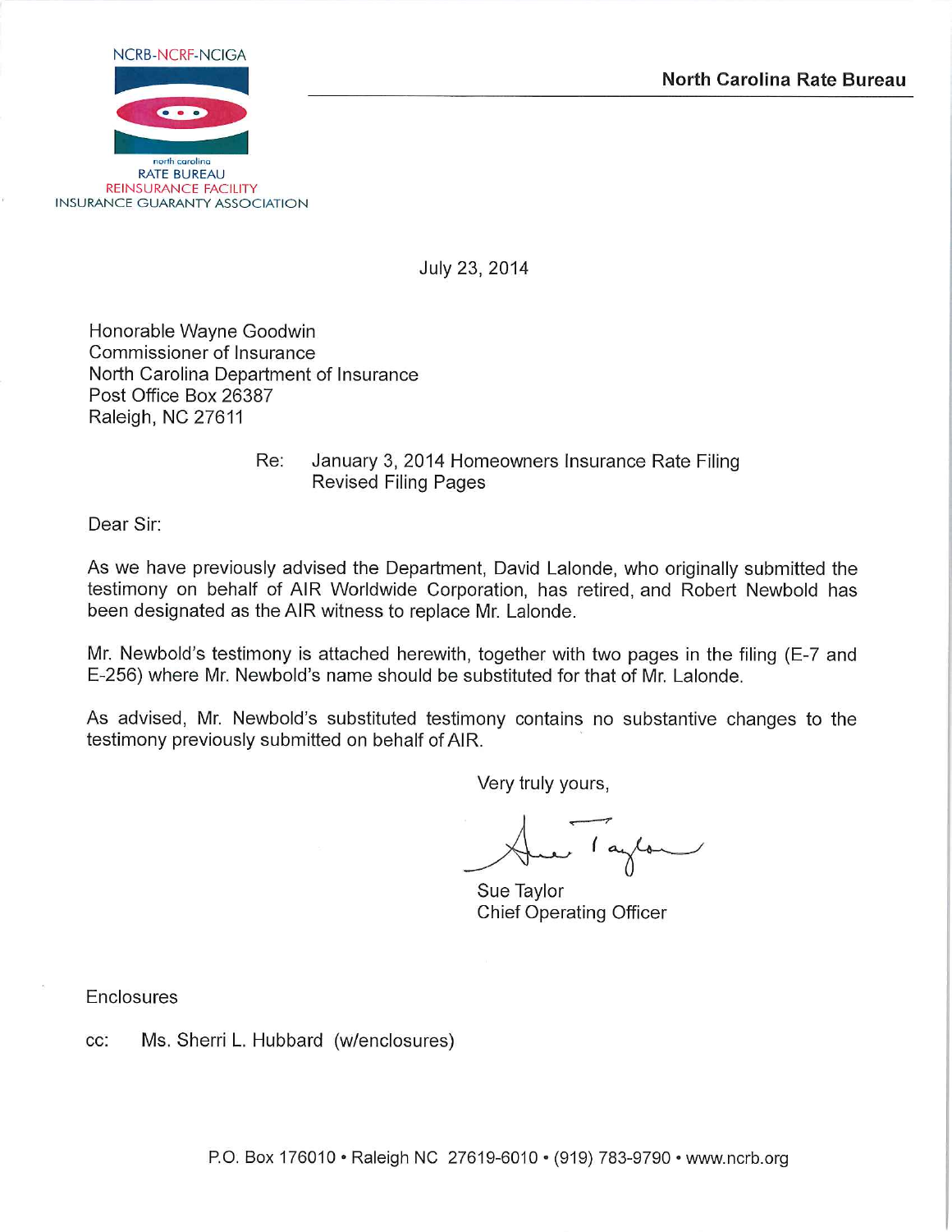NCRB-NCRF-NCIGA

north carolina
RATE BUREAU
REINSURANCE FACILITY
INSURANCE GUARANTY ASSOCIATION

**North Carolina Rate Bureau**

July 23, 2014

Honorable Wayne Goodwin
Commissioner of Insurance
North Carolina Department of Insurance
Post Office Box 26387
Raleigh, NC 27611

Re: January 3, 2014 Homeowners Insurance Rate Filing
Revised Filing Pages

Dear Sir:

As we have previously advised the Department, David Lalonde, who originally submitted the testimony on behalf of AIR Worldwide Corporation, has retired, and Robert Newbold has been designated as the AIR witness to replace Mr. Lalonde.

Mr. Newbold's testimony is attached herewith, together with two pages in the filing (E-7 and E-256) where Mr. Newbold's name should be substituted for that of Mr. Lalonde.

As advised, Mr. Newbold's substituted testimony contains no substantive changes to the testimony previously submitted on behalf of AIR.

Very truly yours,

Sue Taylor
Chief Operating Officer

Enclosures

cc: Ms. Sherri L. Hubbard (w/enclosures)

P.O. Box 176010 • Raleigh NC 27619-6010 • (919) 783-9790 • www.ncrb.org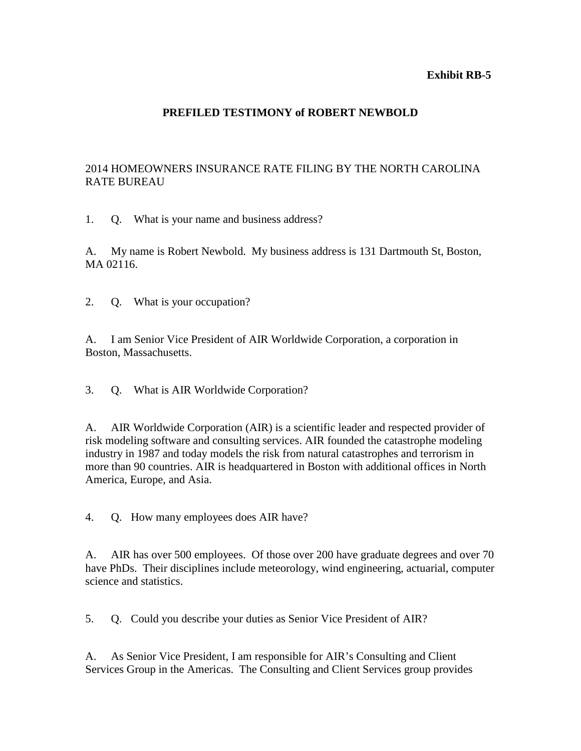**Exhibit RB-5**

**PREFILED TESTIMONY of ROBERT NEWBOLD**

2014 HOMEOWNERS INSURANCE RATE FILING BY THE NORTH CAROLINA RATE BUREAU

1. Q. What is your name and business address?

A. My name is Robert Newbold. My business address is 131 Dartmouth St, Boston, MA 02116.

2. Q. What is your occupation?

A. I am Senior Vice President of AIR Worldwide Corporation, a corporation in Boston, Massachusetts.

3. Q. What is AIR Worldwide Corporation?

A. AIR Worldwide Corporation (AIR) is a scientific leader and respected provider of risk modeling software and consulting services. AIR founded the catastrophe modeling industry in 1987 and today models the risk from natural catastrophes and terrorism in more than 90 countries. AIR is headquartered in Boston with additional offices in North America, Europe, and Asia.

4. Q. How many employees does AIR have?

A. AIR has over 500 employees. Of those over 200 have graduate degrees and over 70 have PhDs. Their disciplines include meteorology, wind engineering, actuarial, computer science and statistics.

5. Q. Could you describe your duties as Senior Vice President of AIR?

A. As Senior Vice President, I am responsible for AIR's Consulting and Client Services Group in the Americas. The Consulting and Client Services group provides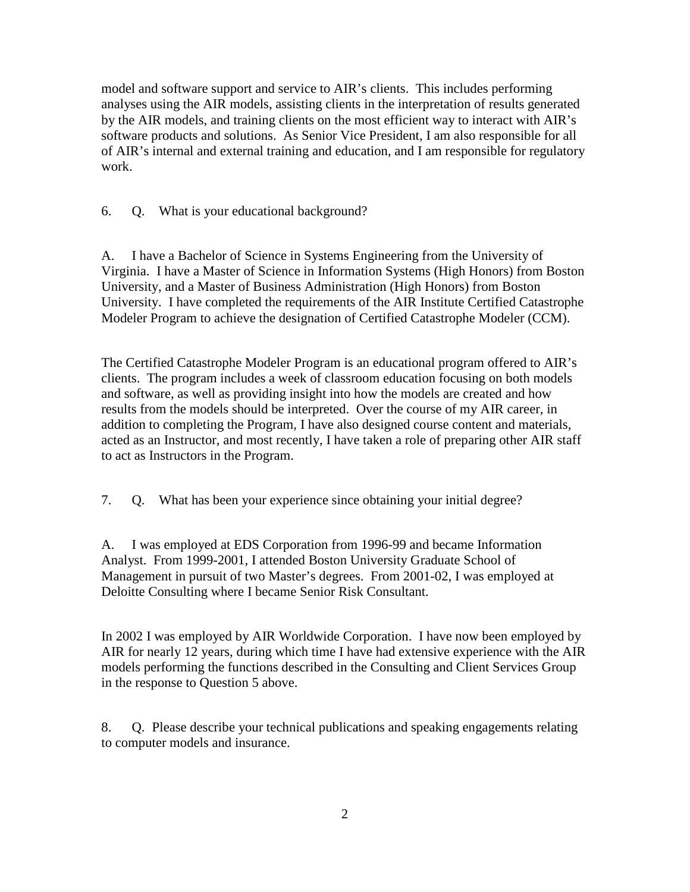model and software support and service to AIR's clients. This includes performing analyses using the AIR models, assisting clients in the interpretation of results generated by the AIR models, and training clients on the most efficient way to interact with AIR's software products and solutions. As Senior Vice President, I am also responsible for all of AIR's internal and external training and education, and I am responsible for regulatory work.

6. Q. What is your educational background?

A. I have a Bachelor of Science in Systems Engineering from the University of Virginia. I have a Master of Science in Information Systems (High Honors) from Boston University, and a Master of Business Administration (High Honors) from Boston University. I have completed the requirements of the AIR Institute Certified Catastrophe Modeler Program to achieve the designation of Certified Catastrophe Modeler (CCM).

The Certified Catastrophe Modeler Program is an educational program offered to AIR's clients. The program includes a week of classroom education focusing on both models and software, as well as providing insight into how the models are created and how results from the models should be interpreted. Over the course of my AIR career, in addition to completing the Program, I have also designed course content and materials, acted as an Instructor, and most recently, I have taken a role of preparing other AIR staff to act as Instructors in the Program.

7. Q. What has been your experience since obtaining your initial degree?

A. I was employed at EDS Corporation from 1996-99 and became Information Analyst. From 1999-2001, I attended Boston University Graduate School of Management in pursuit of two Master's degrees. From 2001-02, I was employed at Deloitte Consulting where I became Senior Risk Consultant.

In 2002 I was employed by AIR Worldwide Corporation. I have now been employed by AIR for nearly 12 years, during which time I have had extensive experience with the AIR models performing the functions described in the Consulting and Client Services Group in the response to Question 5 above.

8. Q. Please describe your technical publications and speaking engagements relating to computer models and insurance.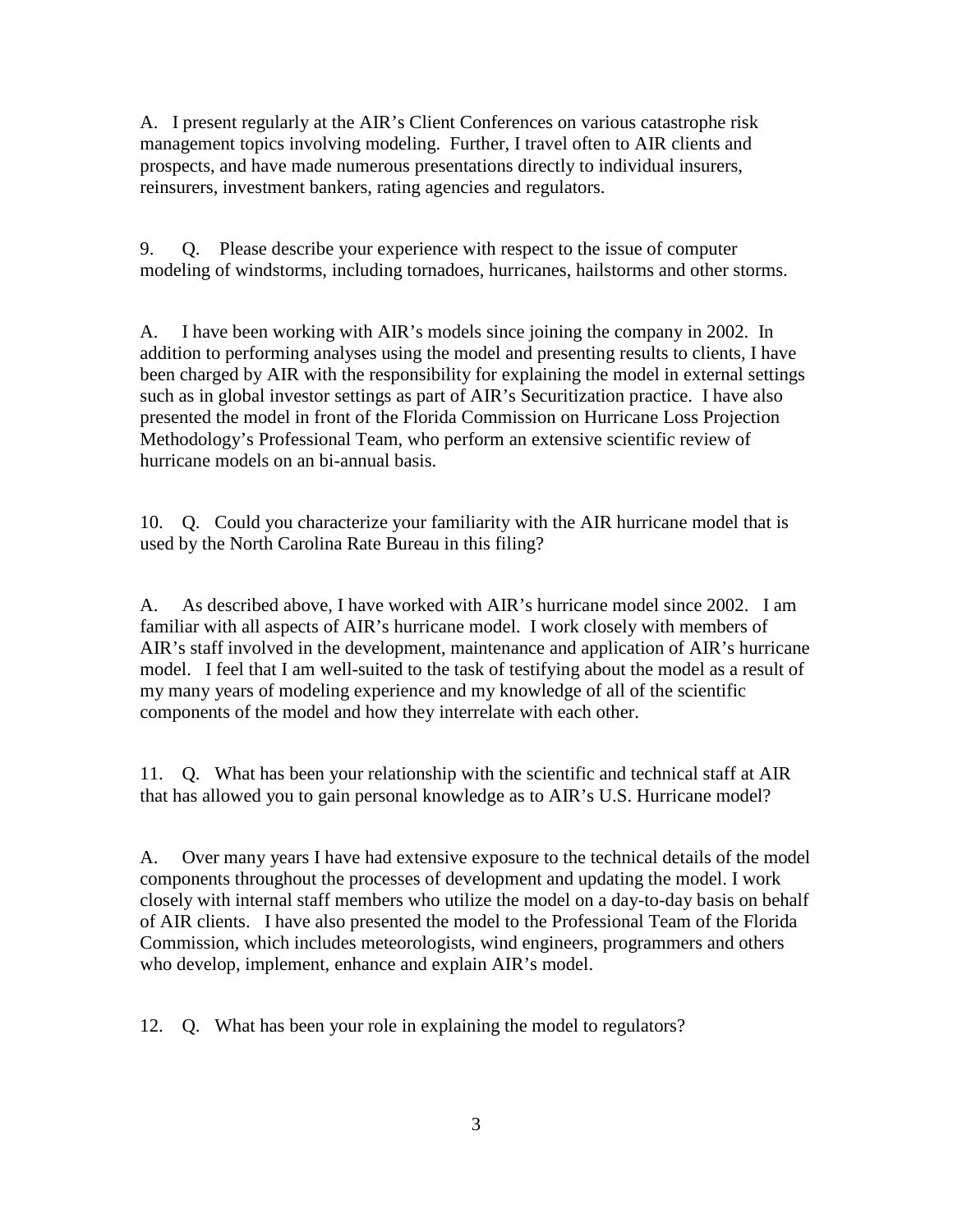A. I present regularly at the AIR's Client Conferences on various catastrophe risk management topics involving modeling. Further, I travel often to AIR clients and prospects, and have made numerous presentations directly to individual insurers, reinsurers, investment bankers, rating agencies and regulators.

9. Q. Please describe your experience with respect to the issue of computer modeling of windstorms, including tornadoes, hurricanes, hailstorms and other storms.

A. I have been working with AIR's models since joining the company in 2002. In addition to performing analyses using the model and presenting results to clients, I have been charged by AIR with the responsibility for explaining the model in external settings such as in global investor settings as part of AIR's Securitization practice. I have also presented the model in front of the Florida Commission on Hurricane Loss Projection Methodology's Professional Team, who perform an extensive scientific review of hurricane models on an bi-annual basis.

10. Q. Could you characterize your familiarity with the AIR hurricane model that is used by the North Carolina Rate Bureau in this filing?

A. As described above, I have worked with AIR's hurricane model since 2002. I am familiar with all aspects of AIR's hurricane model. I work closely with members of AIR's staff involved in the development, maintenance and application of AIR's hurricane model. I feel that I am well-suited to the task of testifying about the model as a result of my many years of modeling experience and my knowledge of all of the scientific components of the model and how they interrelate with each other.

11. Q. What has been your relationship with the scientific and technical staff at AIR that has allowed you to gain personal knowledge as to AIR's U.S. Hurricane model?

A. Over many years I have had extensive exposure to the technical details of the model components throughout the processes of development and updating the model. I work closely with internal staff members who utilize the model on a day-to-day basis on behalf of AIR clients. I have also presented the model to the Professional Team of the Florida Commission, which includes meteorologists, wind engineers, programmers and others who develop, implement, enhance and explain AIR's model.

12. Q. What has been your role in explaining the model to regulators?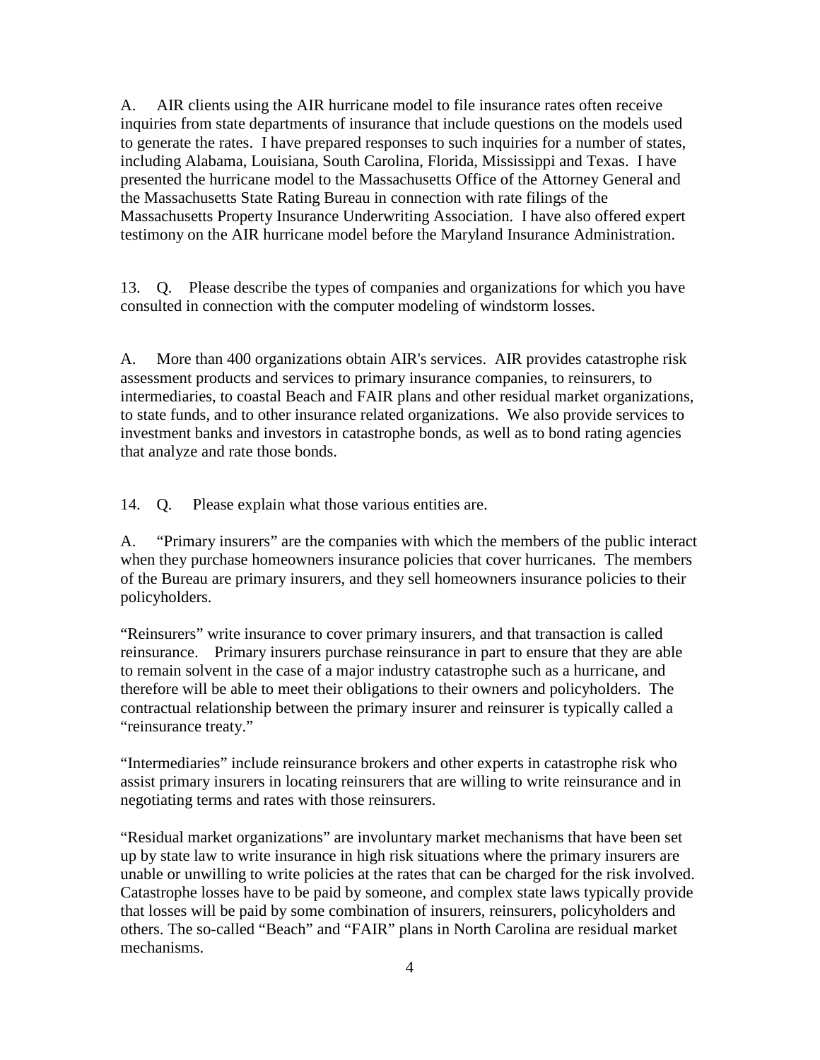A. AIR clients using the AIR hurricane model to file insurance rates often receive inquiries from state departments of insurance that include questions on the models used to generate the rates. I have prepared responses to such inquiries for a number of states, including Alabama, Louisiana, South Carolina, Florida, Mississippi and Texas. I have presented the hurricane model to the Massachusetts Office of the Attorney General and the Massachusetts State Rating Bureau in connection with rate filings of the Massachusetts Property Insurance Underwriting Association. I have also offered expert testimony on the AIR hurricane model before the Maryland Insurance Administration.

13. Q. Please describe the types of companies and organizations for which you have consulted in connection with the computer modeling of windstorm losses.

A. More than 400 organizations obtain AIR's services. AIR provides catastrophe risk assessment products and services to primary insurance companies, to reinsurers, to intermediaries, to coastal Beach and FAIR plans and other residual market organizations, to state funds, and to other insurance related organizations. We also provide services to investment banks and investors in catastrophe bonds, as well as to bond rating agencies that analyze and rate those bonds.

14. Q. Please explain what those various entities are.

A. "Primary insurers" are the companies with which the members of the public interact when they purchase homeowners insurance policies that cover hurricanes. The members of the Bureau are primary insurers, and they sell homeowners insurance policies to their policyholders.

"Reinsurers" write insurance to cover primary insurers, and that transaction is called reinsurance. Primary insurers purchase reinsurance in part to ensure that they are able to remain solvent in the case of a major industry catastrophe such as a hurricane, and therefore will be able to meet their obligations to their owners and policyholders. The contractual relationship between the primary insurer and reinsurer is typically called a "reinsurance treaty."

"Intermediaries" include reinsurance brokers and other experts in catastrophe risk who assist primary insurers in locating reinsurers that are willing to write reinsurance and in negotiating terms and rates with those reinsurers.

"Residual market organizations" are involuntary market mechanisms that have been set up by state law to write insurance in high risk situations where the primary insurers are unable or unwilling to write policies at the rates that can be charged for the risk involved. Catastrophe losses have to be paid by someone, and complex state laws typically provide that losses will be paid by some combination of insurers, reinsurers, policyholders and others. The so-called "Beach" and "FAIR" plans in North Carolina are residual market mechanisms.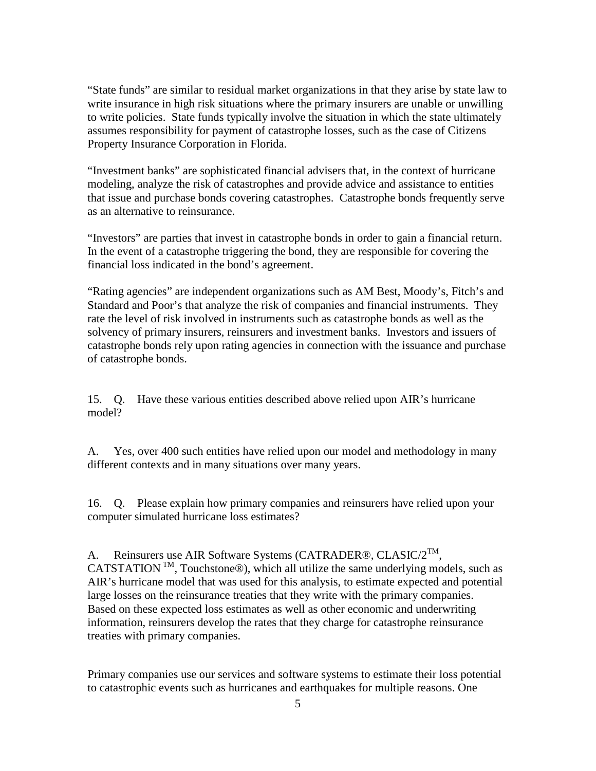"State funds" are similar to residual market organizations in that they arise by state law to write insurance in high risk situations where the primary insurers are unable or unwilling to write policies. State funds typically involve the situation in which the state ultimately assumes responsibility for payment of catastrophe losses, such as the case of Citizens Property Insurance Corporation in Florida.

"Investment banks" are sophisticated financial advisers that, in the context of hurricane modeling, analyze the risk of catastrophes and provide advice and assistance to entities that issue and purchase bonds covering catastrophes. Catastrophe bonds frequently serve as an alternative to reinsurance.

"Investors" are parties that invest in catastrophe bonds in order to gain a financial return. In the event of a catastrophe triggering the bond, they are responsible for covering the financial loss indicated in the bond's agreement.

"Rating agencies" are independent organizations such as AM Best, Moody's, Fitch's and Standard and Poor's that analyze the risk of companies and financial instruments. They rate the level of risk involved in instruments such as catastrophe bonds as well as the solvency of primary insurers, reinsurers and investment banks. Investors and issuers of catastrophe bonds rely upon rating agencies in connection with the issuance and purchase of catastrophe bonds.

15. Q. Have these various entities described above relied upon AIR's hurricane model?

A. Yes, over 400 such entities have relied upon our model and methodology in many different contexts and in many situations over many years.

16. Q. Please explain how primary companies and reinsurers have relied upon your computer simulated hurricane loss estimates?

A. Reinsurers use AIR Software Systems (CATRADER®, CLASIC/2™, CATSTATION™, Touchstone®), which all utilize the same underlying models, such as AIR's hurricane model that was used for this analysis, to estimate expected and potential large losses on the reinsurance treaties that they write with the primary companies. Based on these expected loss estimates as well as other economic and underwriting information, reinsurers develop the rates that they charge for catastrophe reinsurance treaties with primary companies.

Primary companies use our services and software systems to estimate their loss potential to catastrophic events such as hurricanes and earthquakes for multiple reasons. One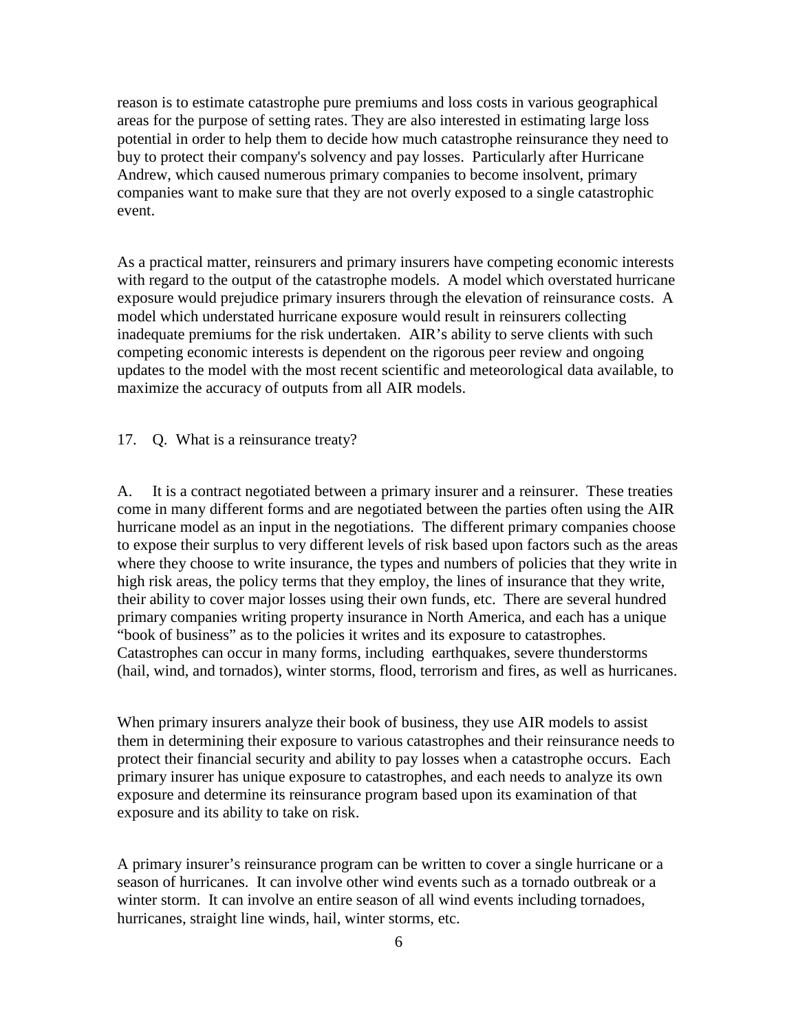reason is to estimate catastrophe pure premiums and loss costs in various geographical areas for the purpose of setting rates. They are also interested in estimating large loss potential in order to help them to decide how much catastrophe reinsurance they need to buy to protect their company's solvency and pay losses. Particularly after Hurricane Andrew, which caused numerous primary companies to become insolvent, primary companies want to make sure that they are not overly exposed to a single catastrophic event.

As a practical matter, reinsurers and primary insurers have competing economic interests with regard to the output of the catastrophe models. A model which overstated hurricane exposure would prejudice primary insurers through the elevation of reinsurance costs. A model which understated hurricane exposure would result in reinsurers collecting inadequate premiums for the risk undertaken. AIR's ability to serve clients with such competing economic interests is dependent on the rigorous peer review and ongoing updates to the model with the most recent scientific and meteorological data available, to maximize the accuracy of outputs from all AIR models.

17. Q. What is a reinsurance treaty?

A. It is a contract negotiated between a primary insurer and a reinsurer. These treaties come in many different forms and are negotiated between the parties often using the AIR hurricane model as an input in the negotiations. The different primary companies choose to expose their surplus to very different levels of risk based upon factors such as the areas where they choose to write insurance, the types and numbers of policies that they write in high risk areas, the policy terms that they employ, the lines of insurance that they write, their ability to cover major losses using their own funds, etc. There are several hundred primary companies writing property insurance in North America, and each has a unique "book of business" as to the policies it writes and its exposure to catastrophes. Catastrophes can occur in many forms, including earthquakes, severe thunderstorms (hail, wind, and tornados), winter storms, flood, terrorism and fires, as well as hurricanes.

When primary insurers analyze their book of business, they use AIR models to assist them in determining their exposure to various catastrophes and their reinsurance needs to protect their financial security and ability to pay losses when a catastrophe occurs. Each primary insurer has unique exposure to catastrophes, and each needs to analyze its own exposure and determine its reinsurance program based upon its examination of that exposure and its ability to take on risk.

A primary insurer's reinsurance program can be written to cover a single hurricane or a season of hurricanes. It can involve other wind events such as a tornado outbreak or a winter storm. It can involve an entire season of all wind events including tornadoes, hurricanes, straight line winds, hail, winter storms, etc.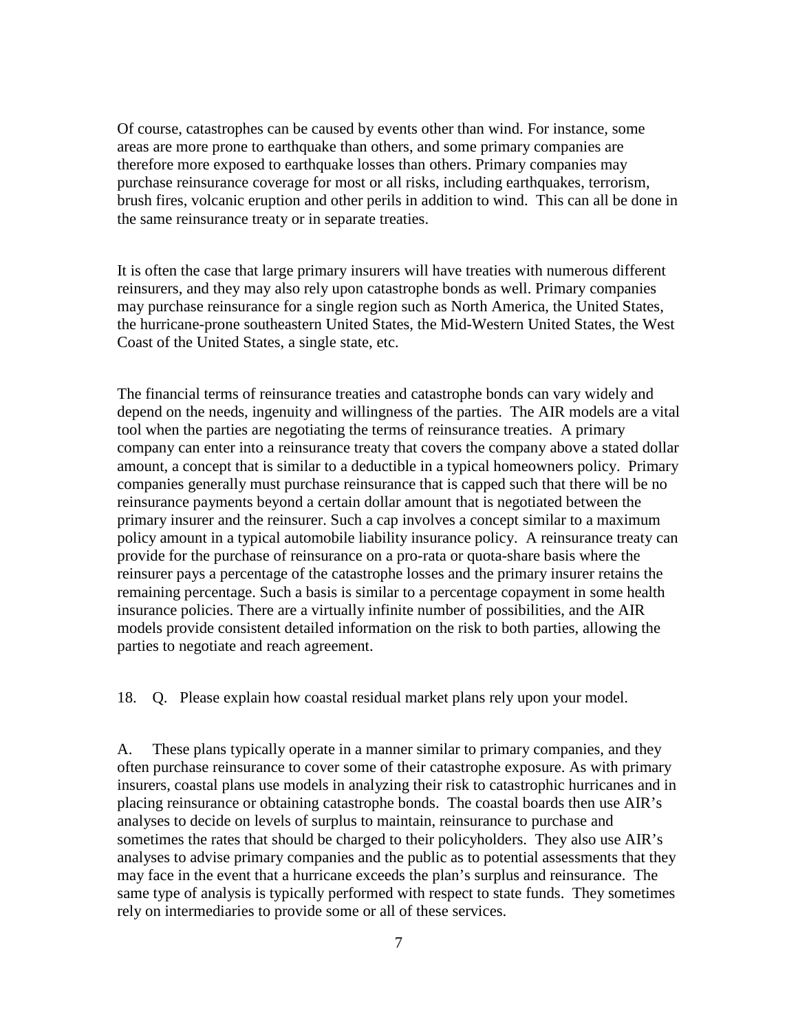Of course, catastrophes can be caused by events other than wind. For instance, some areas are more prone to earthquake than others, and some primary companies are therefore more exposed to earthquake losses than others. Primary companies may purchase reinsurance coverage for most or all risks, including earthquakes, terrorism, brush fires, volcanic eruption and other perils in addition to wind. This can all be done in the same reinsurance treaty or in separate treaties.

It is often the case that large primary insurers will have treaties with numerous different reinsurers, and they may also rely upon catastrophe bonds as well. Primary companies may purchase reinsurance for a single region such as North America, the United States, the hurricane-prone southeastern United States, the Mid-Western United States, the West Coast of the United States, a single state, etc.

The financial terms of reinsurance treaties and catastrophe bonds can vary widely and depend on the needs, ingenuity and willingness of the parties. The AIR models are a vital tool when the parties are negotiating the terms of reinsurance treaties. A primary company can enter into a reinsurance treaty that covers the company above a stated dollar amount, a concept that is similar to a deductible in a typical homeowners policy. Primary companies generally must purchase reinsurance that is capped such that there will be no reinsurance payments beyond a certain dollar amount that is negotiated between the primary insurer and the reinsurer. Such a cap involves a concept similar to a maximum policy amount in a typical automobile liability insurance policy. A reinsurance treaty can provide for the purchase of reinsurance on a pro-rata or quota-share basis where the reinsurer pays a percentage of the catastrophe losses and the primary insurer retains the remaining percentage. Such a basis is similar to a percentage copayment in some health insurance policies. There are a virtually infinite number of possibilities, and the AIR models provide consistent detailed information on the risk to both parties, allowing the parties to negotiate and reach agreement.

18. Q. Please explain how coastal residual market plans rely upon your model.

A. These plans typically operate in a manner similar to primary companies, and they often purchase reinsurance to cover some of their catastrophe exposure. As with primary insurers, coastal plans use models in analyzing their risk to catastrophic hurricanes and in placing reinsurance or obtaining catastrophe bonds. The coastal boards then use AIR's analyses to decide on levels of surplus to maintain, reinsurance to purchase and sometimes the rates that should be charged to their policyholders. They also use AIR's analyses to advise primary companies and the public as to potential assessments that they may face in the event that a hurricane exceeds the plan's surplus and reinsurance. The same type of analysis is typically performed with respect to state funds. They sometimes rely on intermediaries to provide some or all of these services.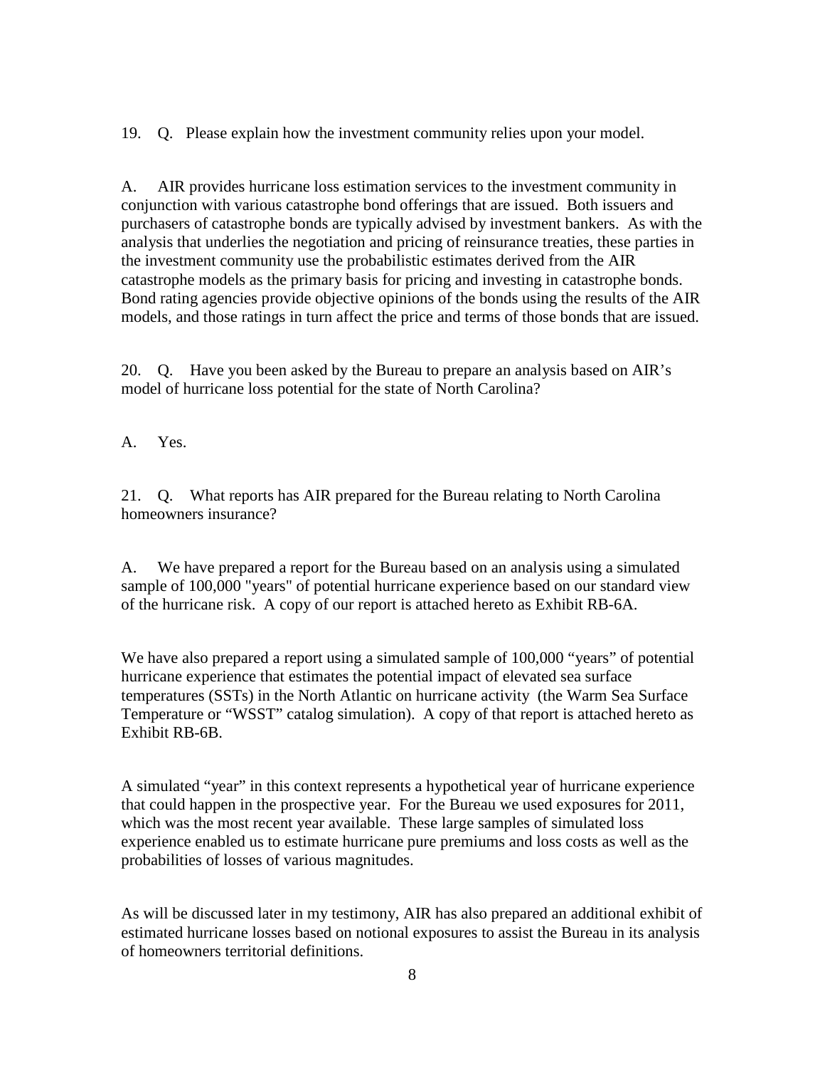19. Q. Please explain how the investment community relies upon your model.

A. AIR provides hurricane loss estimation services to the investment community in conjunction with various catastrophe bond offerings that are issued. Both issuers and purchasers of catastrophe bonds are typically advised by investment bankers. As with the analysis that underlies the negotiation and pricing of reinsurance treaties, these parties in the investment community use the probabilistic estimates derived from the AIR catastrophe models as the primary basis for pricing and investing in catastrophe bonds. Bond rating agencies provide objective opinions of the bonds using the results of the AIR models, and those ratings in turn affect the price and terms of those bonds that are issued.

20. Q. Have you been asked by the Bureau to prepare an analysis based on AIR's model of hurricane loss potential for the state of North Carolina?

A. Yes.

21. Q. What reports has AIR prepared for the Bureau relating to North Carolina homeowners insurance?

A. We have prepared a report for the Bureau based on an analysis using a simulated sample of 100,000 "years" of potential hurricane experience based on our standard view of the hurricane risk. A copy of our report is attached hereto as Exhibit RB-6A.

We have also prepared a report using a simulated sample of 100,000 "years" of potential hurricane experience that estimates the potential impact of elevated sea surface temperatures (SSTs) in the North Atlantic on hurricane activity (the Warm Sea Surface Temperature or "WSST" catalog simulation). A copy of that report is attached hereto as Exhibit RB-6B.

A simulated "year" in this context represents a hypothetical year of hurricane experience that could happen in the prospective year. For the Bureau we used exposures for 2011, which was the most recent year available. These large samples of simulated loss experience enabled us to estimate hurricane pure premiums and loss costs as well as the probabilities of losses of various magnitudes.

As will be discussed later in my testimony, AIR has also prepared an additional exhibit of estimated hurricane losses based on notional exposures to assist the Bureau in its analysis of homeowners territorial definitions.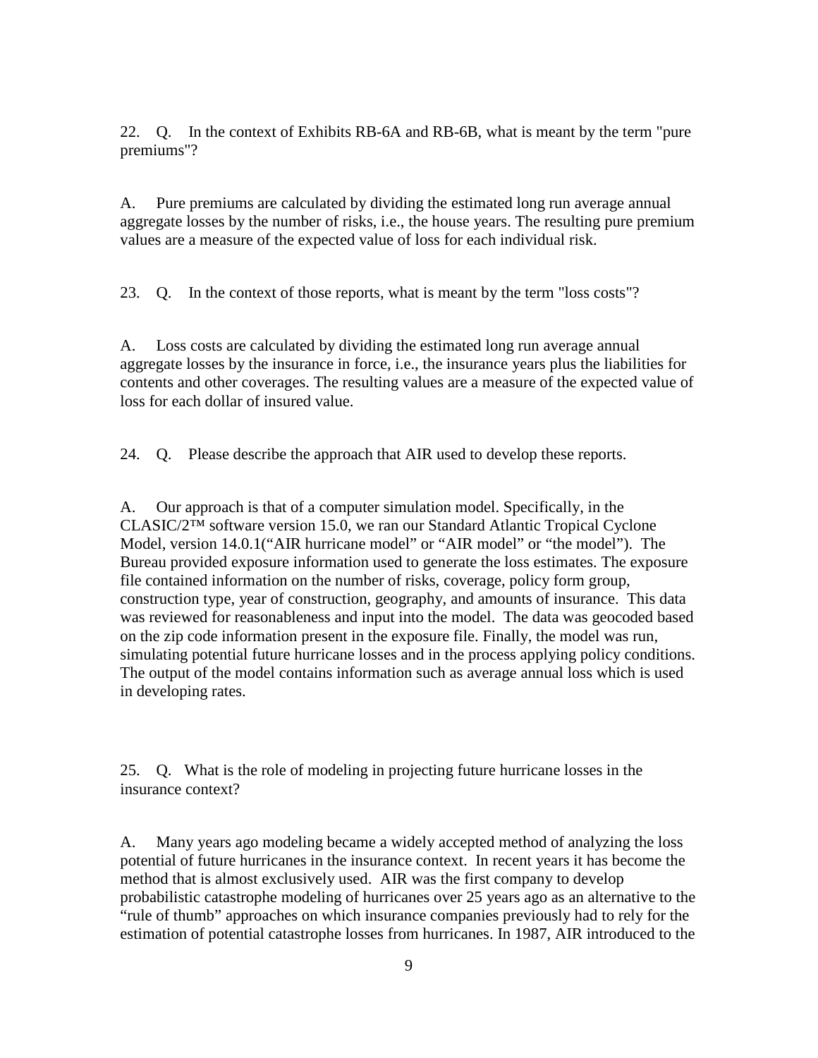22. Q. In the context of Exhibits RB-6A and RB-6B, what is meant by the term "pure premiums"?

A. Pure premiums are calculated by dividing the estimated long run average annual aggregate losses by the number of risks, i.e., the house years. The resulting pure premium values are a measure of the expected value of loss for each individual risk.

23. Q. In the context of those reports, what is meant by the term "loss costs"?

A. Loss costs are calculated by dividing the estimated long run average annual aggregate losses by the insurance in force, i.e., the insurance years plus the liabilities for contents and other coverages. The resulting values are a measure of the expected value of loss for each dollar of insured value.

24. Q. Please describe the approach that AIR used to develop these reports.

A. Our approach is that of a computer simulation model. Specifically, in the CLASIC/2™ software version 15.0, we ran our Standard Atlantic Tropical Cyclone Model, version 14.0.1("AIR hurricane model" or "AIR model" or "the model"). The Bureau provided exposure information used to generate the loss estimates. The exposure file contained information on the number of risks, coverage, policy form group, construction type, year of construction, geography, and amounts of insurance. This data was reviewed for reasonableness and input into the model. The data was geocoded based on the zip code information present in the exposure file. Finally, the model was run, simulating potential future hurricane losses and in the process applying policy conditions. The output of the model contains information such as average annual loss which is used in developing rates.

25. Q. What is the role of modeling in projecting future hurricane losses in the insurance context?

A. Many years ago modeling became a widely accepted method of analyzing the loss potential of future hurricanes in the insurance context. In recent years it has become the method that is almost exclusively used. AIR was the first company to develop probabilistic catastrophe modeling of hurricanes over 25 years ago as an alternative to the "rule of thumb" approaches on which insurance companies previously had to rely for the estimation of potential catastrophe losses from hurricanes. In 1987, AIR introduced to the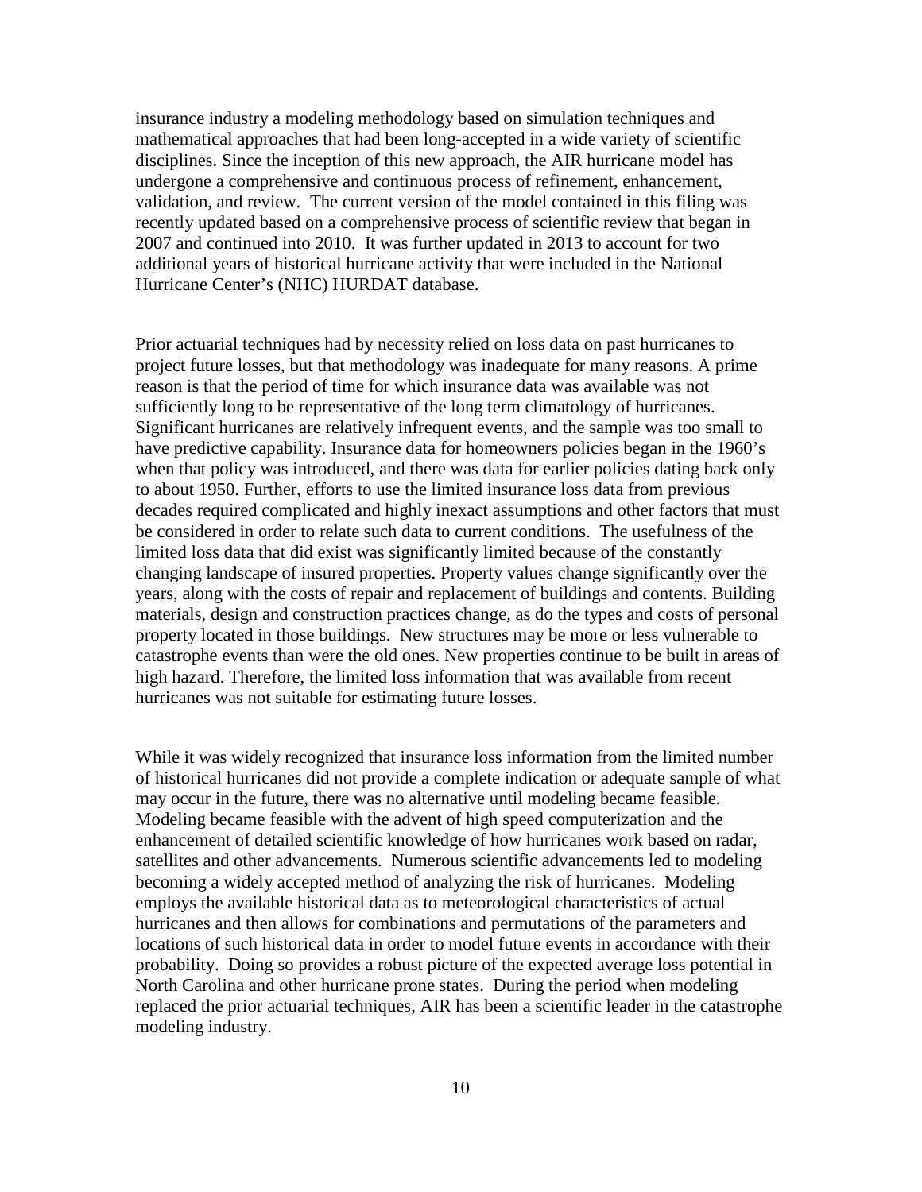insurance industry a modeling methodology based on simulation techniques and mathematical approaches that had been long-accepted in a wide variety of scientific disciplines. Since the inception of this new approach, the AIR hurricane model has undergone a comprehensive and continuous process of refinement, enhancement, validation, and review. The current version of the model contained in this filing was recently updated based on a comprehensive process of scientific review that began in 2007 and continued into 2010. It was further updated in 2013 to account for two additional years of historical hurricane activity that were included in the National Hurricane Center's (NHC) HURDAT database.

Prior actuarial techniques had by necessity relied on loss data on past hurricanes to project future losses, but that methodology was inadequate for many reasons. A prime reason is that the period of time for which insurance data was available was not sufficiently long to be representative of the long term climatology of hurricanes. Significant hurricanes are relatively infrequent events, and the sample was too small to have predictive capability. Insurance data for homeowners policies began in the 1960's when that policy was introduced, and there was data for earlier policies dating back only to about 1950. Further, efforts to use the limited insurance loss data from previous decades required complicated and highly inexact assumptions and other factors that must be considered in order to relate such data to current conditions. The usefulness of the limited loss data that did exist was significantly limited because of the constantly changing landscape of insured properties. Property values change significantly over the years, along with the costs of repair and replacement of buildings and contents. Building materials, design and construction practices change, as do the types and costs of personal property located in those buildings. New structures may be more or less vulnerable to catastrophe events than were the old ones. New properties continue to be built in areas of high hazard. Therefore, the limited loss information that was available from recent hurricanes was not suitable for estimating future losses.

While it was widely recognized that insurance loss information from the limited number of historical hurricanes did not provide a complete indication or adequate sample of what may occur in the future, there was no alternative until modeling became feasible. Modeling became feasible with the advent of high speed computerization and the enhancement of detailed scientific knowledge of how hurricanes work based on radar, satellites and other advancements. Numerous scientific advancements led to modeling becoming a widely accepted method of analyzing the risk of hurricanes. Modeling employs the available historical data as to meteorological characteristics of actual hurricanes and then allows for combinations and permutations of the parameters and locations of such historical data in order to model future events in accordance with their probability. Doing so provides a robust picture of the expected average loss potential in North Carolina and other hurricane prone states. During the period when modeling replaced the prior actuarial techniques, AIR has been a scientific leader in the catastrophe modeling industry.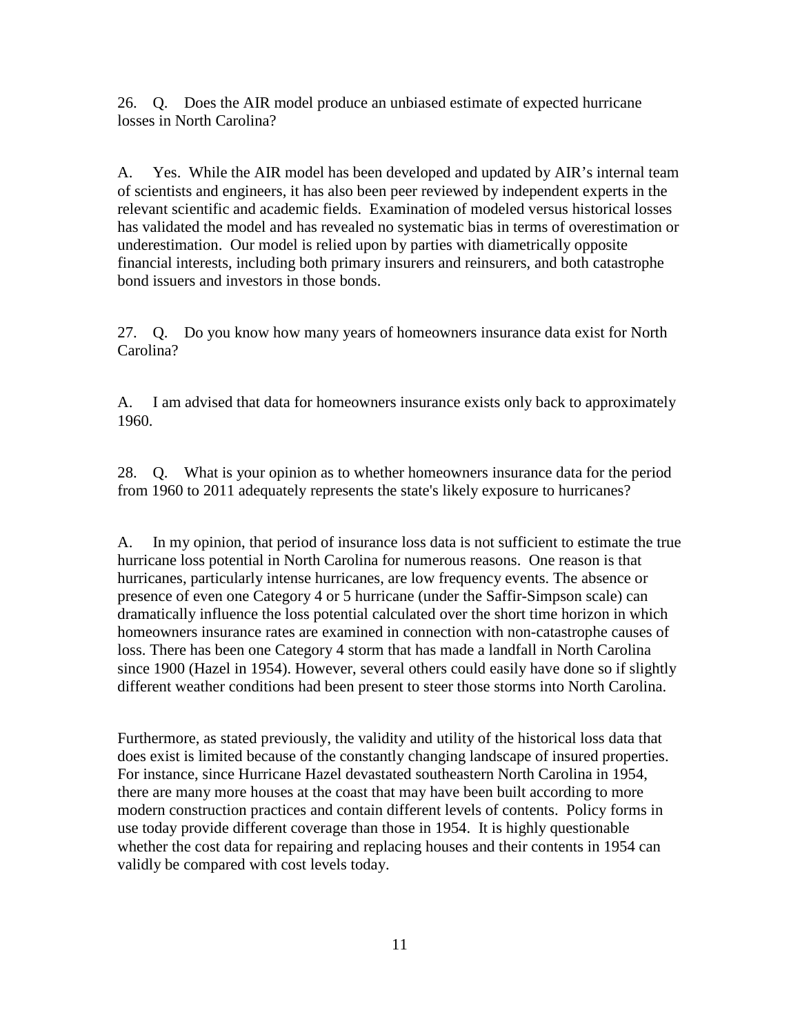26. Q. Does the AIR model produce an unbiased estimate of expected hurricane losses in North Carolina?

A. Yes. While the AIR model has been developed and updated by AIR's internal team of scientists and engineers, it has also been peer reviewed by independent experts in the relevant scientific and academic fields. Examination of modeled versus historical losses has validated the model and has revealed no systematic bias in terms of overestimation or underestimation. Our model is relied upon by parties with diametrically opposite financial interests, including both primary insurers and reinsurers, and both catastrophe bond issuers and investors in those bonds.

27. Q. Do you know how many years of homeowners insurance data exist for North Carolina?

A. I am advised that data for homeowners insurance exists only back to approximately 1960.

28. Q. What is your opinion as to whether homeowners insurance data for the period from 1960 to 2011 adequately represents the state's likely exposure to hurricanes?

A. In my opinion, that period of insurance loss data is not sufficient to estimate the true hurricane loss potential in North Carolina for numerous reasons. One reason is that hurricanes, particularly intense hurricanes, are low frequency events. The absence or presence of even one Category 4 or 5 hurricane (under the Saffir-Simpson scale) can dramatically influence the loss potential calculated over the short time horizon in which homeowners insurance rates are examined in connection with non-catastrophe causes of loss. There has been one Category 4 storm that has made a landfall in North Carolina since 1900 (Hazel in 1954). However, several others could easily have done so if slightly different weather conditions had been present to steer those storms into North Carolina.

Furthermore, as stated previously, the validity and utility of the historical loss data that does exist is limited because of the constantly changing landscape of insured properties. For instance, since Hurricane Hazel devastated southeastern North Carolina in 1954, there are many more houses at the coast that may have been built according to more modern construction practices and contain different levels of contents. Policy forms in use today provide different coverage than those in 1954. It is highly questionable whether the cost data for repairing and replacing houses and their contents in 1954 can validly be compared with cost levels today.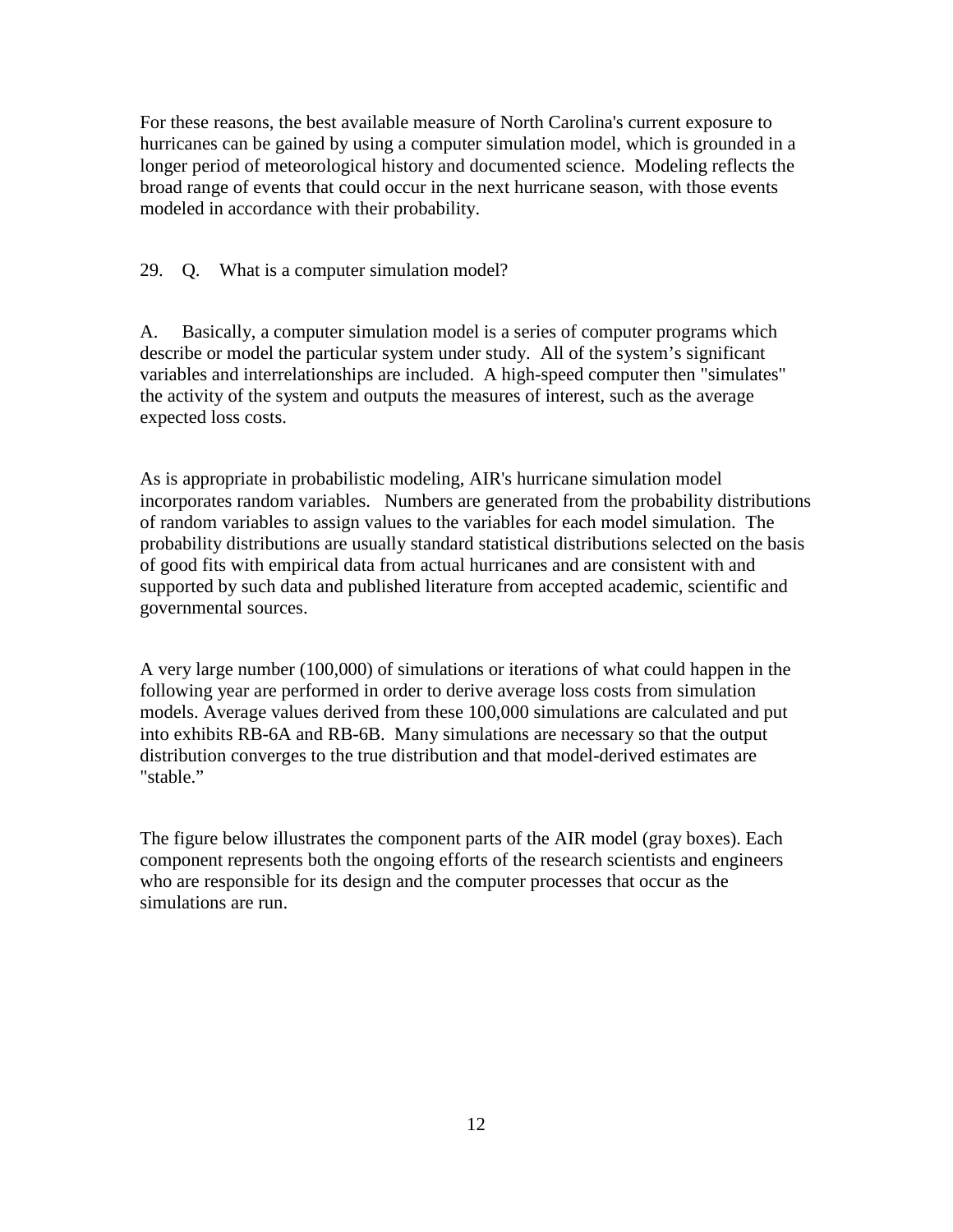For these reasons, the best available measure of North Carolina's current exposure to hurricanes can be gained by using a computer simulation model, which is grounded in a longer period of meteorological history and documented science. Modeling reflects the broad range of events that could occur in the next hurricane season, with those events modeled in accordance with their probability.

29. Q. What is a computer simulation model?

A. Basically, a computer simulation model is a series of computer programs which describe or model the particular system under study. All of the system's significant variables and interrelationships are included. A high-speed computer then "simulates" the activity of the system and outputs the measures of interest, such as the average expected loss costs.

As is appropriate in probabilistic modeling, AIR's hurricane simulation model incorporates random variables. Numbers are generated from the probability distributions of random variables to assign values to the variables for each model simulation. The probability distributions are usually standard statistical distributions selected on the basis of good fits with empirical data from actual hurricanes and are consistent with and supported by such data and published literature from accepted academic, scientific and governmental sources.

A very large number (100,000) of simulations or iterations of what could happen in the following year are performed in order to derive average loss costs from simulation models. Average values derived from these 100,000 simulations are calculated and put into exhibits RB-6A and RB-6B. Many simulations are necessary so that the output distribution converges to the true distribution and that model-derived estimates are "stable."

The figure below illustrates the component parts of the AIR model (gray boxes). Each component represents both the ongoing efforts of the research scientists and engineers who are responsible for its design and the computer processes that occur as the simulations are run.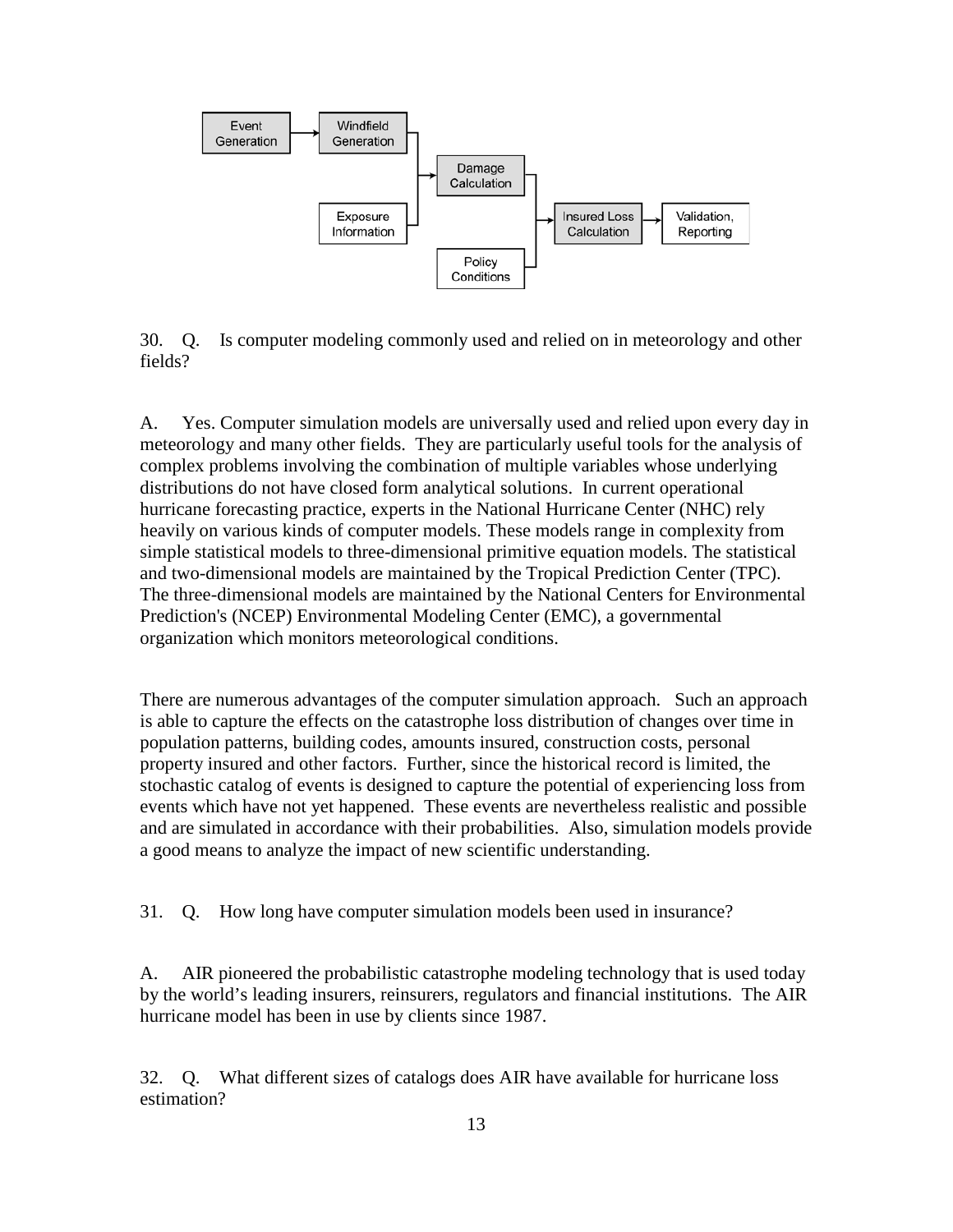30. Q. Is computer modeling commonly used and relied on in meteorology and other fields?

A. Yes. Computer simulation models are universally used and relied upon every day in meteorology and many other fields. They are particularly useful tools for the analysis of complex problems involving the combination of multiple variables whose underlying distributions do not have closed form analytical solutions. In current operational hurricane forecasting practice, experts in the National Hurricane Center (NHC) rely heavily on various kinds of computer models. These models range in complexity from simple statistical models to three-dimensional primitive equation models. The statistical and two-dimensional models are maintained by the Tropical Prediction Center (TPC). The three-dimensional models are maintained by the National Centers for Environmental Prediction's (NCEP) Environmental Modeling Center (EMC), a governmental organization which monitors meteorological conditions.

There are numerous advantages of the computer simulation approach. Such an approach is able to capture the effects on the catastrophe loss distribution of changes over time in population patterns, building codes, amounts insured, construction costs, personal property insured and other factors. Further, since the historical record is limited, the stochastic catalog of events is designed to capture the potential of experiencing loss from events which have not yet happened. These events are nevertheless realistic and possible and are simulated in accordance with their probabilities. Also, simulation models provide a good means to analyze the impact of new scientific understanding.

31. Q. How long have computer simulation models been used in insurance?

A. AIR pioneered the probabilistic catastrophe modeling technology that is used today by the world's leading insurers, reinsurers, regulators and financial institutions. The AIR hurricane model has been in use by clients since 1987.

32. Q. What different sizes of catalogs does AIR have available for hurricane loss estimation?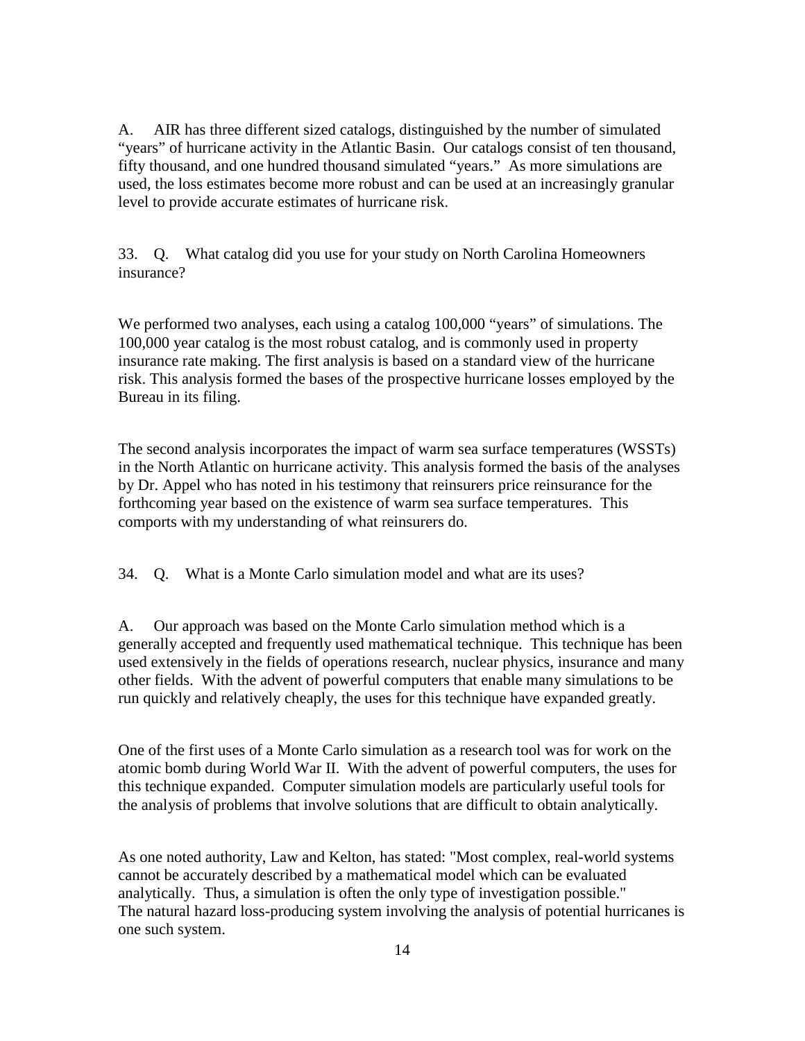A. AIR has three different sized catalogs, distinguished by the number of simulated "years" of hurricane activity in the Atlantic Basin. Our catalogs consist of ten thousand, fifty thousand, and one hundred thousand simulated "years." As more simulations are used, the loss estimates become more robust and can be used at an increasingly granular level to provide accurate estimates of hurricane risk.

33. Q. What catalog did you use for your study on North Carolina Homeowners insurance?

We performed two analyses, each using a catalog 100,000 "years" of simulations. The 100,000 year catalog is the most robust catalog, and is commonly used in property insurance rate making. The first analysis is based on a standard view of the hurricane risk. This analysis formed the bases of the prospective hurricane losses employed by the Bureau in its filing.

The second analysis incorporates the impact of warm sea surface temperatures (WSSTs) in the North Atlantic on hurricane activity. This analysis formed the basis of the analyses by Dr. Appel who has noted in his testimony that reinsurers price reinsurance for the forthcoming year based on the existence of warm sea surface temperatures. This comports with my understanding of what reinsurers do.

34. Q. What is a Monte Carlo simulation model and what are its uses?

A. Our approach was based on the Monte Carlo simulation method which is a generally accepted and frequently used mathematical technique. This technique has been used extensively in the fields of operations research, nuclear physics, insurance and many other fields. With the advent of powerful computers that enable many simulations to be run quickly and relatively cheaply, the uses for this technique have expanded greatly.

One of the first uses of a Monte Carlo simulation as a research tool was for work on the atomic bomb during World War II. With the advent of powerful computers, the uses for this technique expanded. Computer simulation models are particularly useful tools for the analysis of problems that involve solutions that are difficult to obtain analytically.

As one noted authority, Law and Kelton, has stated: "Most complex, real-world systems cannot be accurately described by a mathematical model which can be evaluated analytically. Thus, a simulation is often the only type of investigation possible." The natural hazard loss-producing system involving the analysis of potential hurricanes is one such system.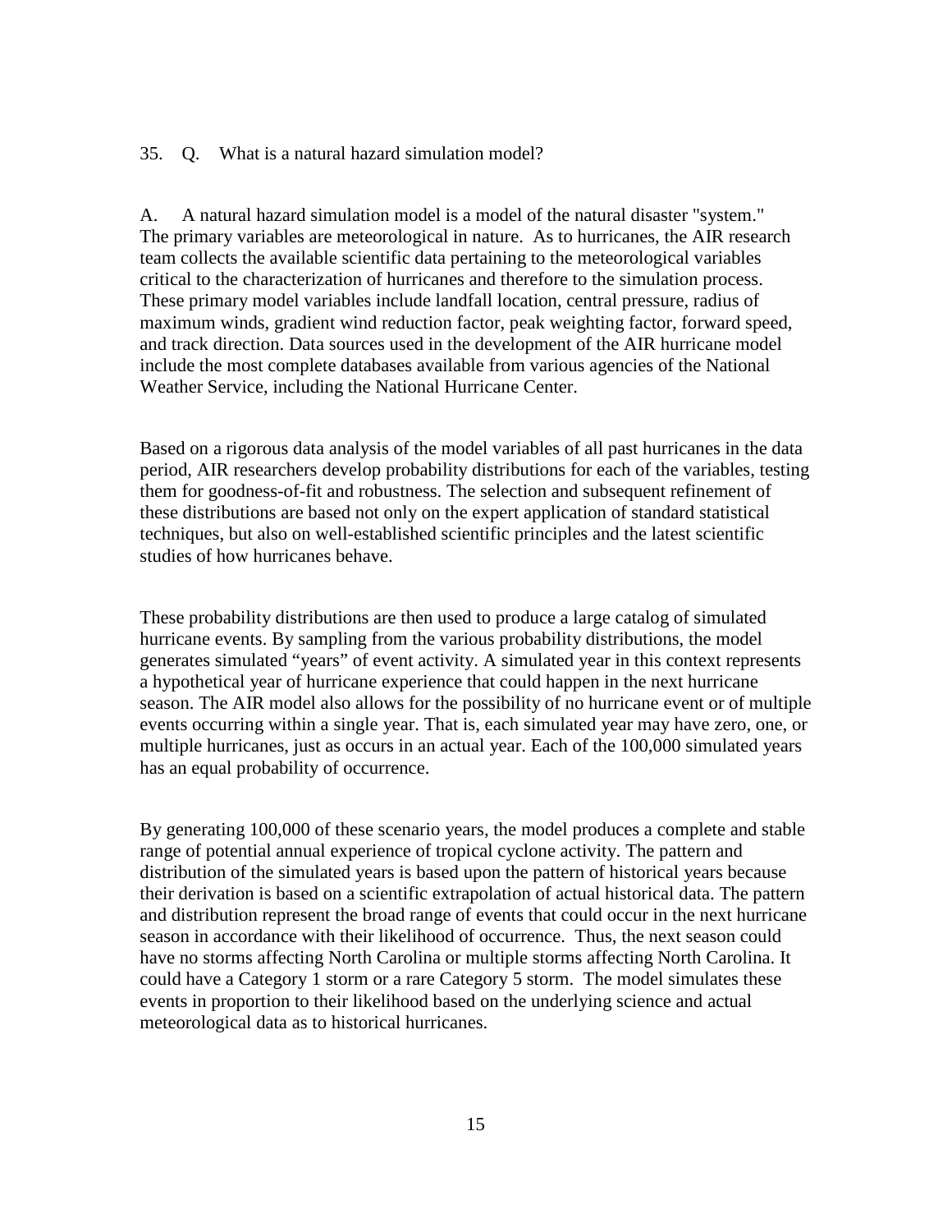35. Q. What is a natural hazard simulation model?

A. A natural hazard simulation model is a model of the natural disaster "system." The primary variables are meteorological in nature. As to hurricanes, the AIR research team collects the available scientific data pertaining to the meteorological variables critical to the characterization of hurricanes and therefore to the simulation process. These primary model variables include landfall location, central pressure, radius of maximum winds, gradient wind reduction factor, peak weighting factor, forward speed, and track direction. Data sources used in the development of the AIR hurricane model include the most complete databases available from various agencies of the National Weather Service, including the National Hurricane Center.

Based on a rigorous data analysis of the model variables of all past hurricanes in the data period, AIR researchers develop probability distributions for each of the variables, testing them for goodness-of-fit and robustness. The selection and subsequent refinement of these distributions are based not only on the expert application of standard statistical techniques, but also on well-established scientific principles and the latest scientific studies of how hurricanes behave.

These probability distributions are then used to produce a large catalog of simulated hurricane events. By sampling from the various probability distributions, the model generates simulated "years" of event activity. A simulated year in this context represents a hypothetical year of hurricane experience that could happen in the next hurricane season. The AIR model also allows for the possibility of no hurricane event or of multiple events occurring within a single year. That is, each simulated year may have zero, one, or multiple hurricanes, just as occurs in an actual year. Each of the 100,000 simulated years has an equal probability of occurrence.

By generating 100,000 of these scenario years, the model produces a complete and stable range of potential annual experience of tropical cyclone activity. The pattern and distribution of the simulated years is based upon the pattern of historical years because their derivation is based on a scientific extrapolation of actual historical data. The pattern and distribution represent the broad range of events that could occur in the next hurricane season in accordance with their likelihood of occurrence. Thus, the next season could have no storms affecting North Carolina or multiple storms affecting North Carolina. It could have a Category 1 storm or a rare Category 5 storm. The model simulates these events in proportion to their likelihood based on the underlying science and actual meteorological data as to historical hurricanes.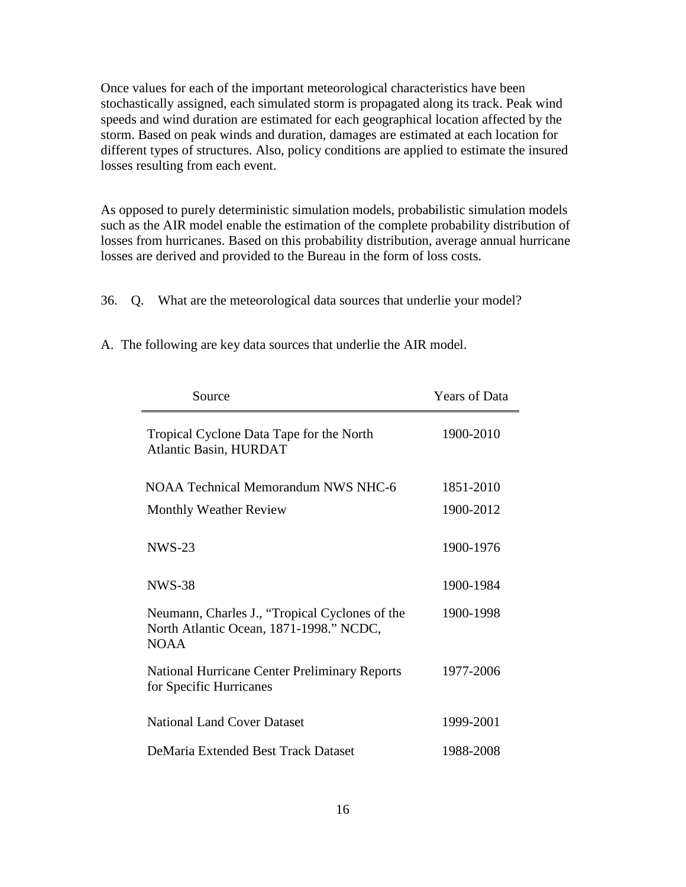Once values for each of the important meteorological characteristics have been stochastically assigned, each simulated storm is propagated along its track. Peak wind speeds and wind duration are estimated for each geographical location affected by the storm. Based on peak winds and duration, damages are estimated at each location for different types of structures. Also, policy conditions are applied to estimate the insured losses resulting from each event.

As opposed to purely deterministic simulation models, probabilistic simulation models such as the AIR model enable the estimation of the complete probability distribution of losses from hurricanes. Based on this probability distribution, average annual hurricane losses are derived and provided to the Bureau in the form of loss costs.

36. Q. What are the meteorological data sources that underlie your model?

A. The following are key data sources that underlie the AIR model.

| Source | Years of Data |
|---|---|
| Tropical Cyclone Data Tape for the North Atlantic Basin, HURDAT | 1900-2010 |
| NOAA Technical Memorandum NWS NHC-6 | 1851-2010 |
| Monthly Weather Review | 1900-2012 |
| NWS-23 | 1900-1976 |
| NWS-38 | 1900-1984 |
| Neumann, Charles J., "Tropical Cyclones of the North Atlantic Ocean, 1871-1998." NCDC, NOAA | 1900-1998 |
| National Hurricane Center Preliminary Reports for Specific Hurricanes | 1977-2006 |
| National Land Cover Dataset | 1999-2001 |
| DeMaria Extended Best Track Dataset | 1988-2008 |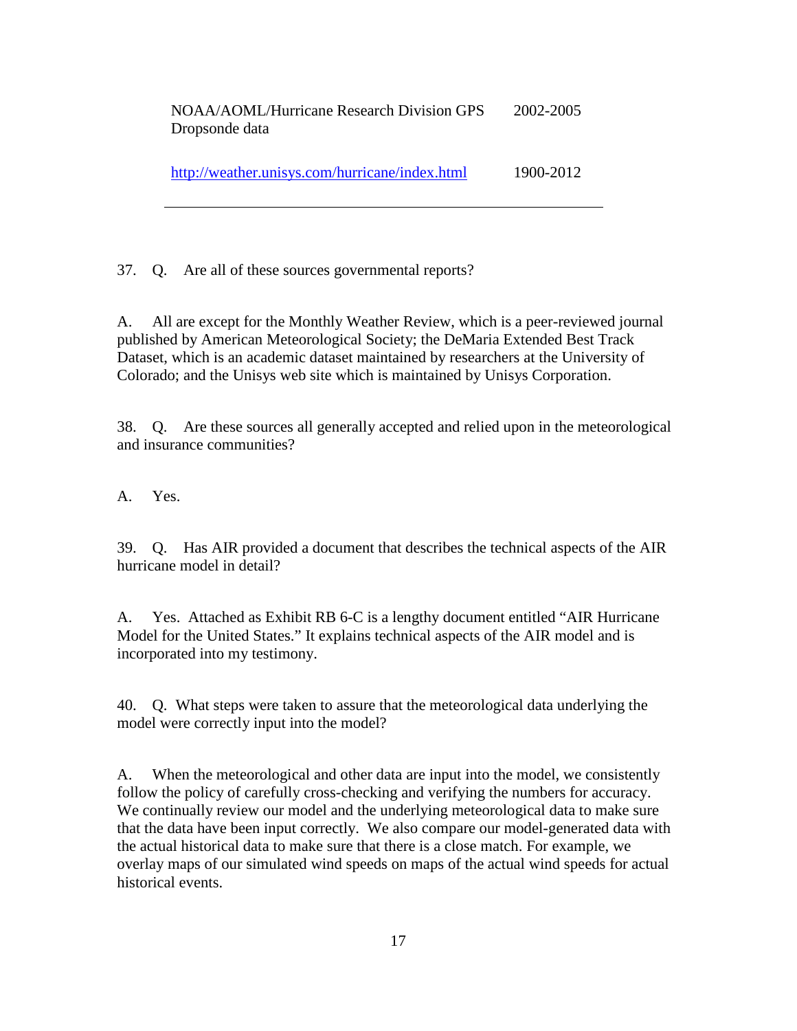| | |
|---|---|
| NOAA/AOML/Hurricane Research Division GPS Dropsonde data | 2002-2005 |
| http://weather.unisys.com/hurricane/index.html | 1900-2012 |

37. Q. Are all of these sources governmental reports?

A. All are except for the Monthly Weather Review, which is a peer-reviewed journal published by American Meteorological Society; the DeMaria Extended Best Track Dataset, which is an academic dataset maintained by researchers at the University of Colorado; and the Unisys web site which is maintained by Unisys Corporation.

38. Q. Are these sources all generally accepted and relied upon in the meteorological and insurance communities?

A. Yes.

39. Q. Has AIR provided a document that describes the technical aspects of the AIR hurricane model in detail?

A. Yes. Attached as Exhibit RB 6-C is a lengthy document entitled "AIR Hurricane Model for the United States." It explains technical aspects of the AIR model and is incorporated into my testimony.

40. Q. What steps were taken to assure that the meteorological data underlying the model were correctly input into the model?

A. When the meteorological and other data are input into the model, we consistently follow the policy of carefully cross-checking and verifying the numbers for accuracy. We continually review our model and the underlying meteorological data to make sure that the data have been input correctly. We also compare our model-generated data with the actual historical data to make sure that there is a close match. For example, we overlay maps of our simulated wind speeds on maps of the actual wind speeds for actual historical events.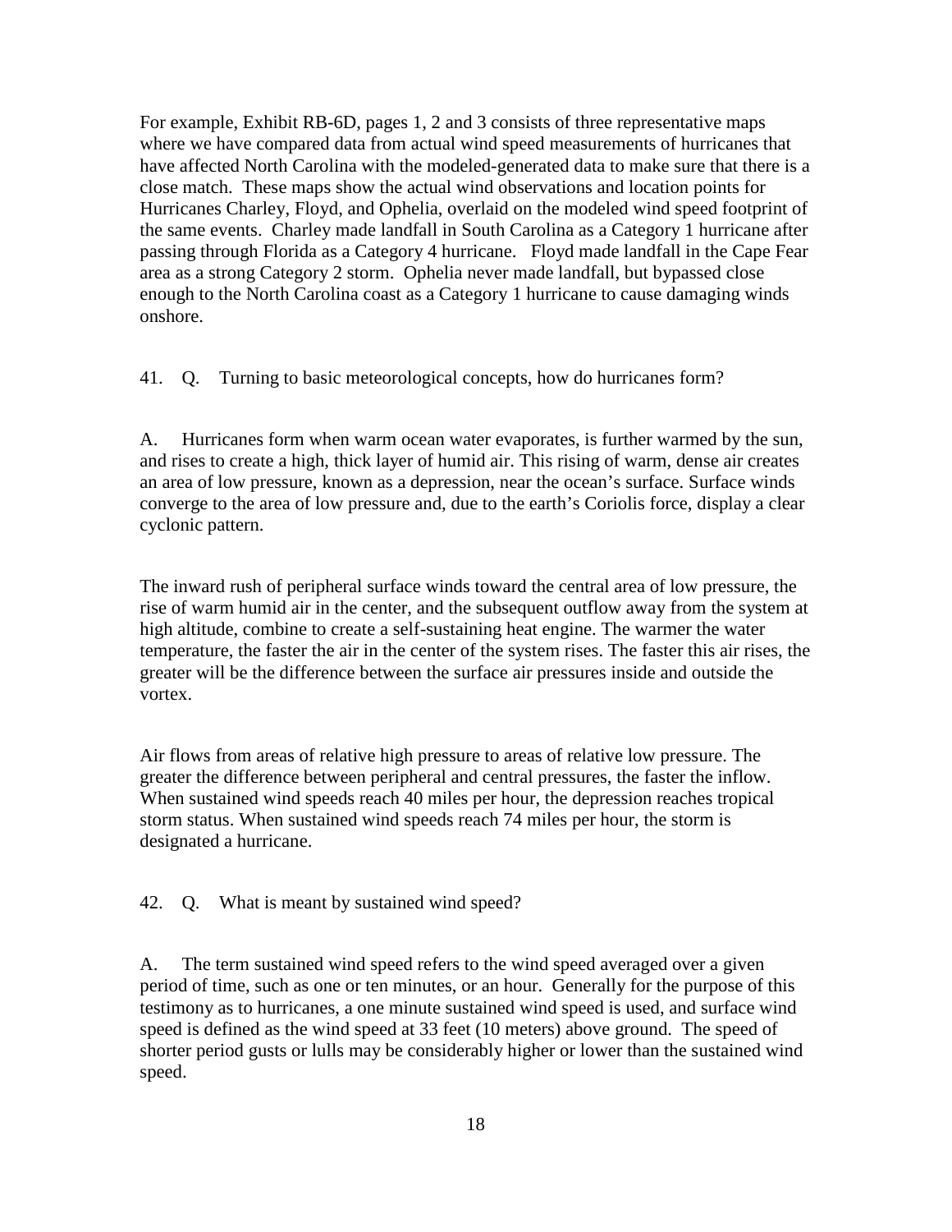For example, Exhibit RB-6D, pages 1, 2 and 3 consists of three representative maps where we have compared data from actual wind speed measurements of hurricanes that have affected North Carolina with the modeled-generated data to make sure that there is a close match. These maps show the actual wind observations and location points for Hurricanes Charley, Floyd, and Ophelia, overlaid on the modeled wind speed footprint of the same events. Charley made landfall in South Carolina as a Category 1 hurricane after passing through Florida as a Category 4 hurricane. Floyd made landfall in the Cape Fear area as a strong Category 2 storm. Ophelia never made landfall, but bypassed close enough to the North Carolina coast as a Category 1 hurricane to cause damaging winds onshore.

41. Q. Turning to basic meteorological concepts, how do hurricanes form?

A. Hurricanes form when warm ocean water evaporates, is further warmed by the sun, and rises to create a high, thick layer of humid air. This rising of warm, dense air creates an area of low pressure, known as a depression, near the ocean's surface. Surface winds converge to the area of low pressure and, due to the earth's Coriolis force, display a clear cyclonic pattern.

The inward rush of peripheral surface winds toward the central area of low pressure, the rise of warm humid air in the center, and the subsequent outflow away from the system at high altitude, combine to create a self-sustaining heat engine. The warmer the water temperature, the faster the air in the center of the system rises. The faster this air rises, the greater will be the difference between the surface air pressures inside and outside the vortex.

Air flows from areas of relative high pressure to areas of relative low pressure. The greater the difference between peripheral and central pressures, the faster the inflow. When sustained wind speeds reach 40 miles per hour, the depression reaches tropical storm status. When sustained wind speeds reach 74 miles per hour, the storm is designated a hurricane.

42. Q. What is meant by sustained wind speed?

A. The term sustained wind speed refers to the wind speed averaged over a given period of time, such as one or ten minutes, or an hour. Generally for the purpose of this testimony as to hurricanes, a one minute sustained wind speed is used, and surface wind speed is defined as the wind speed at 33 feet (10 meters) above ground. The speed of shorter period gusts or lulls may be considerably higher or lower than the sustained wind speed.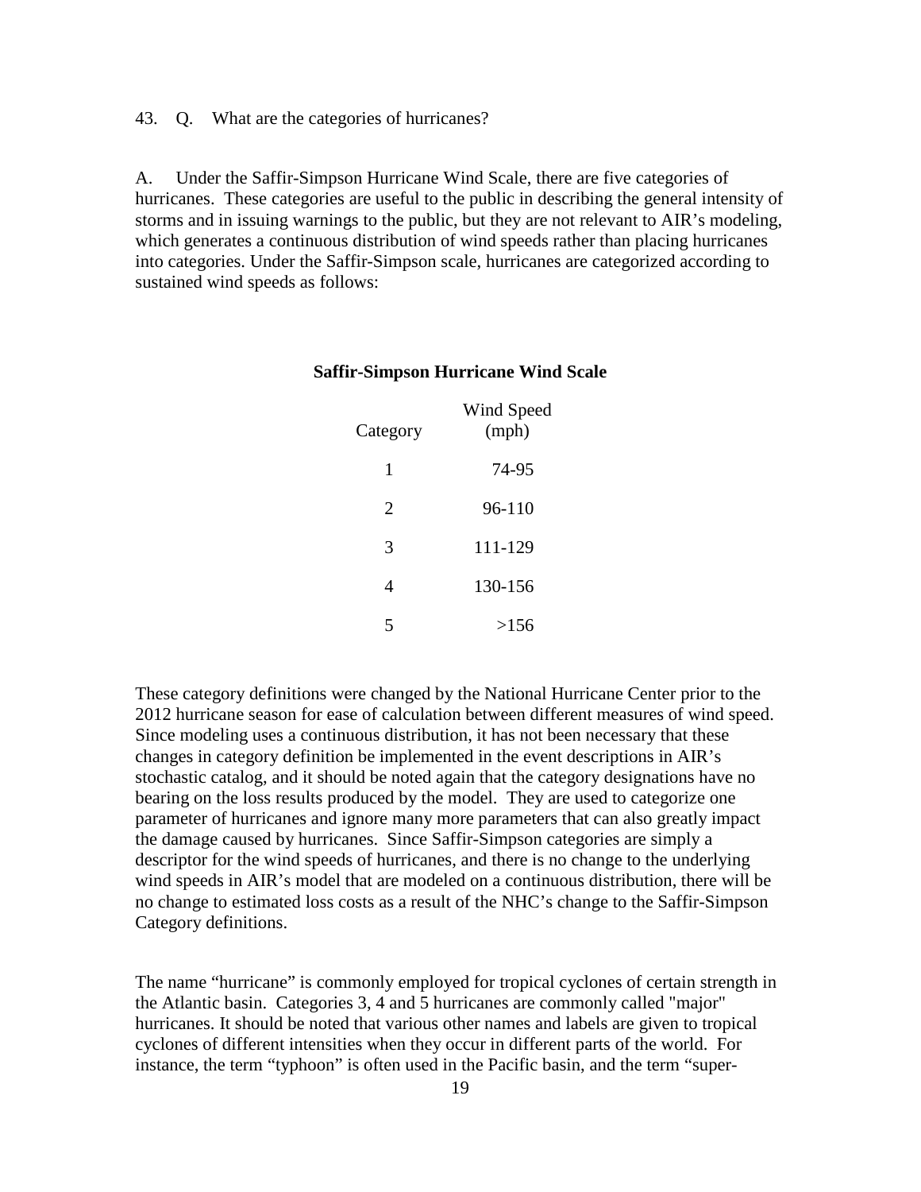43. Q. What are the categories of hurricanes?

A. Under the Saffir-Simpson Hurricane Wind Scale, there are five categories of hurricanes. These categories are useful to the public in describing the general intensity of storms and in issuing warnings to the public, but they are not relevant to AIR's modeling, which generates a continuous distribution of wind speeds rather than placing hurricanes into categories. Under the Saffir-Simpson scale, hurricanes are categorized according to sustained wind speeds as follows:

**Saffir-Simpson Hurricane Wind Scale**

| Category | Wind Speed (mph) |
|---|---|
| 1 | 74-95 |
| 2 | 96-110 |
| 3 | 111-129 |
| 4 | 130-156 |
| 5 | >156 |

These category definitions were changed by the National Hurricane Center prior to the 2012 hurricane season for ease of calculation between different measures of wind speed. Since modeling uses a continuous distribution, it has not been necessary that these changes in category definition be implemented in the event descriptions in AIR's stochastic catalog, and it should be noted again that the category designations have no bearing on the loss results produced by the model. They are used to categorize one parameter of hurricanes and ignore many more parameters that can also greatly impact the damage caused by hurricanes. Since Saffir-Simpson categories are simply a descriptor for the wind speeds of hurricanes, and there is no change to the underlying wind speeds in AIR's model that are modeled on a continuous distribution, there will be no change to estimated loss costs as a result of the NHC's change to the Saffir-Simpson Category definitions.

The name "hurricane" is commonly employed for tropical cyclones of certain strength in the Atlantic basin. Categories 3, 4 and 5 hurricanes are commonly called "major" hurricanes. It should be noted that various other names and labels are given to tropical cyclones of different intensities when they occur in different parts of the world. For instance, the term "typhoon" is often used in the Pacific basin, and the term "super-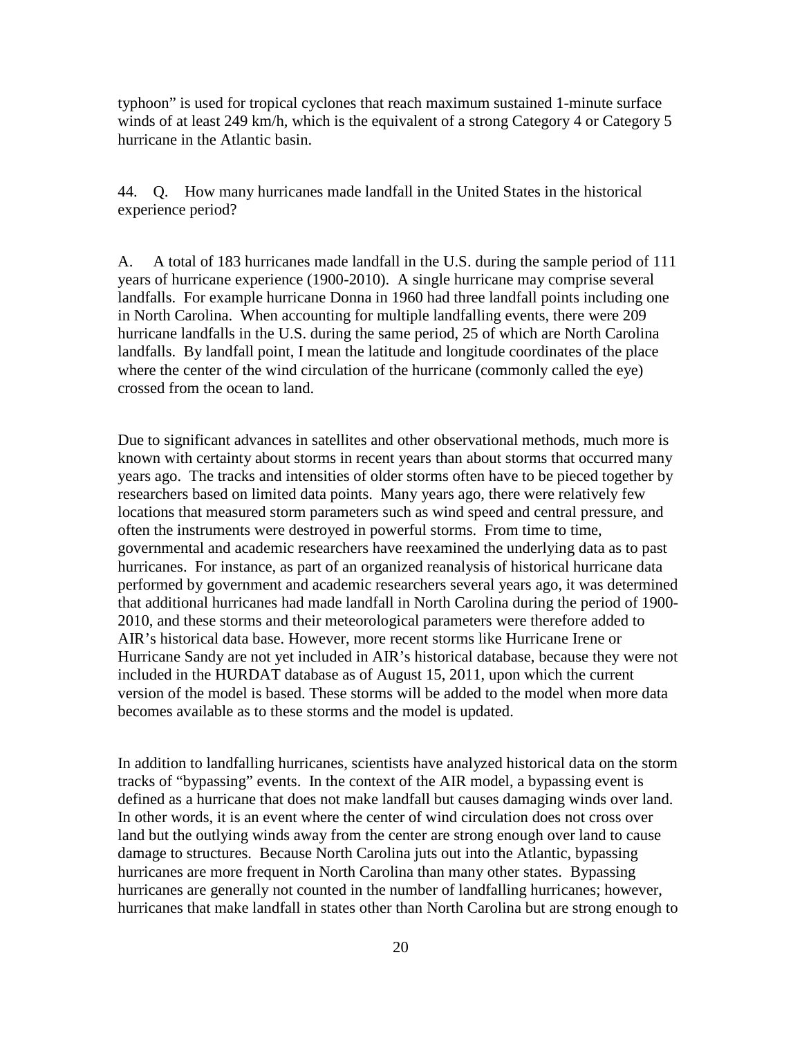typhoon" is used for tropical cyclones that reach maximum sustained 1-minute surface winds of at least 249 km/h, which is the equivalent of a strong Category 4 or Category 5 hurricane in the Atlantic basin.

44. Q. How many hurricanes made landfall in the United States in the historical experience period?

A. A total of 183 hurricanes made landfall in the U.S. during the sample period of 111 years of hurricane experience (1900-2010). A single hurricane may comprise several landfalls. For example hurricane Donna in 1960 had three landfall points including one in North Carolina. When accounting for multiple landfalling events, there were 209 hurricane landfalls in the U.S. during the same period, 25 of which are North Carolina landfalls. By landfall point, I mean the latitude and longitude coordinates of the place where the center of the wind circulation of the hurricane (commonly called the eye) crossed from the ocean to land.

Due to significant advances in satellites and other observational methods, much more is known with certainty about storms in recent years than about storms that occurred many years ago. The tracks and intensities of older storms often have to be pieced together by researchers based on limited data points. Many years ago, there were relatively few locations that measured storm parameters such as wind speed and central pressure, and often the instruments were destroyed in powerful storms. From time to time, governmental and academic researchers have reexamined the underlying data as to past hurricanes. For instance, as part of an organized reanalysis of historical hurricane data performed by government and academic researchers several years ago, it was determined that additional hurricanes had made landfall in North Carolina during the period of 1900-2010, and these storms and their meteorological parameters were therefore added to AIR's historical data base. However, more recent storms like Hurricane Irene or Hurricane Sandy are not yet included in AIR's historical database, because they were not included in the HURDAT database as of August 15, 2011, upon which the current version of the model is based. These storms will be added to the model when more data becomes available as to these storms and the model is updated.

In addition to landfalling hurricanes, scientists have analyzed historical data on the storm tracks of "bypassing" events. In the context of the AIR model, a bypassing event is defined as a hurricane that does not make landfall but causes damaging winds over land. In other words, it is an event where the center of wind circulation does not cross over land but the outlying winds away from the center are strong enough over land to cause damage to structures. Because North Carolina juts out into the Atlantic, bypassing hurricanes are more frequent in North Carolina than many other states. Bypassing hurricanes are generally not counted in the number of landfalling hurricanes; however, hurricanes that make landfall in states other than North Carolina but are strong enough to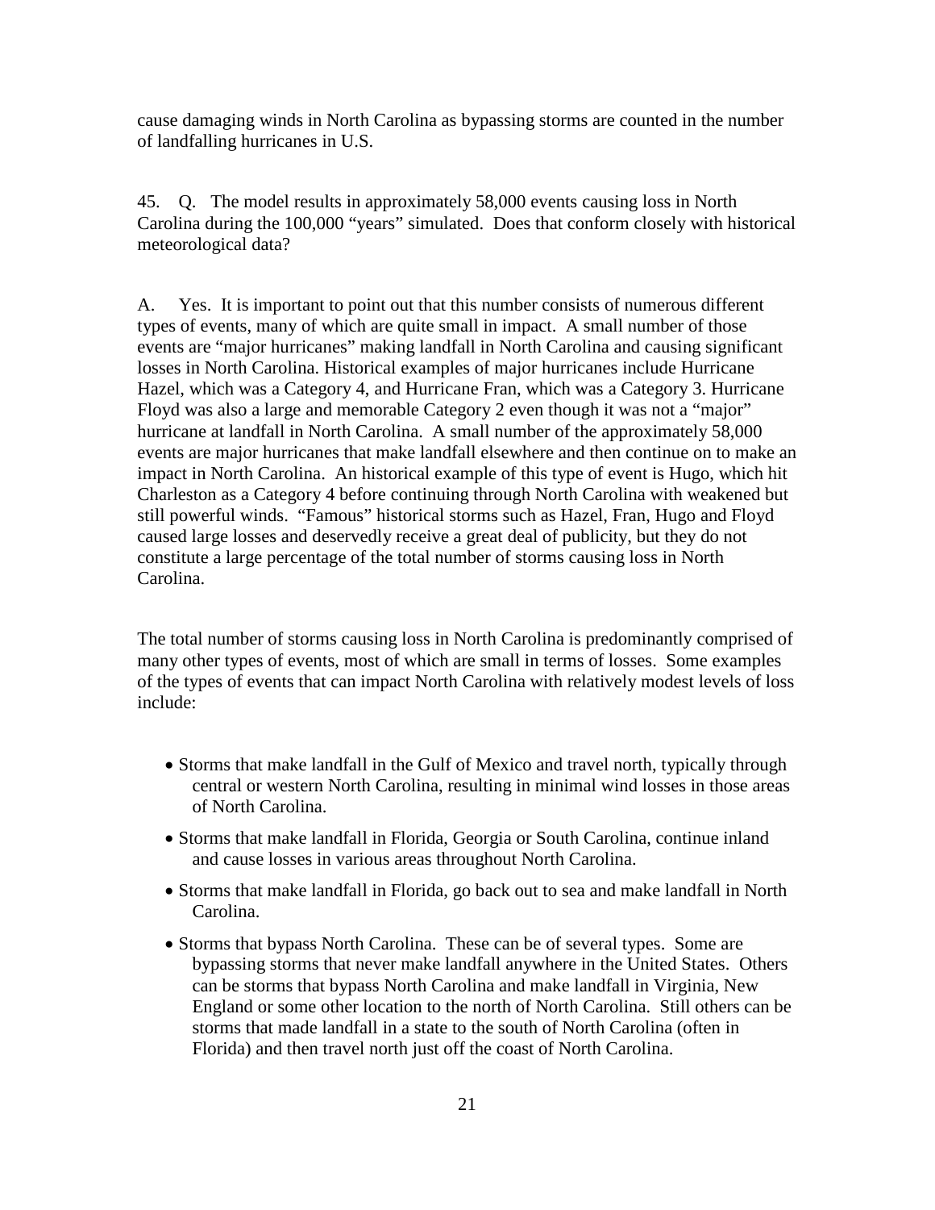cause damaging winds in North Carolina as bypassing storms are counted in the number of landfalling hurricanes in U.S.

45. Q. The model results in approximately 58,000 events causing loss in North Carolina during the 100,000 "years" simulated. Does that conform closely with historical meteorological data?

A. Yes. It is important to point out that this number consists of numerous different types of events, many of which are quite small in impact. A small number of those events are "major hurricanes" making landfall in North Carolina and causing significant losses in North Carolina. Historical examples of major hurricanes include Hurricane Hazel, which was a Category 4, and Hurricane Fran, which was a Category 3. Hurricane Floyd was also a large and memorable Category 2 even though it was not a "major" hurricane at landfall in North Carolina. A small number of the approximately 58,000 events are major hurricanes that make landfall elsewhere and then continue on to make an impact in North Carolina. An historical example of this type of event is Hugo, which hit Charleston as a Category 4 before continuing through North Carolina with weakened but still powerful winds. "Famous" historical storms such as Hazel, Fran, Hugo and Floyd caused large losses and deservedly receive a great deal of publicity, but they do not constitute a large percentage of the total number of storms causing loss in North Carolina.

The total number of storms causing loss in North Carolina is predominantly comprised of many other types of events, most of which are small in terms of losses. Some examples of the types of events that can impact North Carolina with relatively modest levels of loss include:

- Storms that make landfall in the Gulf of Mexico and travel north, typically through central or western North Carolina, resulting in minimal wind losses in those areas of North Carolina.
- Storms that make landfall in Florida, Georgia or South Carolina, continue inland and cause losses in various areas throughout North Carolina.
- Storms that make landfall in Florida, go back out to sea and make landfall in North Carolina.
- Storms that bypass North Carolina. These can be of several types. Some are bypassing storms that never make landfall anywhere in the United States. Others can be storms that bypass North Carolina and make landfall in Virginia, New England or some other location to the north of North Carolina. Still others can be storms that made landfall in a state to the south of North Carolina (often in Florida) and then travel north just off the coast of North Carolina.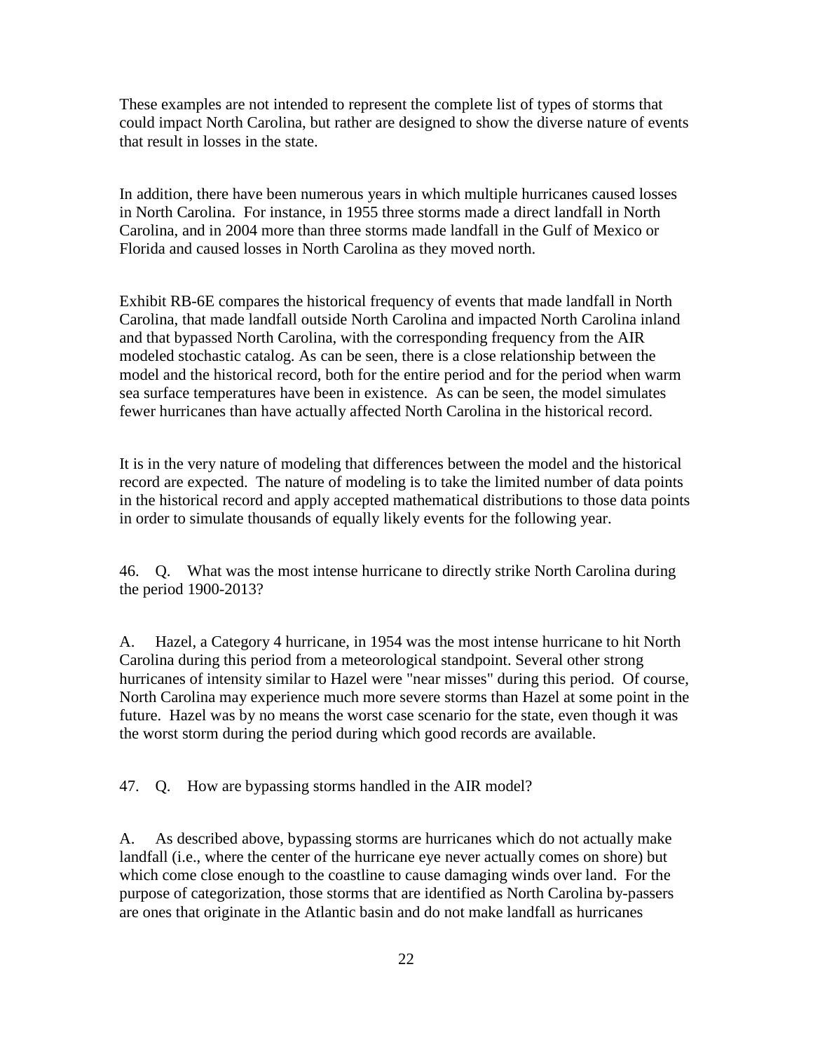These examples are not intended to represent the complete list of types of storms that could impact North Carolina, but rather are designed to show the diverse nature of events that result in losses in the state.

In addition, there have been numerous years in which multiple hurricanes caused losses in North Carolina. For instance, in 1955 three storms made a direct landfall in North Carolina, and in 2004 more than three storms made landfall in the Gulf of Mexico or Florida and caused losses in North Carolina as they moved north.

Exhibit RB-6E compares the historical frequency of events that made landfall in North Carolina, that made landfall outside North Carolina and impacted North Carolina inland and that bypassed North Carolina, with the corresponding frequency from the AIR modeled stochastic catalog. As can be seen, there is a close relationship between the model and the historical record, both for the entire period and for the period when warm sea surface temperatures have been in existence. As can be seen, the model simulates fewer hurricanes than have actually affected North Carolina in the historical record.

It is in the very nature of modeling that differences between the model and the historical record are expected. The nature of modeling is to take the limited number of data points in the historical record and apply accepted mathematical distributions to those data points in order to simulate thousands of equally likely events for the following year.

46. Q. What was the most intense hurricane to directly strike North Carolina during the period 1900-2013?

A. Hazel, a Category 4 hurricane, in 1954 was the most intense hurricane to hit North Carolina during this period from a meteorological standpoint. Several other strong hurricanes of intensity similar to Hazel were "near misses" during this period. Of course, North Carolina may experience much more severe storms than Hazel at some point in the future. Hazel was by no means the worst case scenario for the state, even though it was the worst storm during the period during which good records are available.

47. Q. How are bypassing storms handled in the AIR model?

A. As described above, bypassing storms are hurricanes which do not actually make landfall (i.e., where the center of the hurricane eye never actually comes on shore) but which come close enough to the coastline to cause damaging winds over land. For the purpose of categorization, those storms that are identified as North Carolina by-passers are ones that originate in the Atlantic basin and do not make landfall as hurricanes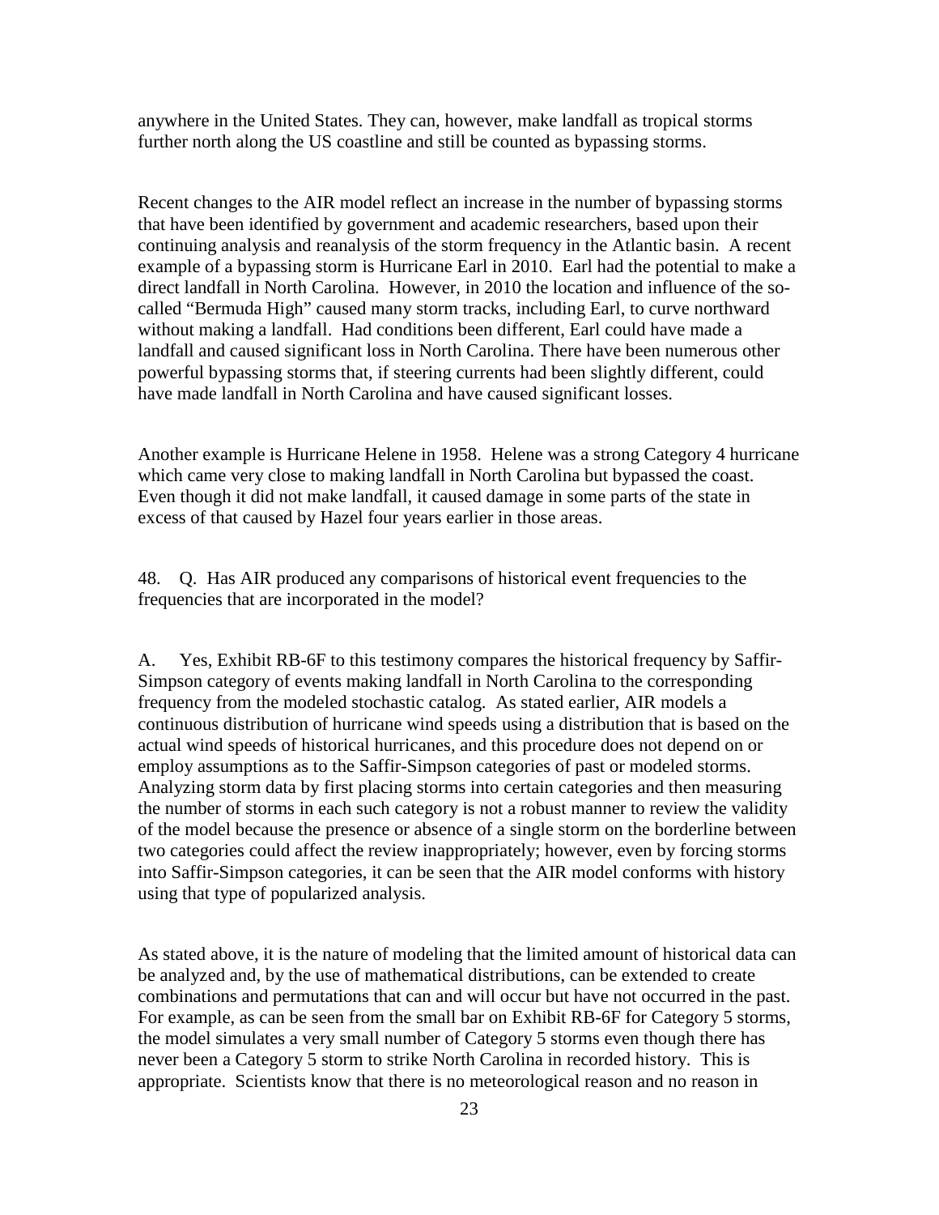anywhere in the United States. They can, however, make landfall as tropical storms further north along the US coastline and still be counted as bypassing storms.

Recent changes to the AIR model reflect an increase in the number of bypassing storms that have been identified by government and academic researchers, based upon their continuing analysis and reanalysis of the storm frequency in the Atlantic basin. A recent example of a bypassing storm is Hurricane Earl in 2010. Earl had the potential to make a direct landfall in North Carolina. However, in 2010 the location and influence of the so-called "Bermuda High" caused many storm tracks, including Earl, to curve northward without making a landfall. Had conditions been different, Earl could have made a landfall and caused significant loss in North Carolina. There have been numerous other powerful bypassing storms that, if steering currents had been slightly different, could have made landfall in North Carolina and have caused significant losses.

Another example is Hurricane Helene in 1958. Helene was a strong Category 4 hurricane which came very close to making landfall in North Carolina but bypassed the coast. Even though it did not make landfall, it caused damage in some parts of the state in excess of that caused by Hazel four years earlier in those areas.

48. Q. Has AIR produced any comparisons of historical event frequencies to the frequencies that are incorporated in the model?

A. Yes, Exhibit RB-6F to this testimony compares the historical frequency by Saffir-Simpson category of events making landfall in North Carolina to the corresponding frequency from the modeled stochastic catalog. As stated earlier, AIR models a continuous distribution of hurricane wind speeds using a distribution that is based on the actual wind speeds of historical hurricanes, and this procedure does not depend on or employ assumptions as to the Saffir-Simpson categories of past or modeled storms. Analyzing storm data by first placing storms into certain categories and then measuring the number of storms in each such category is not a robust manner to review the validity of the model because the presence or absence of a single storm on the borderline between two categories could affect the review inappropriately; however, even by forcing storms into Saffir-Simpson categories, it can be seen that the AIR model conforms with history using that type of popularized analysis.

As stated above, it is the nature of modeling that the limited amount of historical data can be analyzed and, by the use of mathematical distributions, can be extended to create combinations and permutations that can and will occur but have not occurred in the past. For example, as can be seen from the small bar on Exhibit RB-6F for Category 5 storms, the model simulates a very small number of Category 5 storms even though there has never been a Category 5 storm to strike North Carolina in recorded history. This is appropriate. Scientists know that there is no meteorological reason and no reason in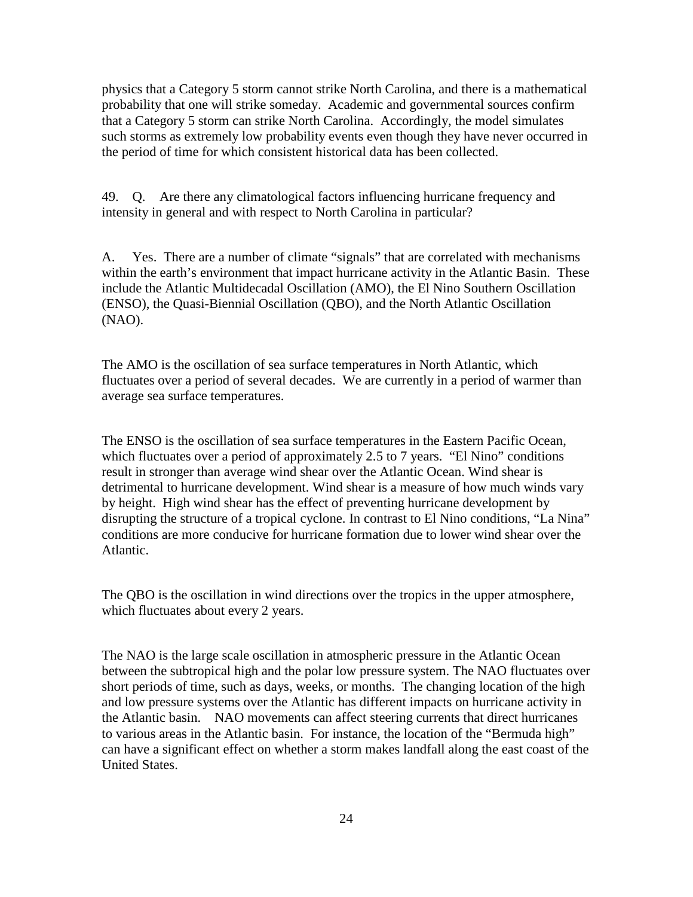physics that a Category 5 storm cannot strike North Carolina, and there is a mathematical probability that one will strike someday. Academic and governmental sources confirm that a Category 5 storm can strike North Carolina. Accordingly, the model simulates such storms as extremely low probability events even though they have never occurred in the period of time for which consistent historical data has been collected.

49. Q. Are there any climatological factors influencing hurricane frequency and intensity in general and with respect to North Carolina in particular?

A. Yes. There are a number of climate "signals" that are correlated with mechanisms within the earth's environment that impact hurricane activity in the Atlantic Basin. These include the Atlantic Multidecadal Oscillation (AMO), the El Nino Southern Oscillation (ENSO), the Quasi-Biennial Oscillation (QBO), and the North Atlantic Oscillation (NAO).

The AMO is the oscillation of sea surface temperatures in North Atlantic, which fluctuates over a period of several decades. We are currently in a period of warmer than average sea surface temperatures.

The ENSO is the oscillation of sea surface temperatures in the Eastern Pacific Ocean, which fluctuates over a period of approximately 2.5 to 7 years. "El Nino" conditions result in stronger than average wind shear over the Atlantic Ocean. Wind shear is detrimental to hurricane development. Wind shear is a measure of how much winds vary by height. High wind shear has the effect of preventing hurricane development by disrupting the structure of a tropical cyclone. In contrast to El Nino conditions, "La Nina" conditions are more conducive for hurricane formation due to lower wind shear over the Atlantic.

The QBO is the oscillation in wind directions over the tropics in the upper atmosphere, which fluctuates about every 2 years.

The NAO is the large scale oscillation in atmospheric pressure in the Atlantic Ocean between the subtropical high and the polar low pressure system. The NAO fluctuates over short periods of time, such as days, weeks, or months. The changing location of the high and low pressure systems over the Atlantic has different impacts on hurricane activity in the Atlantic basin. NAO movements can affect steering currents that direct hurricanes to various areas in the Atlantic basin. For instance, the location of the "Bermuda high" can have a significant effect on whether a storm makes landfall along the east coast of the United States.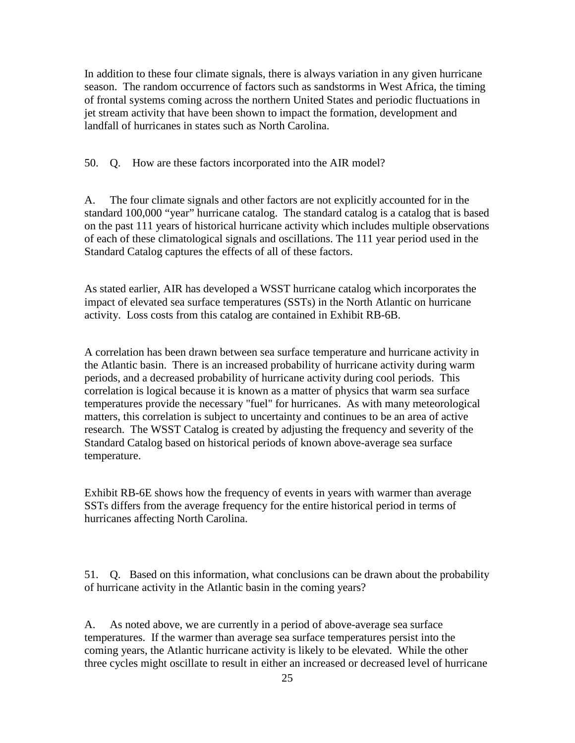In addition to these four climate signals, there is always variation in any given hurricane season. The random occurrence of factors such as sandstorms in West Africa, the timing of frontal systems coming across the northern United States and periodic fluctuations in jet stream activity that have been shown to impact the formation, development and landfall of hurricanes in states such as North Carolina.

50. Q. How are these factors incorporated into the AIR model?

A. The four climate signals and other factors are not explicitly accounted for in the standard 100,000 "year" hurricane catalog. The standard catalog is a catalog that is based on the past 111 years of historical hurricane activity which includes multiple observations of each of these climatological signals and oscillations. The 111 year period used in the Standard Catalog captures the effects of all of these factors.

As stated earlier, AIR has developed a WSST hurricane catalog which incorporates the impact of elevated sea surface temperatures (SSTs) in the North Atlantic on hurricane activity. Loss costs from this catalog are contained in Exhibit RB-6B.

A correlation has been drawn between sea surface temperature and hurricane activity in the Atlantic basin. There is an increased probability of hurricane activity during warm periods, and a decreased probability of hurricane activity during cool periods. This correlation is logical because it is known as a matter of physics that warm sea surface temperatures provide the necessary "fuel" for hurricanes. As with many meteorological matters, this correlation is subject to uncertainty and continues to be an area of active research. The WSST Catalog is created by adjusting the frequency and severity of the Standard Catalog based on historical periods of known above-average sea surface temperature.

Exhibit RB-6E shows how the frequency of events in years with warmer than average SSTs differs from the average frequency for the entire historical period in terms of hurricanes affecting North Carolina.

51. Q. Based on this information, what conclusions can be drawn about the probability of hurricane activity in the Atlantic basin in the coming years?

A. As noted above, we are currently in a period of above-average sea surface temperatures. If the warmer than average sea surface temperatures persist into the coming years, the Atlantic hurricane activity is likely to be elevated. While the other three cycles might oscillate to result in either an increased or decreased level of hurricane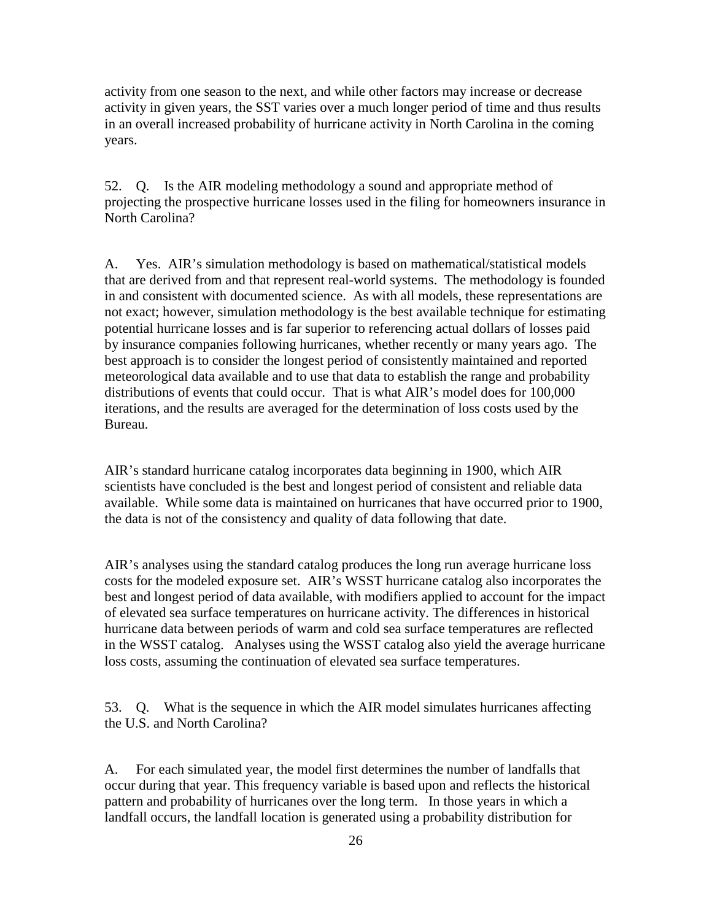activity from one season to the next, and while other factors may increase or decrease activity in given years, the SST varies over a much longer period of time and thus results in an overall increased probability of hurricane activity in North Carolina in the coming years.

52. Q. Is the AIR modeling methodology a sound and appropriate method of projecting the prospective hurricane losses used in the filing for homeowners insurance in North Carolina?

A. Yes. AIR's simulation methodology is based on mathematical/statistical models that are derived from and that represent real-world systems. The methodology is founded in and consistent with documented science. As with all models, these representations are not exact; however, simulation methodology is the best available technique for estimating potential hurricane losses and is far superior to referencing actual dollars of losses paid by insurance companies following hurricanes, whether recently or many years ago. The best approach is to consider the longest period of consistently maintained and reported meteorological data available and to use that data to establish the range and probability distributions of events that could occur. That is what AIR's model does for 100,000 iterations, and the results are averaged for the determination of loss costs used by the Bureau.

AIR's standard hurricane catalog incorporates data beginning in 1900, which AIR scientists have concluded is the best and longest period of consistent and reliable data available. While some data is maintained on hurricanes that have occurred prior to 1900, the data is not of the consistency and quality of data following that date.

AIR's analyses using the standard catalog produces the long run average hurricane loss costs for the modeled exposure set. AIR's WSST hurricane catalog also incorporates the best and longest period of data available, with modifiers applied to account for the impact of elevated sea surface temperatures on hurricane activity. The differences in historical hurricane data between periods of warm and cold sea surface temperatures are reflected in the WSST catalog. Analyses using the WSST catalog also yield the average hurricane loss costs, assuming the continuation of elevated sea surface temperatures.

53. Q. What is the sequence in which the AIR model simulates hurricanes affecting the U.S. and North Carolina?

A. For each simulated year, the model first determines the number of landfalls that occur during that year. This frequency variable is based upon and reflects the historical pattern and probability of hurricanes over the long term. In those years in which a landfall occurs, the landfall location is generated using a probability distribution for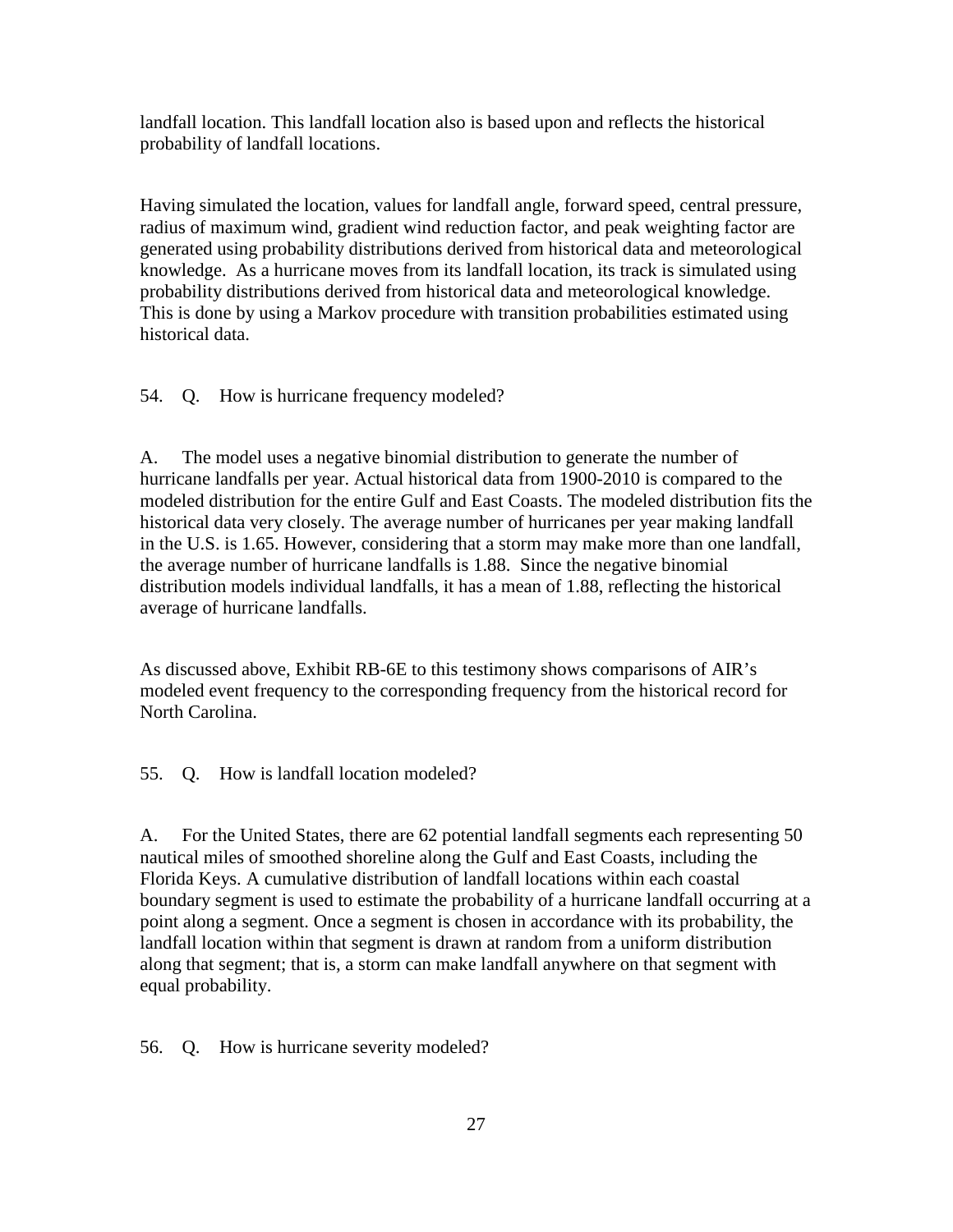landfall location. This landfall location also is based upon and reflects the historical probability of landfall locations.

Having simulated the location, values for landfall angle, forward speed, central pressure, radius of maximum wind, gradient wind reduction factor, and peak weighting factor are generated using probability distributions derived from historical data and meteorological knowledge. As a hurricane moves from its landfall location, its track is simulated using probability distributions derived from historical data and meteorological knowledge. This is done by using a Markov procedure with transition probabilities estimated using historical data.

54. Q. How is hurricane frequency modeled?

A. The model uses a negative binomial distribution to generate the number of hurricane landfalls per year. Actual historical data from 1900-2010 is compared to the modeled distribution for the entire Gulf and East Coasts. The modeled distribution fits the historical data very closely. The average number of hurricanes per year making landfall in the U.S. is 1.65. However, considering that a storm may make more than one landfall, the average number of hurricane landfalls is 1.88. Since the negative binomial distribution models individual landfalls, it has a mean of 1.88, reflecting the historical average of hurricane landfalls.

As discussed above, Exhibit RB-6E to this testimony shows comparisons of AIR's modeled event frequency to the corresponding frequency from the historical record for North Carolina.

55. Q. How is landfall location modeled?

A. For the United States, there are 62 potential landfall segments each representing 50 nautical miles of smoothed shoreline along the Gulf and East Coasts, including the Florida Keys. A cumulative distribution of landfall locations within each coastal boundary segment is used to estimate the probability of a hurricane landfall occurring at a point along a segment. Once a segment is chosen in accordance with its probability, the landfall location within that segment is drawn at random from a uniform distribution along that segment; that is, a storm can make landfall anywhere on that segment with equal probability.

56. Q. How is hurricane severity modeled?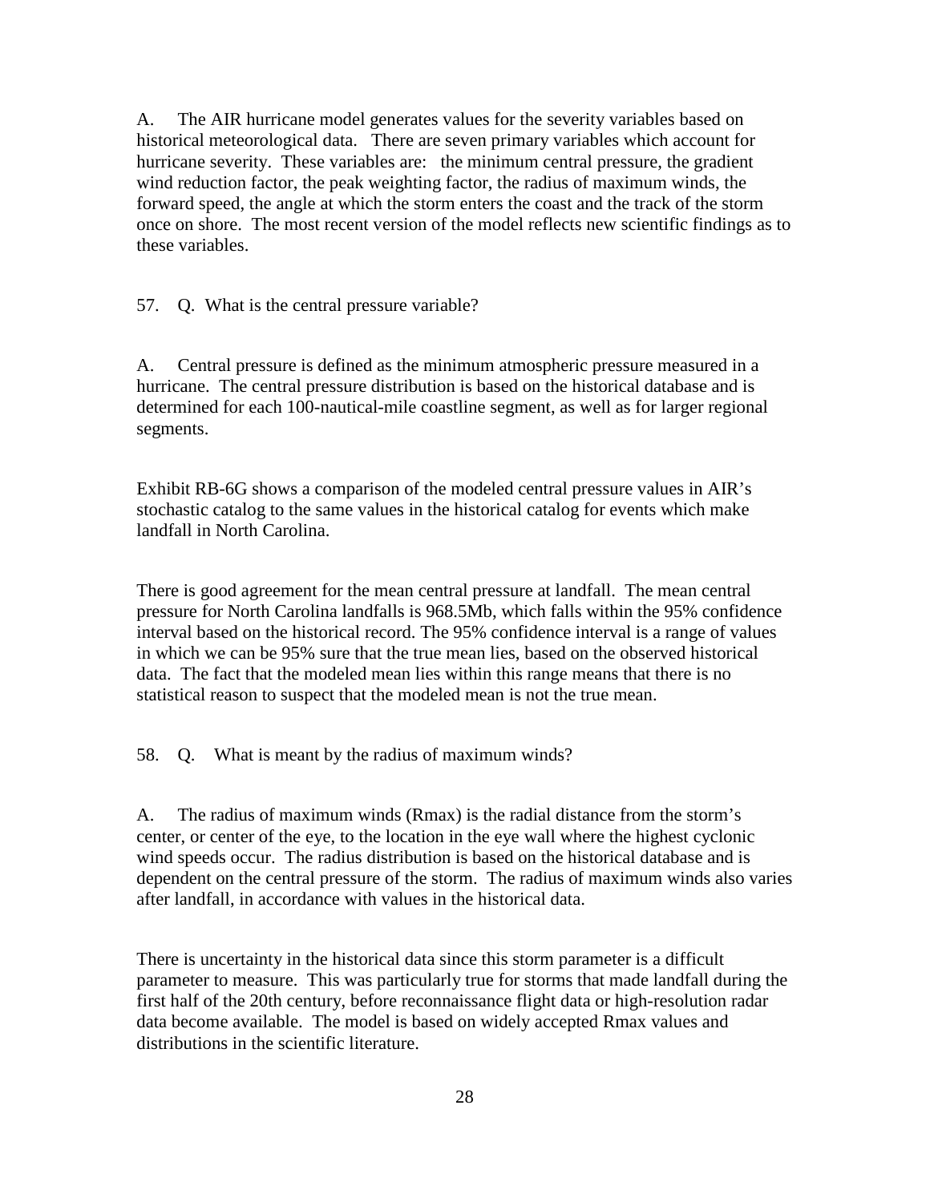A. The AIR hurricane model generates values for the severity variables based on historical meteorological data. There are seven primary variables which account for hurricane severity. These variables are: the minimum central pressure, the gradient wind reduction factor, the peak weighting factor, the radius of maximum winds, the forward speed, the angle at which the storm enters the coast and the track of the storm once on shore. The most recent version of the model reflects new scientific findings as to these variables.

57. Q. What is the central pressure variable?

A. Central pressure is defined as the minimum atmospheric pressure measured in a hurricane. The central pressure distribution is based on the historical database and is determined for each 100-nautical-mile coastline segment, as well as for larger regional segments.

Exhibit RB-6G shows a comparison of the modeled central pressure values in AIR's stochastic catalog to the same values in the historical catalog for events which make landfall in North Carolina.

There is good agreement for the mean central pressure at landfall. The mean central pressure for North Carolina landfalls is 968.5Mb, which falls within the 95% confidence interval based on the historical record. The 95% confidence interval is a range of values in which we can be 95% sure that the true mean lies, based on the observed historical data. The fact that the modeled mean lies within this range means that there is no statistical reason to suspect that the modeled mean is not the true mean.

58. Q. What is meant by the radius of maximum winds?

A. The radius of maximum winds (Rmax) is the radial distance from the storm's center, or center of the eye, to the location in the eye wall where the highest cyclonic wind speeds occur. The radius distribution is based on the historical database and is dependent on the central pressure of the storm. The radius of maximum winds also varies after landfall, in accordance with values in the historical data.

There is uncertainty in the historical data since this storm parameter is a difficult parameter to measure. This was particularly true for storms that made landfall during the first half of the 20th century, before reconnaissance flight data or high-resolution radar data become available. The model is based on widely accepted Rmax values and distributions in the scientific literature.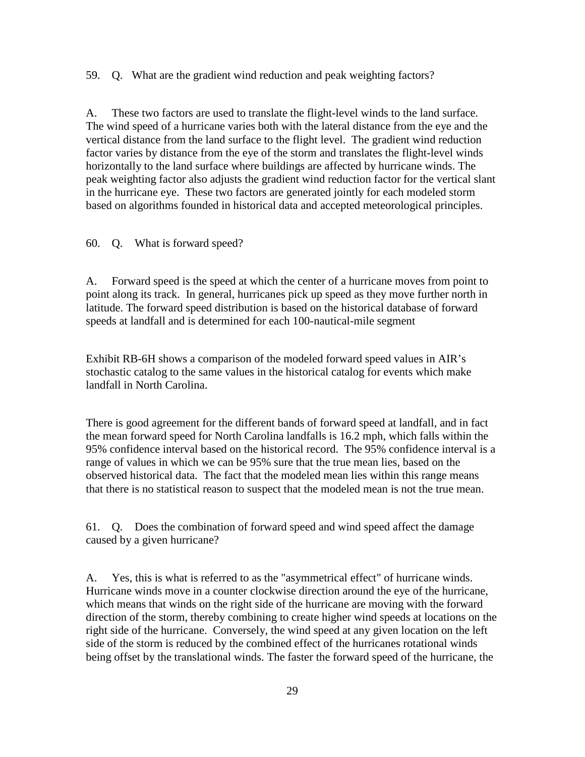59. Q. What are the gradient wind reduction and peak weighting factors?

A. These two factors are used to translate the flight-level winds to the land surface. The wind speed of a hurricane varies both with the lateral distance from the eye and the vertical distance from the land surface to the flight level. The gradient wind reduction factor varies by distance from the eye of the storm and translates the flight-level winds horizontally to the land surface where buildings are affected by hurricane winds. The peak weighting factor also adjusts the gradient wind reduction factor for the vertical slant in the hurricane eye. These two factors are generated jointly for each modeled storm based on algorithms founded in historical data and accepted meteorological principles.

60. Q. What is forward speed?

A. Forward speed is the speed at which the center of a hurricane moves from point to point along its track. In general, hurricanes pick up speed as they move further north in latitude. The forward speed distribution is based on the historical database of forward speeds at landfall and is determined for each 100-nautical-mile segment

Exhibit RB-6H shows a comparison of the modeled forward speed values in AIR's stochastic catalog to the same values in the historical catalog for events which make landfall in North Carolina.

There is good agreement for the different bands of forward speed at landfall, and in fact the mean forward speed for North Carolina landfalls is 16.2 mph, which falls within the 95% confidence interval based on the historical record. The 95% confidence interval is a range of values in which we can be 95% sure that the true mean lies, based on the observed historical data. The fact that the modeled mean lies within this range means that there is no statistical reason to suspect that the modeled mean is not the true mean.

61. Q. Does the combination of forward speed and wind speed affect the damage caused by a given hurricane?

A. Yes, this is what is referred to as the "asymmetrical effect" of hurricane winds. Hurricane winds move in a counter clockwise direction around the eye of the hurricane, which means that winds on the right side of the hurricane are moving with the forward direction of the storm, thereby combining to create higher wind speeds at locations on the right side of the hurricane. Conversely, the wind speed at any given location on the left side of the storm is reduced by the combined effect of the hurricanes rotational winds being offset by the translational winds. The faster the forward speed of the hurricane, the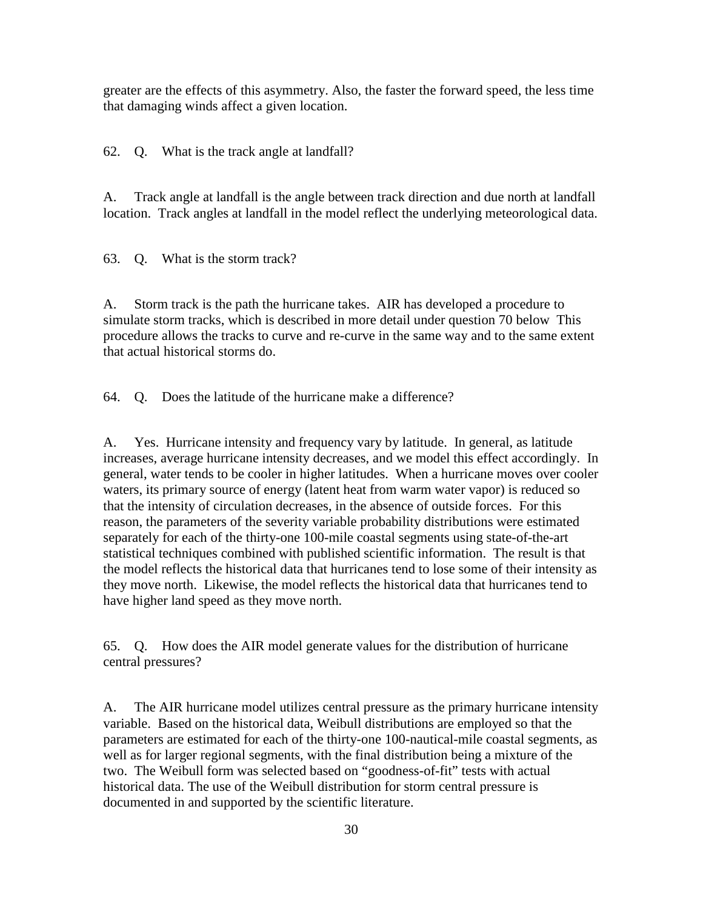greater are the effects of this asymmetry. Also, the faster the forward speed, the less time that damaging winds affect a given location.

62. Q. What is the track angle at landfall?

A. Track angle at landfall is the angle between track direction and due north at landfall location. Track angles at landfall in the model reflect the underlying meteorological data.

63. Q. What is the storm track?

A. Storm track is the path the hurricane takes. AIR has developed a procedure to simulate storm tracks, which is described in more detail under question 70 below This procedure allows the tracks to curve and re-curve in the same way and to the same extent that actual historical storms do.

64. Q. Does the latitude of the hurricane make a difference?

A. Yes. Hurricane intensity and frequency vary by latitude. In general, as latitude increases, average hurricane intensity decreases, and we model this effect accordingly. In general, water tends to be cooler in higher latitudes. When a hurricane moves over cooler waters, its primary source of energy (latent heat from warm water vapor) is reduced so that the intensity of circulation decreases, in the absence of outside forces. For this reason, the parameters of the severity variable probability distributions were estimated separately for each of the thirty-one 100-mile coastal segments using state-of-the-art statistical techniques combined with published scientific information. The result is that the model reflects the historical data that hurricanes tend to lose some of their intensity as they move north. Likewise, the model reflects the historical data that hurricanes tend to have higher land speed as they move north.

65. Q. How does the AIR model generate values for the distribution of hurricane central pressures?

A. The AIR hurricane model utilizes central pressure as the primary hurricane intensity variable. Based on the historical data, Weibull distributions are employed so that the parameters are estimated for each of the thirty-one 100-nautical-mile coastal segments, as well as for larger regional segments, with the final distribution being a mixture of the two. The Weibull form was selected based on "goodness-of-fit" tests with actual historical data. The use of the Weibull distribution for storm central pressure is documented in and supported by the scientific literature.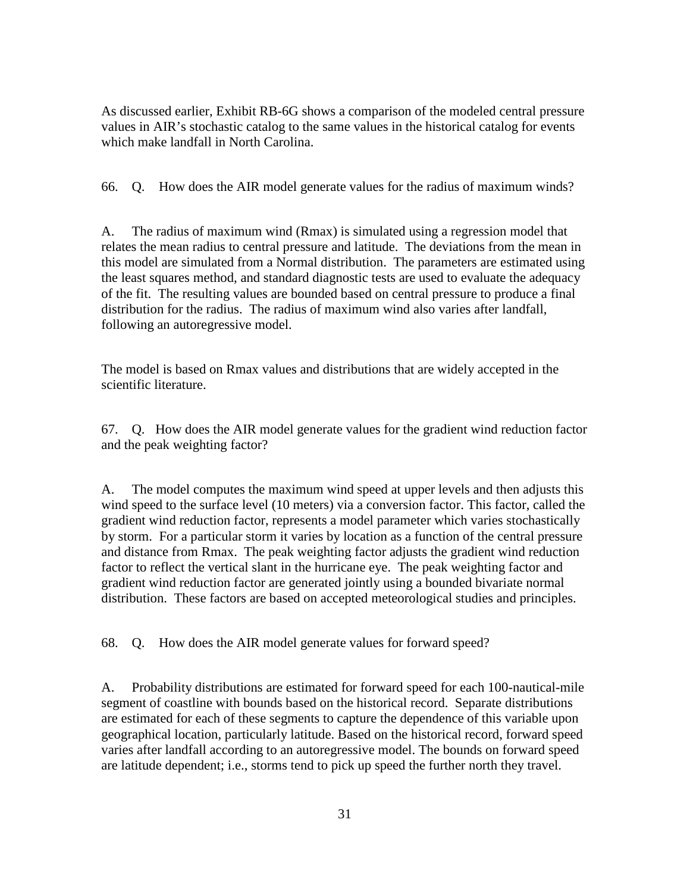As discussed earlier, Exhibit RB-6G shows a comparison of the modeled central pressure values in AIR's stochastic catalog to the same values in the historical catalog for events which make landfall in North Carolina.

66. Q. How does the AIR model generate values for the radius of maximum winds?

A. The radius of maximum wind (Rmax) is simulated using a regression model that relates the mean radius to central pressure and latitude. The deviations from the mean in this model are simulated from a Normal distribution. The parameters are estimated using the least squares method, and standard diagnostic tests are used to evaluate the adequacy of the fit. The resulting values are bounded based on central pressure to produce a final distribution for the radius. The radius of maximum wind also varies after landfall, following an autoregressive model.

The model is based on Rmax values and distributions that are widely accepted in the scientific literature.

67. Q. How does the AIR model generate values for the gradient wind reduction factor and the peak weighting factor?

A. The model computes the maximum wind speed at upper levels and then adjusts this wind speed to the surface level (10 meters) via a conversion factor. This factor, called the gradient wind reduction factor, represents a model parameter which varies stochastically by storm. For a particular storm it varies by location as a function of the central pressure and distance from Rmax. The peak weighting factor adjusts the gradient wind reduction factor to reflect the vertical slant in the hurricane eye. The peak weighting factor and gradient wind reduction factor are generated jointly using a bounded bivariate normal distribution. These factors are based on accepted meteorological studies and principles.

68. Q. How does the AIR model generate values for forward speed?

A. Probability distributions are estimated for forward speed for each 100-nautical-mile segment of coastline with bounds based on the historical record. Separate distributions are estimated for each of these segments to capture the dependence of this variable upon geographical location, particularly latitude. Based on the historical record, forward speed varies after landfall according to an autoregressive model. The bounds on forward speed are latitude dependent; i.e., storms tend to pick up speed the further north they travel.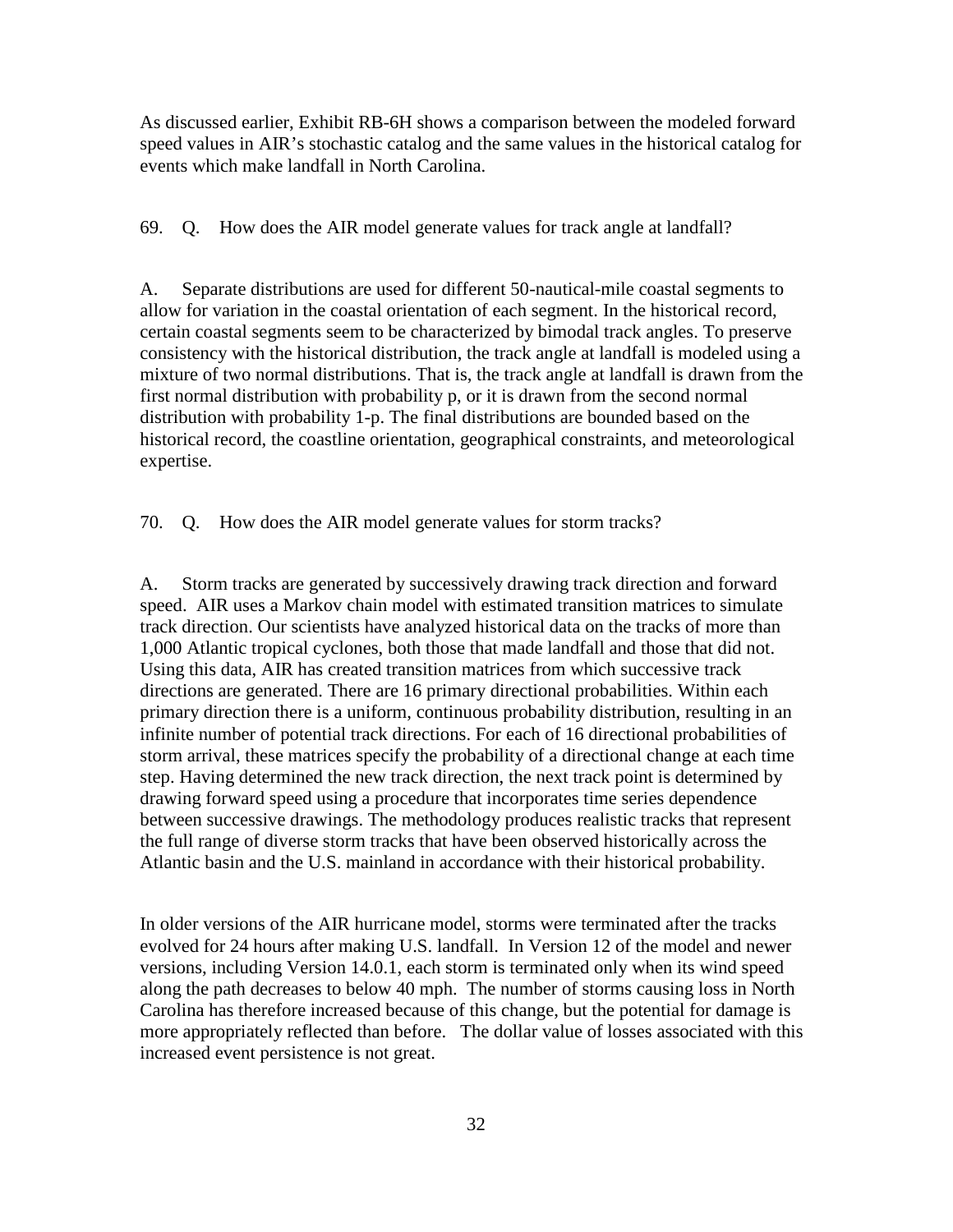As discussed earlier, Exhibit RB-6H shows a comparison between the modeled forward speed values in AIR's stochastic catalog and the same values in the historical catalog for events which make landfall in North Carolina.

69. Q. How does the AIR model generate values for track angle at landfall?

A. Separate distributions are used for different 50-nautical-mile coastal segments to allow for variation in the coastal orientation of each segment. In the historical record, certain coastal segments seem to be characterized by bimodal track angles. To preserve consistency with the historical distribution, the track angle at landfall is modeled using a mixture of two normal distributions. That is, the track angle at landfall is drawn from the first normal distribution with probability p, or it is drawn from the second normal distribution with probability 1-p. The final distributions are bounded based on the historical record, the coastline orientation, geographical constraints, and meteorological expertise.

70. Q. How does the AIR model generate values for storm tracks?

A. Storm tracks are generated by successively drawing track direction and forward speed. AIR uses a Markov chain model with estimated transition matrices to simulate track direction. Our scientists have analyzed historical data on the tracks of more than 1,000 Atlantic tropical cyclones, both those that made landfall and those that did not. Using this data, AIR has created transition matrices from which successive track directions are generated. There are 16 primary directional probabilities. Within each primary direction there is a uniform, continuous probability distribution, resulting in an infinite number of potential track directions. For each of 16 directional probabilities of storm arrival, these matrices specify the probability of a directional change at each time step. Having determined the new track direction, the next track point is determined by drawing forward speed using a procedure that incorporates time series dependence between successive drawings. The methodology produces realistic tracks that represent the full range of diverse storm tracks that have been observed historically across the Atlantic basin and the U.S. mainland in accordance with their historical probability.

In older versions of the AIR hurricane model, storms were terminated after the tracks evolved for 24 hours after making U.S. landfall. In Version 12 of the model and newer versions, including Version 14.0.1, each storm is terminated only when its wind speed along the path decreases to below 40 mph. The number of storms causing loss in North Carolina has therefore increased because of this change, but the potential for damage is more appropriately reflected than before. The dollar value of losses associated with this increased event persistence is not great.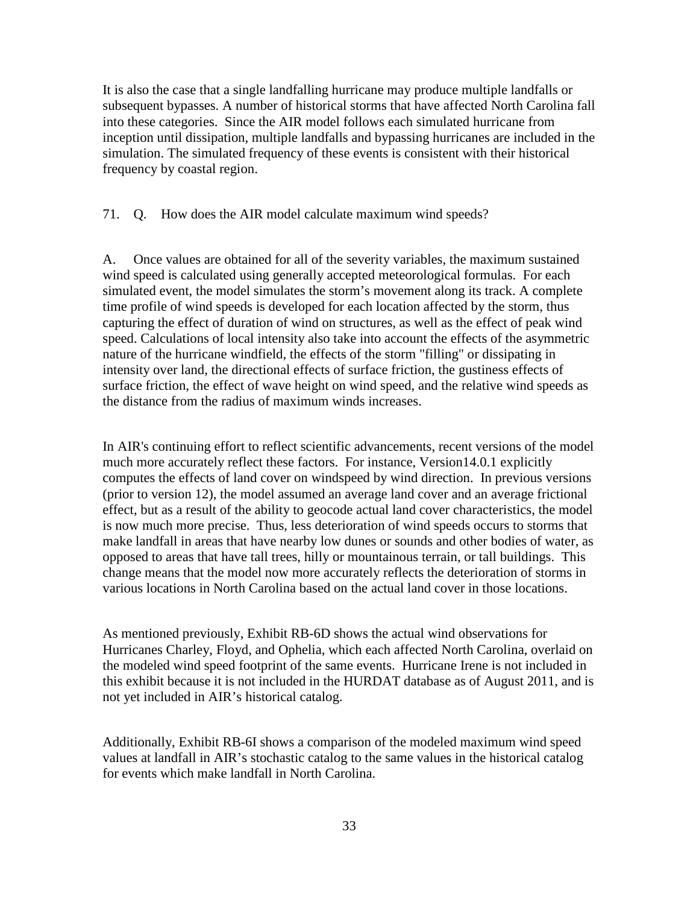It is also the case that a single landfalling hurricane may produce multiple landfalls or subsequent bypasses. A number of historical storms that have affected North Carolina fall into these categories. Since the AIR model follows each simulated hurricane from inception until dissipation, multiple landfalls and bypassing hurricanes are included in the simulation. The simulated frequency of these events is consistent with their historical frequency by coastal region.

71. Q. How does the AIR model calculate maximum wind speeds?

A. Once values are obtained for all of the severity variables, the maximum sustained wind speed is calculated using generally accepted meteorological formulas. For each simulated event, the model simulates the storm's movement along its track. A complete time profile of wind speeds is developed for each location affected by the storm, thus capturing the effect of duration of wind on structures, as well as the effect of peak wind speed. Calculations of local intensity also take into account the effects of the asymmetric nature of the hurricane windfield, the effects of the storm "filling" or dissipating in intensity over land, the directional effects of surface friction, the gustiness effects of surface friction, the effect of wave height on wind speed, and the relative wind speeds as the distance from the radius of maximum winds increases.

In AIR's continuing effort to reflect scientific advancements, recent versions of the model much more accurately reflect these factors. For instance, Version14.0.1 explicitly computes the effects of land cover on windspeed by wind direction. In previous versions (prior to version 12), the model assumed an average land cover and an average frictional effect, but as a result of the ability to geocode actual land cover characteristics, the model is now much more precise. Thus, less deterioration of wind speeds occurs to storms that make landfall in areas that have nearby low dunes or sounds and other bodies of water, as opposed to areas that have tall trees, hilly or mountainous terrain, or tall buildings. This change means that the model now more accurately reflects the deterioration of storms in various locations in North Carolina based on the actual land cover in those locations.

As mentioned previously, Exhibit RB-6D shows the actual wind observations for Hurricanes Charley, Floyd, and Ophelia, which each affected North Carolina, overlaid on the modeled wind speed footprint of the same events. Hurricane Irene is not included in this exhibit because it is not included in the HURDAT database as of August 2011, and is not yet included in AIR's historical catalog.

Additionally, Exhibit RB-6I shows a comparison of the modeled maximum wind speed values at landfall in AIR's stochastic catalog to the same values in the historical catalog for events which make landfall in North Carolina.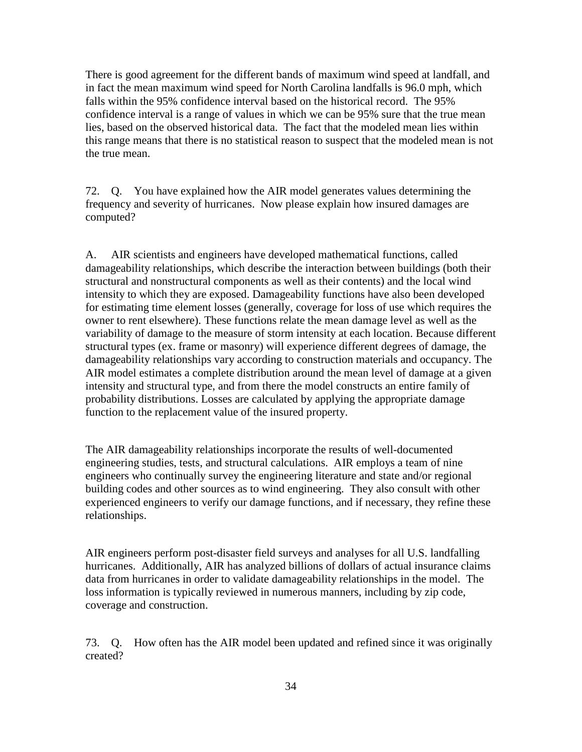There is good agreement for the different bands of maximum wind speed at landfall, and in fact the mean maximum wind speed for North Carolina landfalls is 96.0 mph, which falls within the 95% confidence interval based on the historical record. The 95% confidence interval is a range of values in which we can be 95% sure that the true mean lies, based on the observed historical data. The fact that the modeled mean lies within this range means that there is no statistical reason to suspect that the modeled mean is not the true mean.

72. Q. You have explained how the AIR model generates values determining the frequency and severity of hurricanes. Now please explain how insured damages are computed?

A. AIR scientists and engineers have developed mathematical functions, called damageability relationships, which describe the interaction between buildings (both their structural and nonstructural components as well as their contents) and the local wind intensity to which they are exposed. Damageability functions have also been developed for estimating time element losses (generally, coverage for loss of use which requires the owner to rent elsewhere). These functions relate the mean damage level as well as the variability of damage to the measure of storm intensity at each location. Because different structural types (ex. frame or masonry) will experience different degrees of damage, the damageability relationships vary according to construction materials and occupancy. The AIR model estimates a complete distribution around the mean level of damage at a given intensity and structural type, and from there the model constructs an entire family of probability distributions. Losses are calculated by applying the appropriate damage function to the replacement value of the insured property.

The AIR damageability relationships incorporate the results of well-documented engineering studies, tests, and structural calculations. AIR employs a team of nine engineers who continually survey the engineering literature and state and/or regional building codes and other sources as to wind engineering. They also consult with other experienced engineers to verify our damage functions, and if necessary, they refine these relationships.

AIR engineers perform post-disaster field surveys and analyses for all U.S. landfalling hurricanes. Additionally, AIR has analyzed billions of dollars of actual insurance claims data from hurricanes in order to validate damageability relationships in the model. The loss information is typically reviewed in numerous manners, including by zip code, coverage and construction.

73. Q. How often has the AIR model been updated and refined since it was originally created?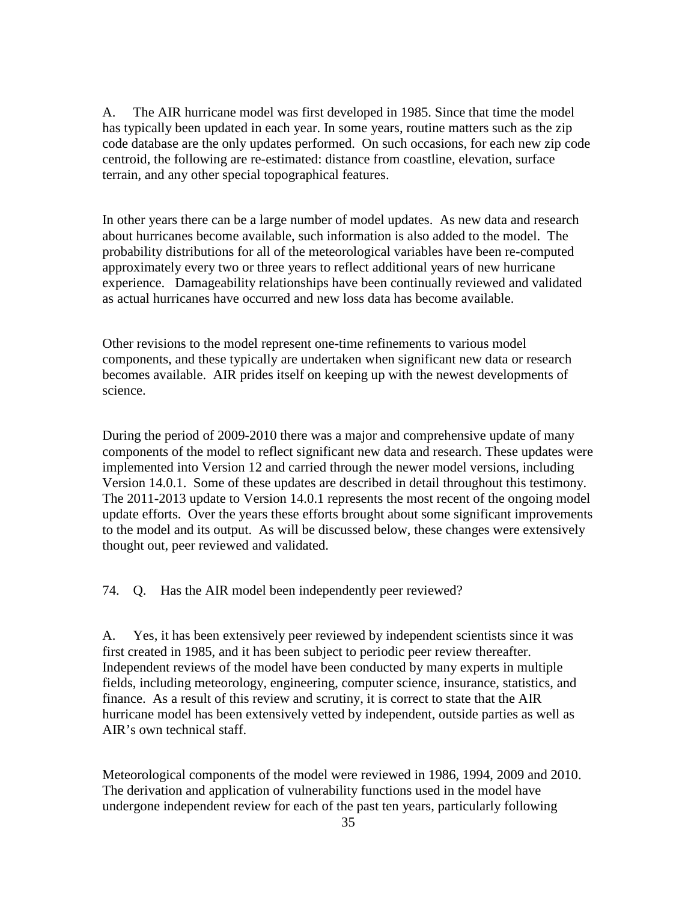A. The AIR hurricane model was first developed in 1985. Since that time the model has typically been updated in each year. In some years, routine matters such as the zip code database are the only updates performed. On such occasions, for each new zip code centroid, the following are re-estimated: distance from coastline, elevation, surface terrain, and any other special topographical features.

In other years there can be a large number of model updates. As new data and research about hurricanes become available, such information is also added to the model. The probability distributions for all of the meteorological variables have been re-computed approximately every two or three years to reflect additional years of new hurricane experience. Damageability relationships have been continually reviewed and validated as actual hurricanes have occurred and new loss data has become available.

Other revisions to the model represent one-time refinements to various model components, and these typically are undertaken when significant new data or research becomes available. AIR prides itself on keeping up with the newest developments of science.

During the period of 2009-2010 there was a major and comprehensive update of many components of the model to reflect significant new data and research. These updates were implemented into Version 12 and carried through the newer model versions, including Version 14.0.1. Some of these updates are described in detail throughout this testimony. The 2011-2013 update to Version 14.0.1 represents the most recent of the ongoing model update efforts. Over the years these efforts brought about some significant improvements to the model and its output. As will be discussed below, these changes were extensively thought out, peer reviewed and validated.

74. Q. Has the AIR model been independently peer reviewed?

A. Yes, it has been extensively peer reviewed by independent scientists since it was first created in 1985, and it has been subject to periodic peer review thereafter. Independent reviews of the model have been conducted by many experts in multiple fields, including meteorology, engineering, computer science, insurance, statistics, and finance. As a result of this review and scrutiny, it is correct to state that the AIR hurricane model has been extensively vetted by independent, outside parties as well as AIR's own technical staff.

Meteorological components of the model were reviewed in 1986, 1994, 2009 and 2010. The derivation and application of vulnerability functions used in the model have undergone independent review for each of the past ten years, particularly following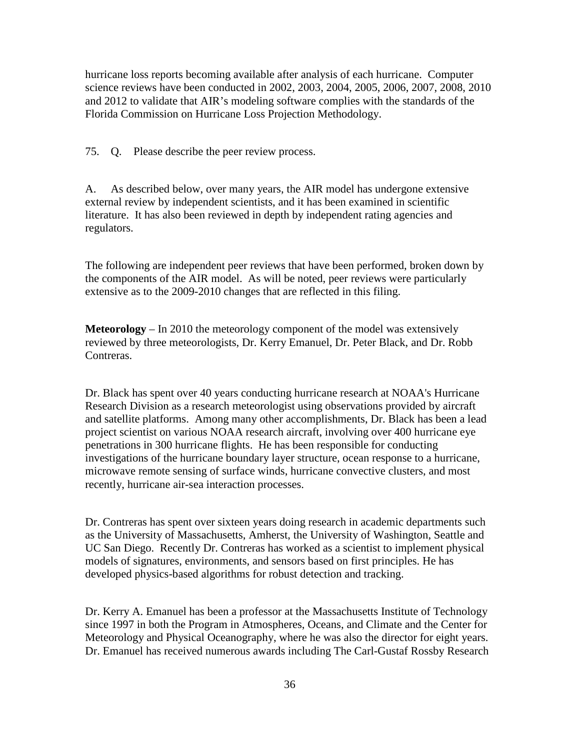hurricane loss reports becoming available after analysis of each hurricane. Computer science reviews have been conducted in 2002, 2003, 2004, 2005, 2006, 2007, 2008, 2010 and 2012 to validate that AIR's modeling software complies with the standards of the Florida Commission on Hurricane Loss Projection Methodology.

75. Q. Please describe the peer review process.

A. As described below, over many years, the AIR model has undergone extensive external review by independent scientists, and it has been examined in scientific literature. It has also been reviewed in depth by independent rating agencies and regulators.

The following are independent peer reviews that have been performed, broken down by the components of the AIR model. As will be noted, peer reviews were particularly extensive as to the 2009-2010 changes that are reflected in this filing.

**Meteorology** – In 2010 the meteorology component of the model was extensively reviewed by three meteorologists, Dr. Kerry Emanuel, Dr. Peter Black, and Dr. Robb Contreras.

Dr. Black has spent over 40 years conducting hurricane research at NOAA's Hurricane Research Division as a research meteorologist using observations provided by aircraft and satellite platforms. Among many other accomplishments, Dr. Black has been a lead project scientist on various NOAA research aircraft, involving over 400 hurricane eye penetrations in 300 hurricane flights. He has been responsible for conducting investigations of the hurricane boundary layer structure, ocean response to a hurricane, microwave remote sensing of surface winds, hurricane convective clusters, and most recently, hurricane air-sea interaction processes.

Dr. Contreras has spent over sixteen years doing research in academic departments such as the University of Massachusetts, Amherst, the University of Washington, Seattle and UC San Diego. Recently Dr. Contreras has worked as a scientist to implement physical models of signatures, environments, and sensors based on first principles. He has developed physics-based algorithms for robust detection and tracking.

Dr. Kerry A. Emanuel has been a professor at the Massachusetts Institute of Technology since 1997 in both the Program in Atmospheres, Oceans, and Climate and the Center for Meteorology and Physical Oceanography, where he was also the director for eight years. Dr. Emanuel has received numerous awards including The Carl-Gustaf Rossby Research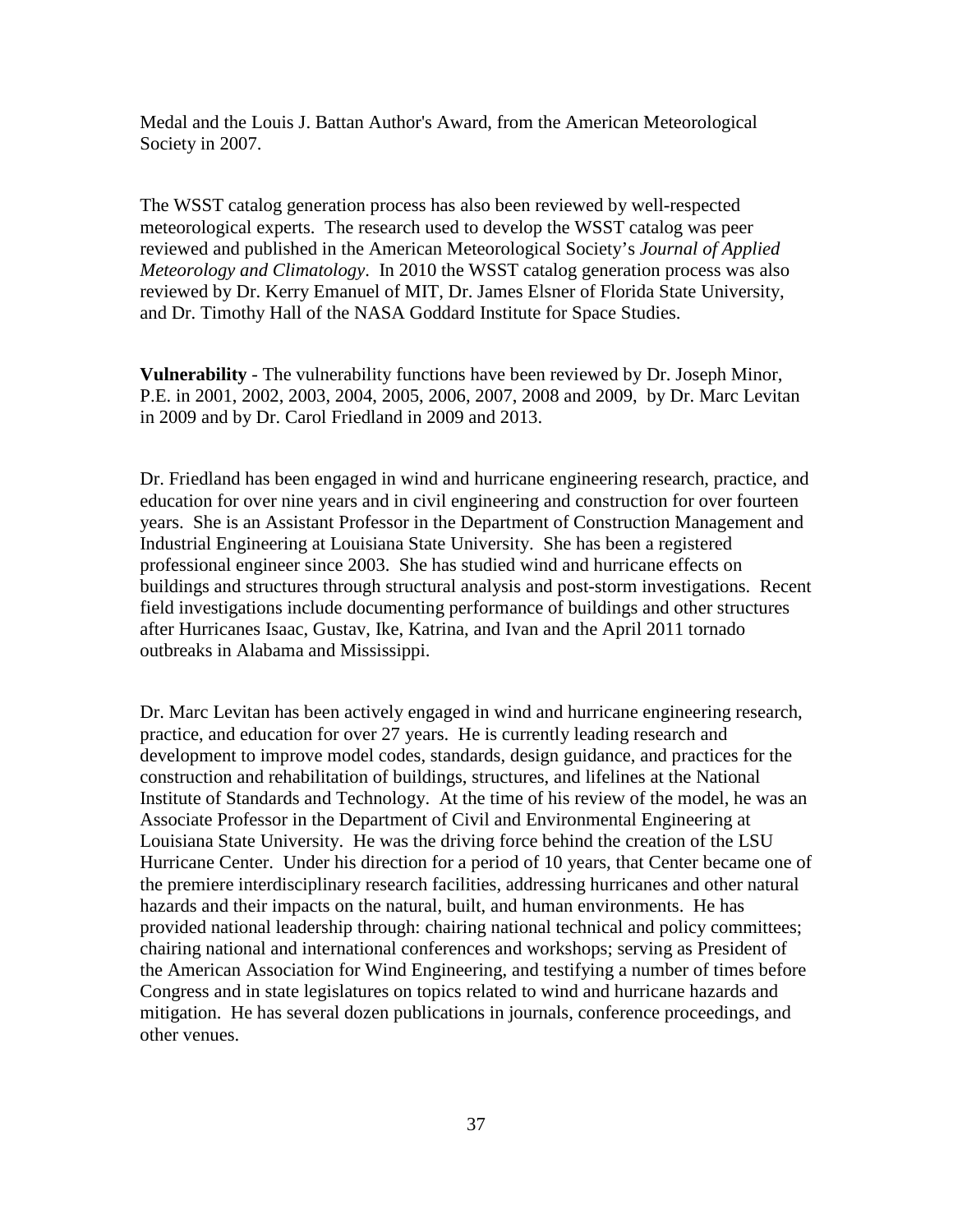Medal and the Louis J. Battan Author's Award, from the American Meteorological Society in 2007.

The WSST catalog generation process has also been reviewed by well-respected meteorological experts. The research used to develop the WSST catalog was peer reviewed and published in the American Meteorological Society's *Journal of Applied Meteorology and Climatology*. In 2010 the WSST catalog generation process was also reviewed by Dr. Kerry Emanuel of MIT, Dr. James Elsner of Florida State University, and Dr. Timothy Hall of the NASA Goddard Institute for Space Studies.

**Vulnerability** - The vulnerability functions have been reviewed by Dr. Joseph Minor, P.E. in 2001, 2002, 2003, 2004, 2005, 2006, 2007, 2008 and 2009, by Dr. Marc Levitan in 2009 and by Dr. Carol Friedland in 2009 and 2013.

Dr. Friedland has been engaged in wind and hurricane engineering research, practice, and education for over nine years and in civil engineering and construction for over fourteen years. She is an Assistant Professor in the Department of Construction Management and Industrial Engineering at Louisiana State University. She has been a registered professional engineer since 2003. She has studied wind and hurricane effects on buildings and structures through structural analysis and post-storm investigations. Recent field investigations include documenting performance of buildings and other structures after Hurricanes Isaac, Gustav, Ike, Katrina, and Ivan and the April 2011 tornado outbreaks in Alabama and Mississippi.

Dr. Marc Levitan has been actively engaged in wind and hurricane engineering research, practice, and education for over 27 years. He is currently leading research and development to improve model codes, standards, design guidance, and practices for the construction and rehabilitation of buildings, structures, and lifelines at the National Institute of Standards and Technology. At the time of his review of the model, he was an Associate Professor in the Department of Civil and Environmental Engineering at Louisiana State University. He was the driving force behind the creation of the LSU Hurricane Center. Under his direction for a period of 10 years, that Center became one of the premiere interdisciplinary research facilities, addressing hurricanes and other natural hazards and their impacts on the natural, built, and human environments. He has provided national leadership through: chairing national technical and policy committees; chairing national and international conferences and workshops; serving as President of the American Association for Wind Engineering, and testifying a number of times before Congress and in state legislatures on topics related to wind and hurricane hazards and mitigation. He has several dozen publications in journals, conference proceedings, and other venues.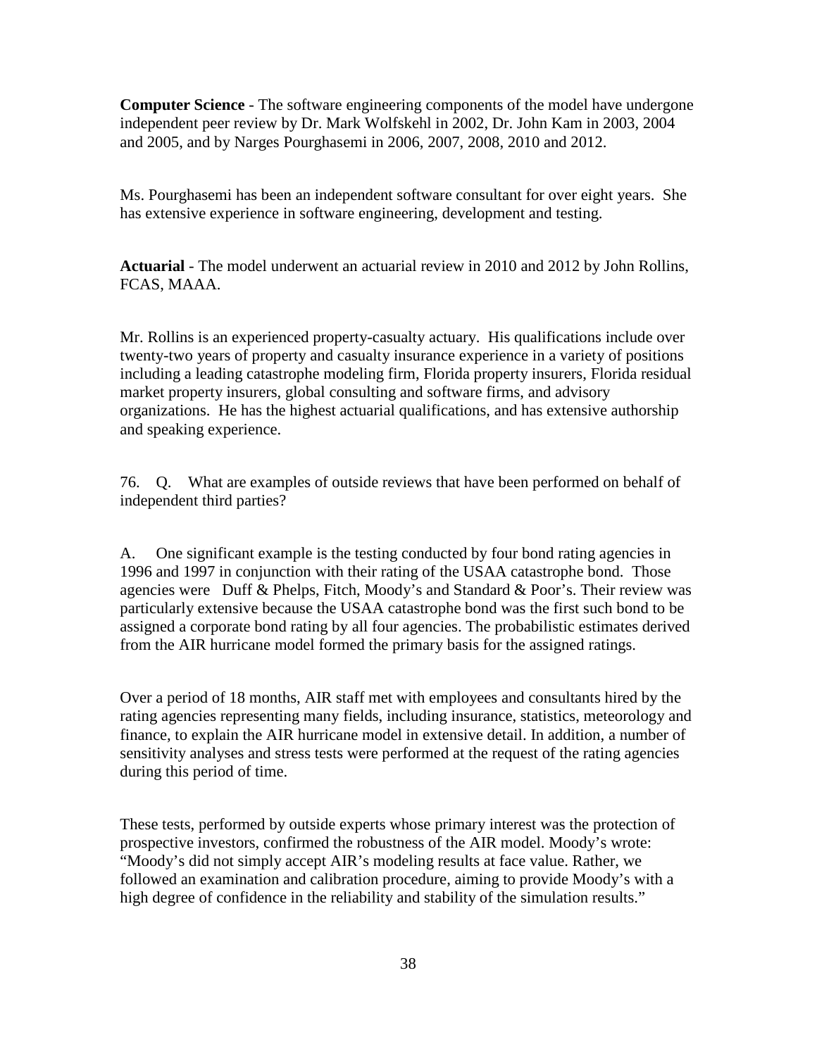**Computer Science** - The software engineering components of the model have undergone independent peer review by Dr. Mark Wolfskehl in 2002, Dr. John Kam in 2003, 2004 and 2005, and by Narges Pourghasemi in 2006, 2007, 2008, 2010 and 2012.

Ms. Pourghasemi has been an independent software consultant for over eight years. She has extensive experience in software engineering, development and testing.

**Actuarial** - The model underwent an actuarial review in 2010 and 2012 by John Rollins, FCAS, MAAA.

Mr. Rollins is an experienced property-casualty actuary. His qualifications include over twenty-two years of property and casualty insurance experience in a variety of positions including a leading catastrophe modeling firm, Florida property insurers, Florida residual market property insurers, global consulting and software firms, and advisory organizations. He has the highest actuarial qualifications, and has extensive authorship and speaking experience.

76. Q. What are examples of outside reviews that have been performed on behalf of independent third parties?

A. One significant example is the testing conducted by four bond rating agencies in 1996 and 1997 in conjunction with their rating of the USAA catastrophe bond. Those agencies were Duff & Phelps, Fitch, Moody's and Standard & Poor's. Their review was particularly extensive because the USAA catastrophe bond was the first such bond to be assigned a corporate bond rating by all four agencies. The probabilistic estimates derived from the AIR hurricane model formed the primary basis for the assigned ratings.

Over a period of 18 months, AIR staff met with employees and consultants hired by the rating agencies representing many fields, including insurance, statistics, meteorology and finance, to explain the AIR hurricane model in extensive detail. In addition, a number of sensitivity analyses and stress tests were performed at the request of the rating agencies during this period of time.

These tests, performed by outside experts whose primary interest was the protection of prospective investors, confirmed the robustness of the AIR model. Moody's wrote: "Moody's did not simply accept AIR's modeling results at face value. Rather, we followed an examination and calibration procedure, aiming to provide Moody's with a high degree of confidence in the reliability and stability of the simulation results."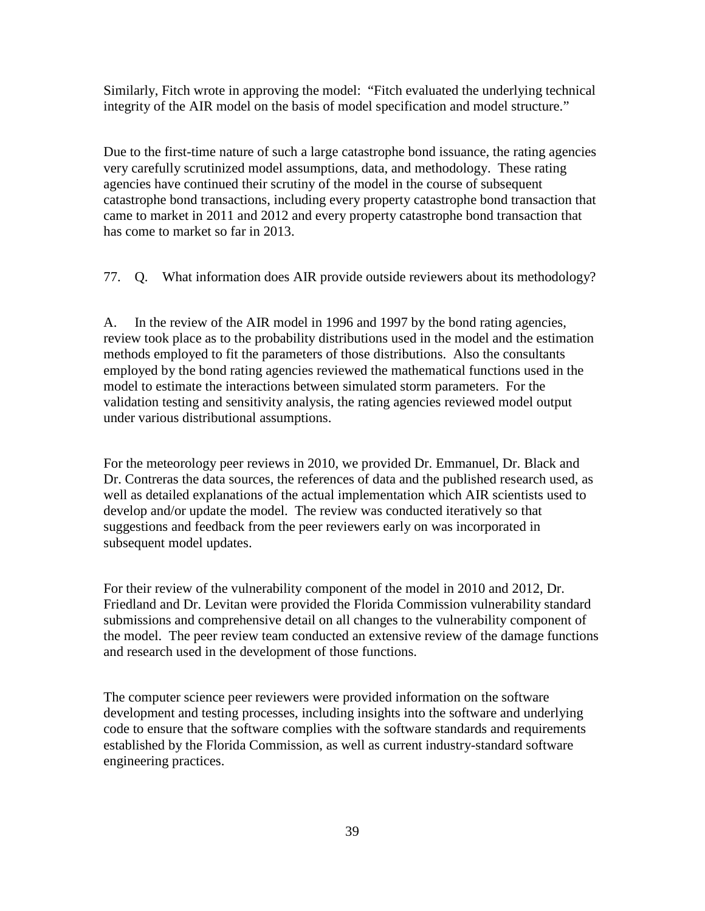Similarly, Fitch wrote in approving the model: "Fitch evaluated the underlying technical integrity of the AIR model on the basis of model specification and model structure."

Due to the first-time nature of such a large catastrophe bond issuance, the rating agencies very carefully scrutinized model assumptions, data, and methodology. These rating agencies have continued their scrutiny of the model in the course of subsequent catastrophe bond transactions, including every property catastrophe bond transaction that came to market in 2011 and 2012 and every property catastrophe bond transaction that has come to market so far in 2013.

77. Q. What information does AIR provide outside reviewers about its methodology?

A. In the review of the AIR model in 1996 and 1997 by the bond rating agencies, review took place as to the probability distributions used in the model and the estimation methods employed to fit the parameters of those distributions. Also the consultants employed by the bond rating agencies reviewed the mathematical functions used in the model to estimate the interactions between simulated storm parameters. For the validation testing and sensitivity analysis, the rating agencies reviewed model output under various distributional assumptions.

For the meteorology peer reviews in 2010, we provided Dr. Emmanuel, Dr. Black and Dr. Contreras the data sources, the references of data and the published research used, as well as detailed explanations of the actual implementation which AIR scientists used to develop and/or update the model. The review was conducted iteratively so that suggestions and feedback from the peer reviewers early on was incorporated in subsequent model updates.

For their review of the vulnerability component of the model in 2010 and 2012, Dr. Friedland and Dr. Levitan were provided the Florida Commission vulnerability standard submissions and comprehensive detail on all changes to the vulnerability component of the model. The peer review team conducted an extensive review of the damage functions and research used in the development of those functions.

The computer science peer reviewers were provided information on the software development and testing processes, including insights into the software and underlying code to ensure that the software complies with the software standards and requirements established by the Florida Commission, as well as current industry-standard software engineering practices.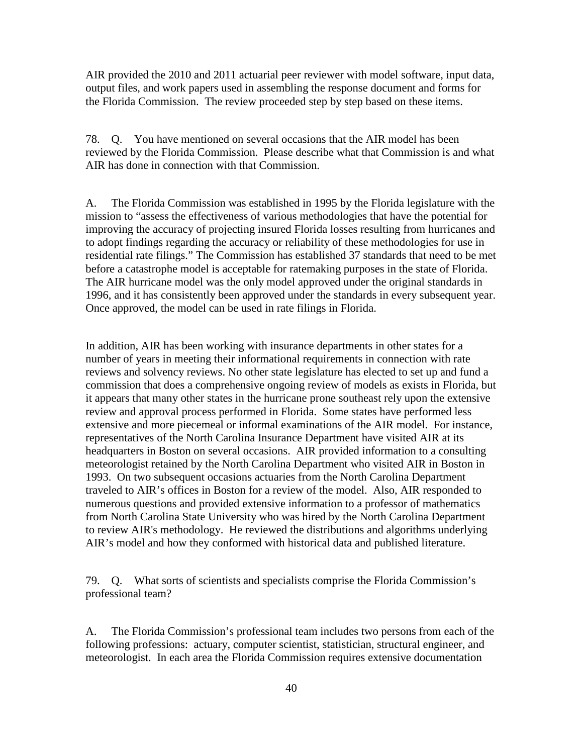AIR provided the 2010 and 2011 actuarial peer reviewer with model software, input data, output files, and work papers used in assembling the response document and forms for the Florida Commission. The review proceeded step by step based on these items.

78. Q. You have mentioned on several occasions that the AIR model has been reviewed by the Florida Commission. Please describe what that Commission is and what AIR has done in connection with that Commission.

A. The Florida Commission was established in 1995 by the Florida legislature with the mission to "assess the effectiveness of various methodologies that have the potential for improving the accuracy of projecting insured Florida losses resulting from hurricanes and to adopt findings regarding the accuracy or reliability of these methodologies for use in residential rate filings." The Commission has established 37 standards that need to be met before a catastrophe model is acceptable for ratemaking purposes in the state of Florida. The AIR hurricane model was the only model approved under the original standards in 1996, and it has consistently been approved under the standards in every subsequent year. Once approved, the model can be used in rate filings in Florida.

In addition, AIR has been working with insurance departments in other states for a number of years in meeting their informational requirements in connection with rate reviews and solvency reviews. No other state legislature has elected to set up and fund a commission that does a comprehensive ongoing review of models as exists in Florida, but it appears that many other states in the hurricane prone southeast rely upon the extensive review and approval process performed in Florida. Some states have performed less extensive and more piecemeal or informal examinations of the AIR model. For instance, representatives of the North Carolina Insurance Department have visited AIR at its headquarters in Boston on several occasions. AIR provided information to a consulting meteorologist retained by the North Carolina Department who visited AIR in Boston in 1993. On two subsequent occasions actuaries from the North Carolina Department traveled to AIR's offices in Boston for a review of the model. Also, AIR responded to numerous questions and provided extensive information to a professor of mathematics from North Carolina State University who was hired by the North Carolina Department to review AIR's methodology. He reviewed the distributions and algorithms underlying AIR's model and how they conformed with historical data and published literature.

79. Q. What sorts of scientists and specialists comprise the Florida Commission's professional team?

A. The Florida Commission's professional team includes two persons from each of the following professions: actuary, computer scientist, statistician, structural engineer, and meteorologist. In each area the Florida Commission requires extensive documentation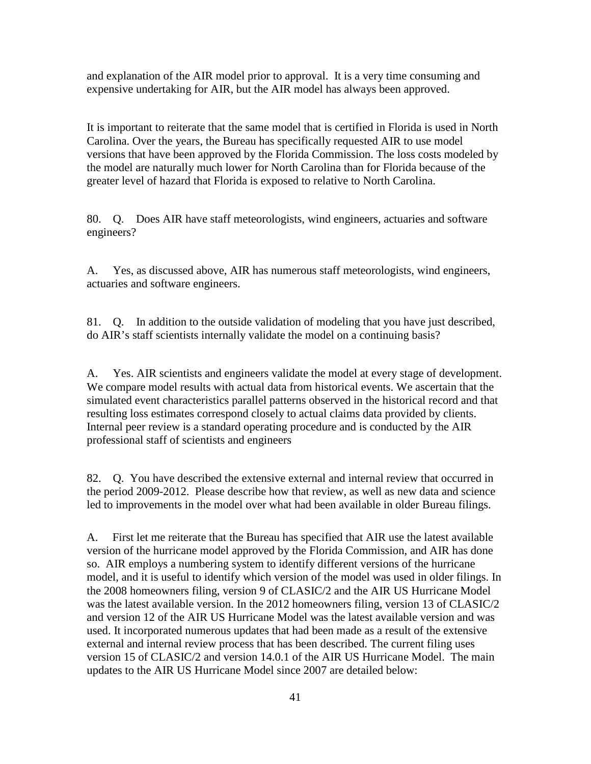and explanation of the AIR model prior to approval. It is a very time consuming and expensive undertaking for AIR, but the AIR model has always been approved.

It is important to reiterate that the same model that is certified in Florida is used in North Carolina. Over the years, the Bureau has specifically requested AIR to use model versions that have been approved by the Florida Commission. The loss costs modeled by the model are naturally much lower for North Carolina than for Florida because of the greater level of hazard that Florida is exposed to relative to North Carolina.

80. Q. Does AIR have staff meteorologists, wind engineers, actuaries and software engineers?

A. Yes, as discussed above, AIR has numerous staff meteorologists, wind engineers, actuaries and software engineers.

81. Q. In addition to the outside validation of modeling that you have just described, do AIR's staff scientists internally validate the model on a continuing basis?

A. Yes. AIR scientists and engineers validate the model at every stage of development. We compare model results with actual data from historical events. We ascertain that the simulated event characteristics parallel patterns observed in the historical record and that resulting loss estimates correspond closely to actual claims data provided by clients. Internal peer review is a standard operating procedure and is conducted by the AIR professional staff of scientists and engineers

82. Q. You have described the extensive external and internal review that occurred in the period 2009-2012. Please describe how that review, as well as new data and science led to improvements in the model over what had been available in older Bureau filings.

A. First let me reiterate that the Bureau has specified that AIR use the latest available version of the hurricane model approved by the Florida Commission, and AIR has done so. AIR employs a numbering system to identify different versions of the hurricane model, and it is useful to identify which version of the model was used in older filings. In the 2008 homeowners filing, version 9 of CLASIC/2 and the AIR US Hurricane Model was the latest available version. In the 2012 homeowners filing, version 13 of CLASIC/2 and version 12 of the AIR US Hurricane Model was the latest available version and was used. It incorporated numerous updates that had been made as a result of the extensive external and internal review process that has been described. The current filing uses version 15 of CLASIC/2 and version 14.0.1 of the AIR US Hurricane Model. The main updates to the AIR US Hurricane Model since 2007 are detailed below: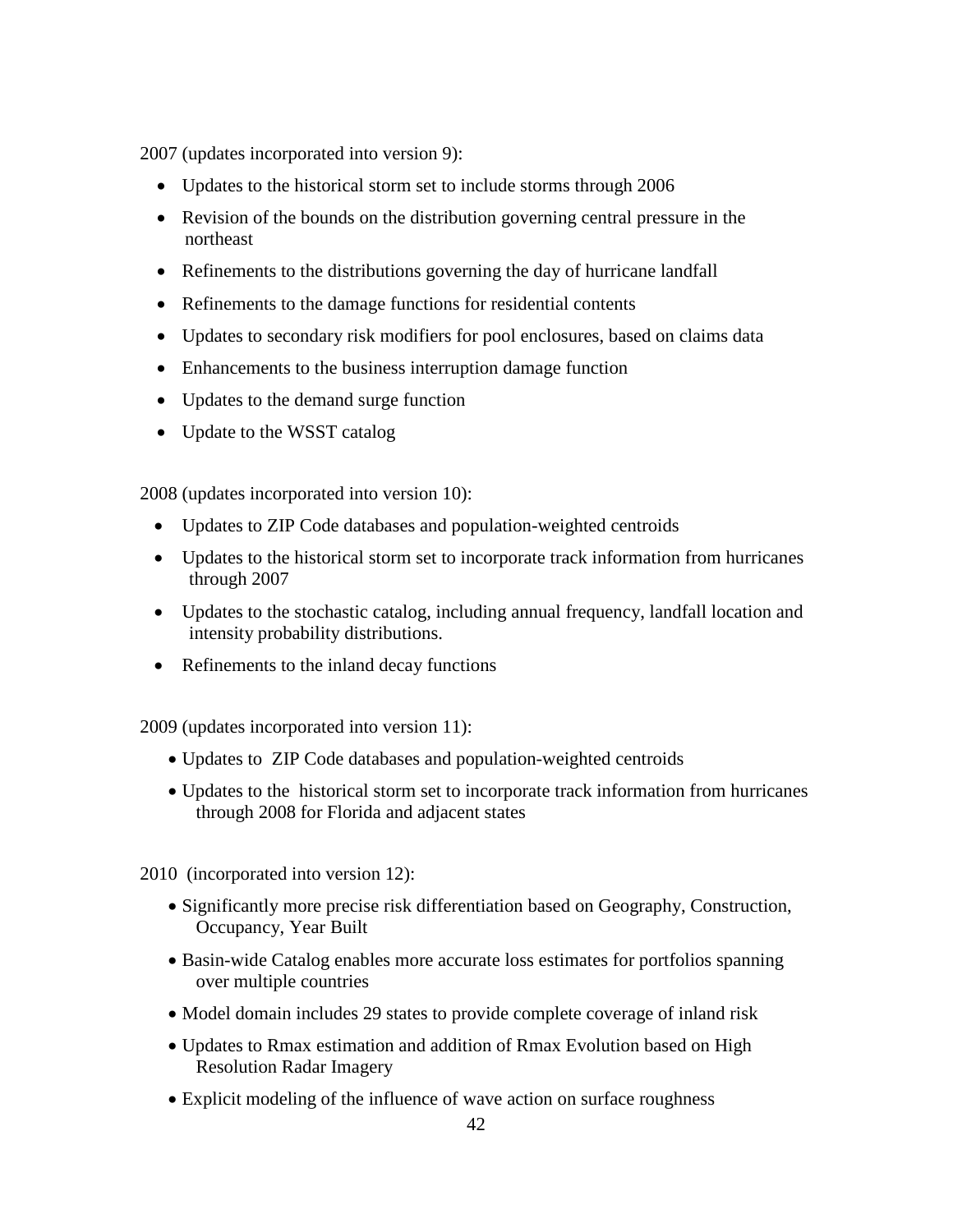2007 (updates incorporated into version 9):

- Updates to the historical storm set to include storms through 2006
- Revision of the bounds on the distribution governing central pressure in the northeast
- Refinements to the distributions governing the day of hurricane landfall
- Refinements to the damage functions for residential contents
- Updates to secondary risk modifiers for pool enclosures, based on claims data
- Enhancements to the business interruption damage function
- Updates to the demand surge function
- Update to the WSST catalog

2008 (updates incorporated into version 10):

- Updates to ZIP Code databases and population-weighted centroids
- Updates to the historical storm set to incorporate track information from hurricanes through 2007
- Updates to the stochastic catalog, including annual frequency, landfall location and intensity probability distributions.
- Refinements to the inland decay functions

2009 (updates incorporated into version 11):

- Updates to ZIP Code databases and population-weighted centroids
- Updates to the historical storm set to incorporate track information from hurricanes through 2008 for Florida and adjacent states

2010 (incorporated into version 12):

- Significantly more precise risk differentiation based on Geography, Construction, Occupancy, Year Built
- Basin-wide Catalog enables more accurate loss estimates for portfolios spanning over multiple countries
- Model domain includes 29 states to provide complete coverage of inland risk
- Updates to Rmax estimation and addition of Rmax Evolution based on High Resolution Radar Imagery
- Explicit modeling of the influence of wave action on surface roughness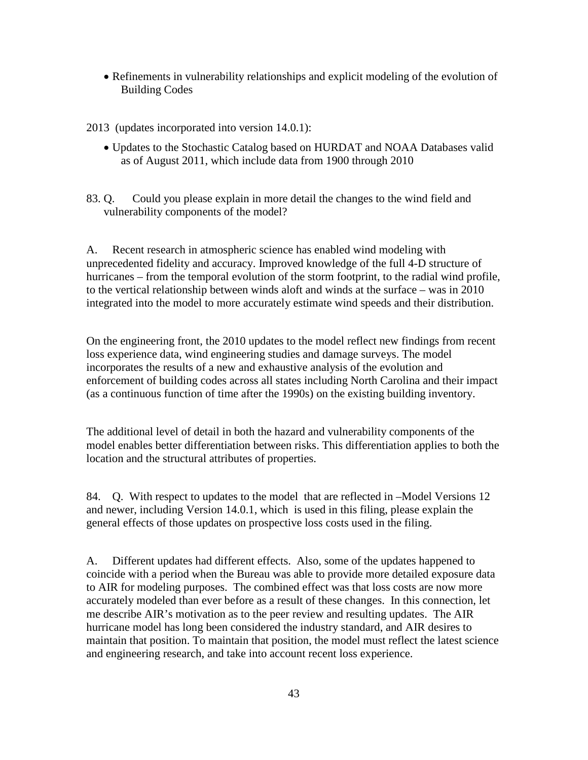- Refinements in vulnerability relationships and explicit modeling of the evolution of Building Codes

2013 (updates incorporated into version 14.0.1):

- Updates to the Stochastic Catalog based on HURDAT and NOAA Databases valid as of August 2011, which include data from 1900 through 2010

83. Q. Could you please explain in more detail the changes to the wind field and vulnerability components of the model?

A. Recent research in atmospheric science has enabled wind modeling with unprecedented fidelity and accuracy. Improved knowledge of the full 4-D structure of hurricanes – from the temporal evolution of the storm footprint, to the radial wind profile, to the vertical relationship between winds aloft and winds at the surface – was in 2010 integrated into the model to more accurately estimate wind speeds and their distribution.

On the engineering front, the 2010 updates to the model reflect new findings from recent loss experience data, wind engineering studies and damage surveys. The model incorporates the results of a new and exhaustive analysis of the evolution and enforcement of building codes across all states including North Carolina and their impact (as a continuous function of time after the 1990s) on the existing building inventory.

The additional level of detail in both the hazard and vulnerability components of the model enables better differentiation between risks. This differentiation applies to both the location and the structural attributes of properties.

84. Q. With respect to updates to the model that are reflected in –Model Versions 12 and newer, including Version 14.0.1, which is used in this filing, please explain the general effects of those updates on prospective loss costs used in the filing.

A. Different updates had different effects. Also, some of the updates happened to coincide with a period when the Bureau was able to provide more detailed exposure data to AIR for modeling purposes. The combined effect was that loss costs are now more accurately modeled than ever before as a result of these changes. In this connection, let me describe AIR's motivation as to the peer review and resulting updates. The AIR hurricane model has long been considered the industry standard, and AIR desires to maintain that position. To maintain that position, the model must reflect the latest science and engineering research, and take into account recent loss experience.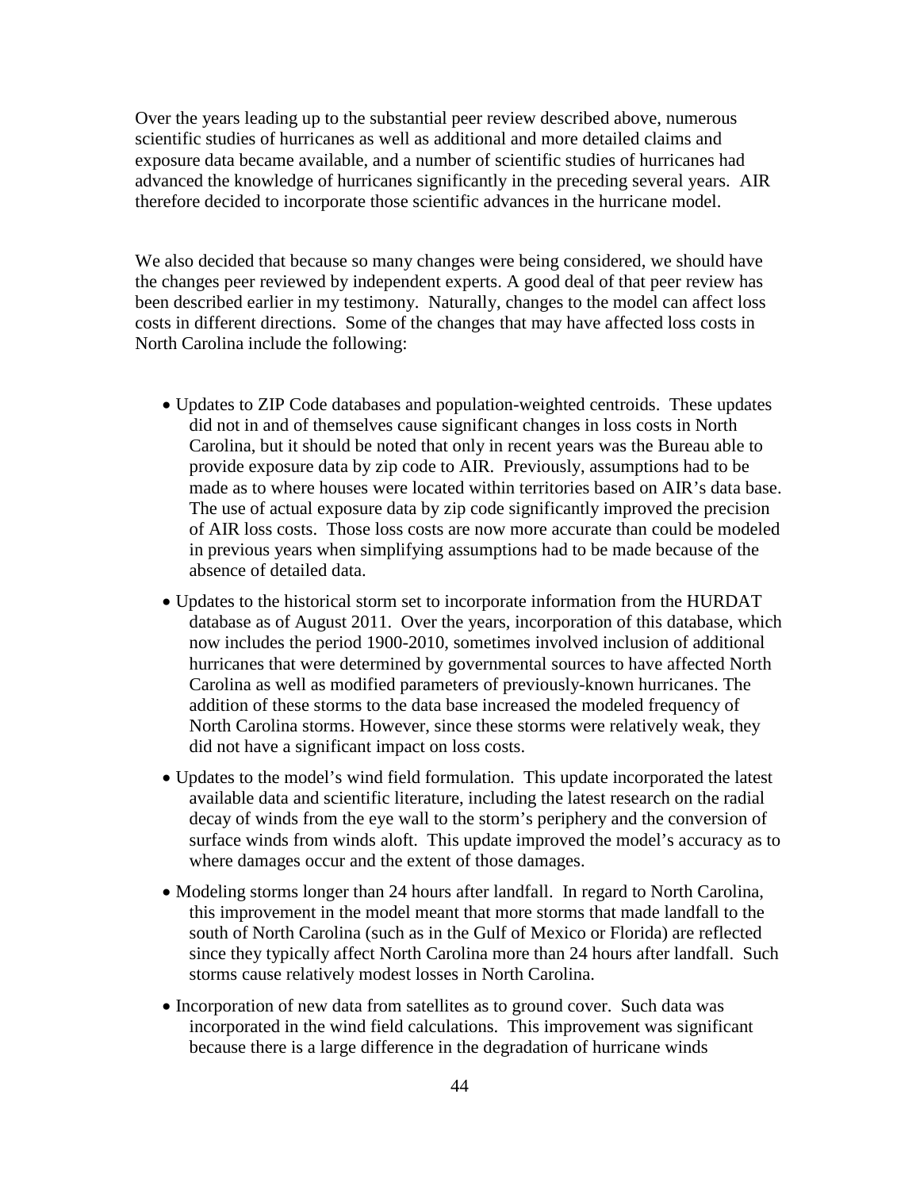Over the years leading up to the substantial peer review described above, numerous scientific studies of hurricanes as well as additional and more detailed claims and exposure data became available, and a number of scientific studies of hurricanes had advanced the knowledge of hurricanes significantly in the preceding several years. AIR therefore decided to incorporate those scientific advances in the hurricane model.

We also decided that because so many changes were being considered, we should have the changes peer reviewed by independent experts. A good deal of that peer review has been described earlier in my testimony. Naturally, changes to the model can affect loss costs in different directions. Some of the changes that may have affected loss costs in North Carolina include the following:

- Updates to ZIP Code databases and population-weighted centroids. These updates did not in and of themselves cause significant changes in loss costs in North Carolina, but it should be noted that only in recent years was the Bureau able to provide exposure data by zip code to AIR. Previously, assumptions had to be made as to where houses were located within territories based on AIR's data base. The use of actual exposure data by zip code significantly improved the precision of AIR loss costs. Those loss costs are now more accurate than could be modeled in previous years when simplifying assumptions had to be made because of the absence of detailed data.
- Updates to the historical storm set to incorporate information from the HURDAT database as of August 2011. Over the years, incorporation of this database, which now includes the period 1900-2010, sometimes involved inclusion of additional hurricanes that were determined by governmental sources to have affected North Carolina as well as modified parameters of previously-known hurricanes. The addition of these storms to the data base increased the modeled frequency of North Carolina storms. However, since these storms were relatively weak, they did not have a significant impact on loss costs.
- Updates to the model's wind field formulation. This update incorporated the latest available data and scientific literature, including the latest research on the radial decay of winds from the eye wall to the storm's periphery and the conversion of surface winds from winds aloft. This update improved the model's accuracy as to where damages occur and the extent of those damages.
- Modeling storms longer than 24 hours after landfall. In regard to North Carolina, this improvement in the model meant that more storms that made landfall to the south of North Carolina (such as in the Gulf of Mexico or Florida) are reflected since they typically affect North Carolina more than 24 hours after landfall. Such storms cause relatively modest losses in North Carolina.
- Incorporation of new data from satellites as to ground cover. Such data was incorporated in the wind field calculations. This improvement was significant because there is a large difference in the degradation of hurricane winds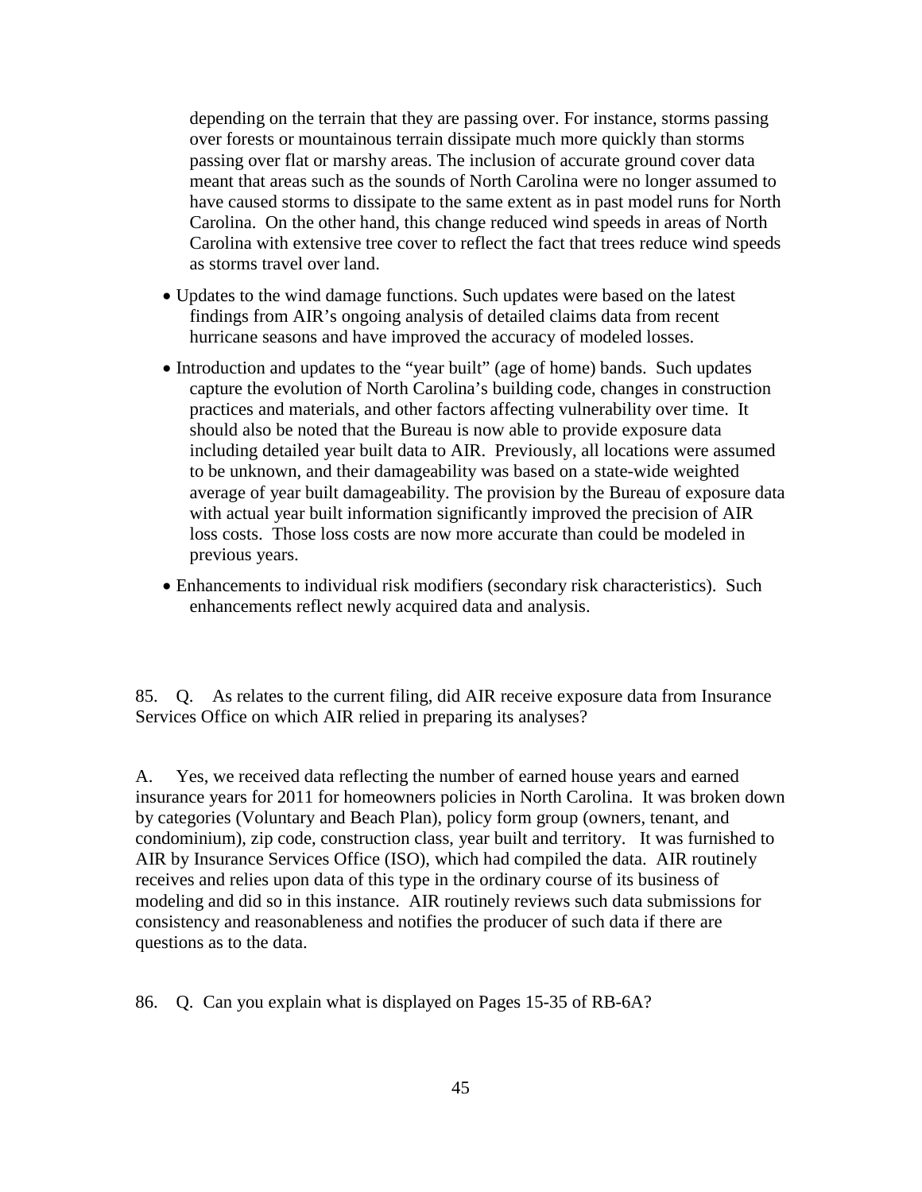depending on the terrain that they are passing over. For instance, storms passing over forests or mountainous terrain dissipate much more quickly than storms passing over flat or marshy areas. The inclusion of accurate ground cover data meant that areas such as the sounds of North Carolina were no longer assumed to have caused storms to dissipate to the same extent as in past model runs for North Carolina. On the other hand, this change reduced wind speeds in areas of North Carolina with extensive tree cover to reflect the fact that trees reduce wind speeds as storms travel over land.

- Updates to the wind damage functions. Such updates were based on the latest findings from AIR's ongoing analysis of detailed claims data from recent hurricane seasons and have improved the accuracy of modeled losses.
- Introduction and updates to the "year built" (age of home) bands. Such updates capture the evolution of North Carolina's building code, changes in construction practices and materials, and other factors affecting vulnerability over time. It should also be noted that the Bureau is now able to provide exposure data including detailed year built data to AIR. Previously, all locations were assumed to be unknown, and their damageability was based on a state-wide weighted average of year built damageability. The provision by the Bureau of exposure data with actual year built information significantly improved the precision of AIR loss costs. Those loss costs are now more accurate than could be modeled in previous years.
- Enhancements to individual risk modifiers (secondary risk characteristics). Such enhancements reflect newly acquired data and analysis.

85. Q. As relates to the current filing, did AIR receive exposure data from Insurance Services Office on which AIR relied in preparing its analyses?

A. Yes, we received data reflecting the number of earned house years and earned insurance years for 2011 for homeowners policies in North Carolina. It was broken down by categories (Voluntary and Beach Plan), policy form group (owners, tenant, and condominium), zip code, construction class, year built and territory. It was furnished to AIR by Insurance Services Office (ISO), which had compiled the data. AIR routinely receives and relies upon data of this type in the ordinary course of its business of modeling and did so in this instance. AIR routinely reviews such data submissions for consistency and reasonableness and notifies the producer of such data if there are questions as to the data.

86. Q. Can you explain what is displayed on Pages 15-35 of RB-6A?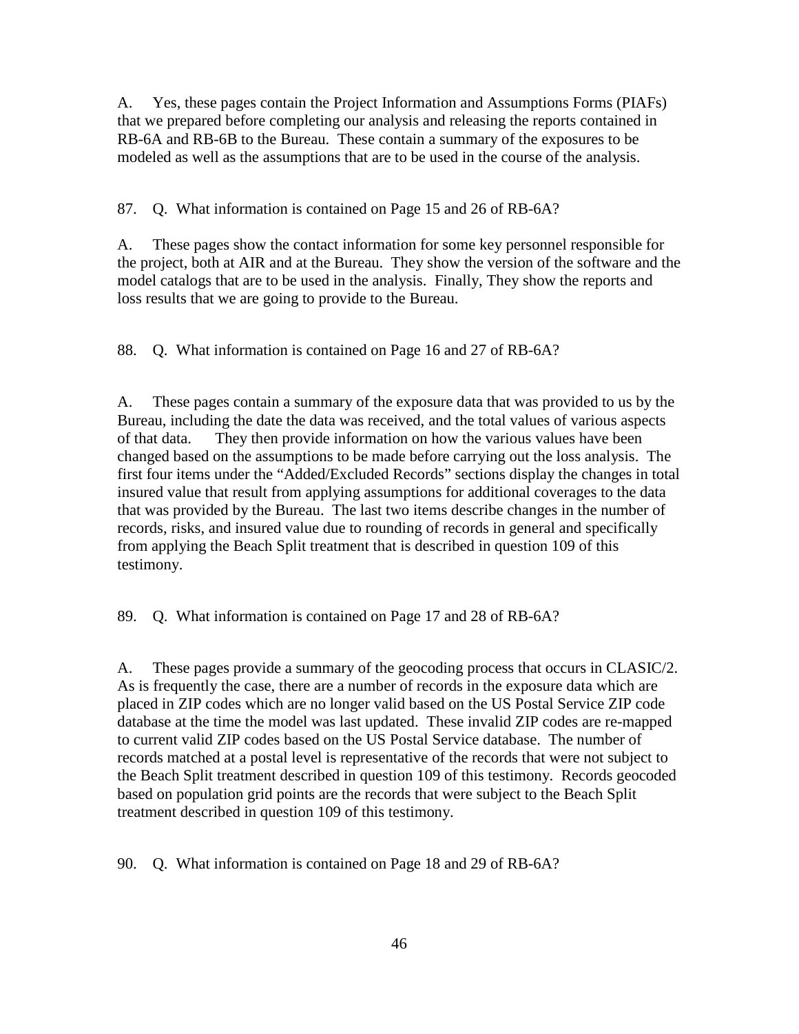A. Yes, these pages contain the Project Information and Assumptions Forms (PIAFs) that we prepared before completing our analysis and releasing the reports contained in RB-6A and RB-6B to the Bureau. These contain a summary of the exposures to be modeled as well as the assumptions that are to be used in the course of the analysis.

87. Q. What information is contained on Page 15 and 26 of RB-6A?

A. These pages show the contact information for some key personnel responsible for the project, both at AIR and at the Bureau. They show the version of the software and the model catalogs that are to be used in the analysis. Finally, They show the reports and loss results that we are going to provide to the Bureau.

88. Q. What information is contained on Page 16 and 27 of RB-6A?

A. These pages contain a summary of the exposure data that was provided to us by the Bureau, including the date the data was received, and the total values of various aspects of that data. They then provide information on how the various values have been changed based on the assumptions to be made before carrying out the loss analysis. The first four items under the "Added/Excluded Records" sections display the changes in total insured value that result from applying assumptions for additional coverages to the data that was provided by the Bureau. The last two items describe changes in the number of records, risks, and insured value due to rounding of records in general and specifically from applying the Beach Split treatment that is described in question 109 of this testimony.

89. Q. What information is contained on Page 17 and 28 of RB-6A?

A. These pages provide a summary of the geocoding process that occurs in CLASIC/2. As is frequently the case, there are a number of records in the exposure data which are placed in ZIP codes which are no longer valid based on the US Postal Service ZIP code database at the time the model was last updated. These invalid ZIP codes are re-mapped to current valid ZIP codes based on the US Postal Service database. The number of records matched at a postal level is representative of the records that were not subject to the Beach Split treatment described in question 109 of this testimony. Records geocoded based on population grid points are the records that were subject to the Beach Split treatment described in question 109 of this testimony.

90. Q. What information is contained on Page 18 and 29 of RB-6A?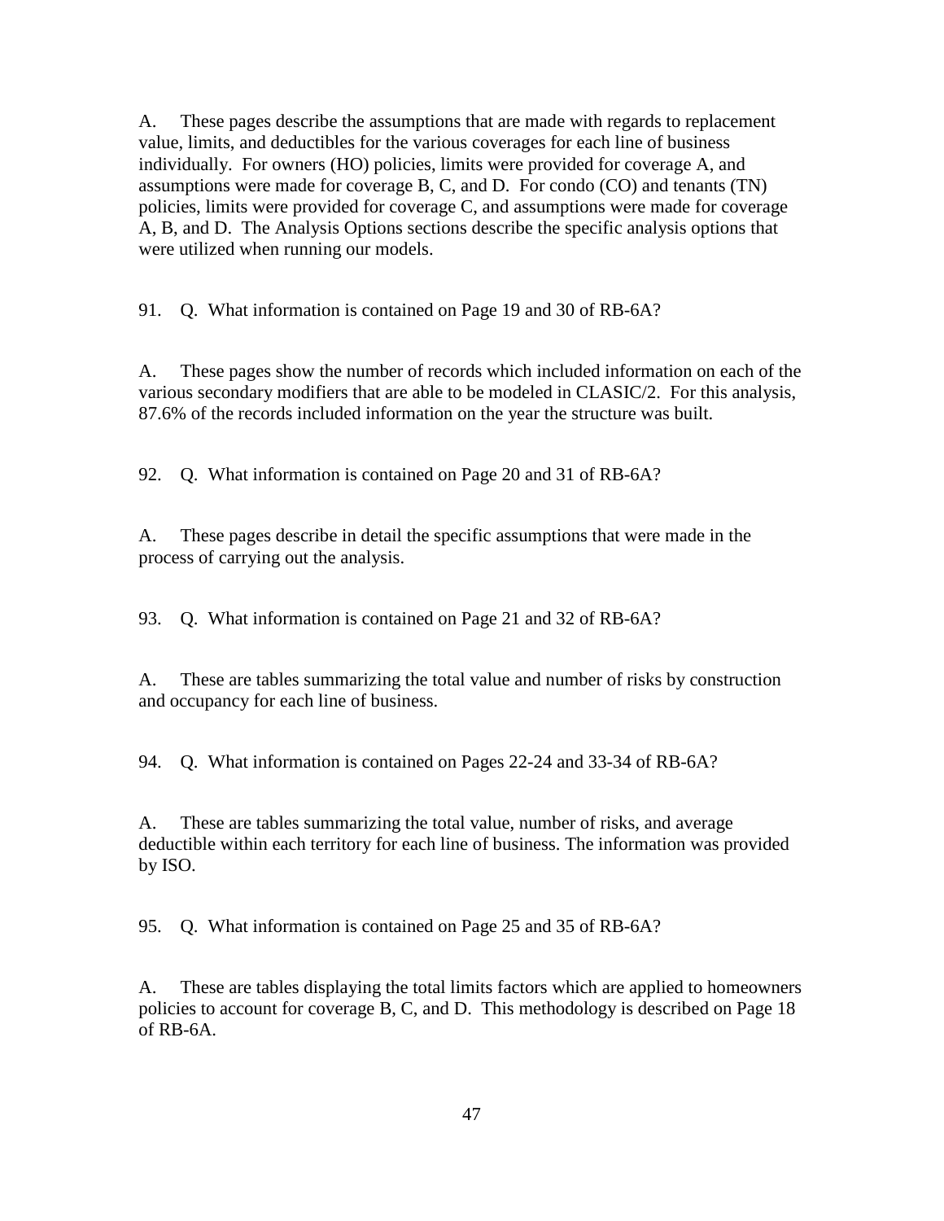A. These pages describe the assumptions that are made with regards to replacement value, limits, and deductibles for the various coverages for each line of business individually. For owners (HO) policies, limits were provided for coverage A, and assumptions were made for coverage B, C, and D. For condo (CO) and tenants (TN) policies, limits were provided for coverage C, and assumptions were made for coverage A, B, and D. The Analysis Options sections describe the specific analysis options that were utilized when running our models.

91. Q. What information is contained on Page 19 and 30 of RB-6A?

A. These pages show the number of records which included information on each of the various secondary modifiers that are able to be modeled in CLASIC/2. For this analysis, 87.6% of the records included information on the year the structure was built.

92. Q. What information is contained on Page 20 and 31 of RB-6A?

A. These pages describe in detail the specific assumptions that were made in the process of carrying out the analysis.

93. Q. What information is contained on Page 21 and 32 of RB-6A?

A. These are tables summarizing the total value and number of risks by construction and occupancy for each line of business.

94. Q. What information is contained on Pages 22-24 and 33-34 of RB-6A?

A. These are tables summarizing the total value, number of risks, and average deductible within each territory for each line of business. The information was provided by ISO.

95. Q. What information is contained on Page 25 and 35 of RB-6A?

A. These are tables displaying the total limits factors which are applied to homeowners policies to account for coverage B, C, and D. This methodology is described on Page 18 of RB-6A.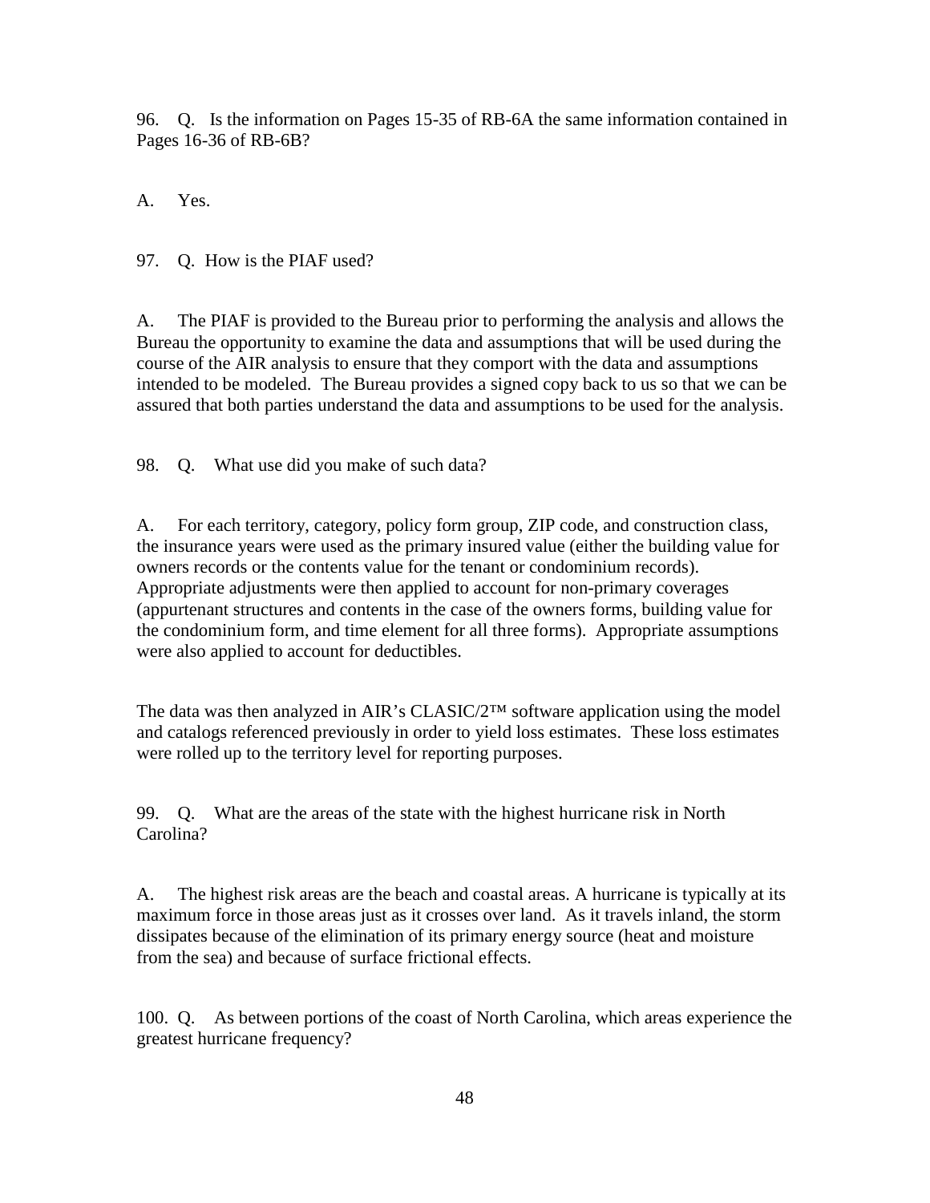96. Q. Is the information on Pages 15-35 of RB-6A the same information contained in Pages 16-36 of RB-6B?

A. Yes.

97. Q. How is the PIAF used?

A. The PIAF is provided to the Bureau prior to performing the analysis and allows the Bureau the opportunity to examine the data and assumptions that will be used during the course of the AIR analysis to ensure that they comport with the data and assumptions intended to be modeled. The Bureau provides a signed copy back to us so that we can be assured that both parties understand the data and assumptions to be used for the analysis.

98. Q. What use did you make of such data?

A. For each territory, category, policy form group, ZIP code, and construction class, the insurance years were used as the primary insured value (either the building value for owners records or the contents value for the tenant or condominium records). Appropriate adjustments were then applied to account for non-primary coverages (appurtenant structures and contents in the case of the owners forms, building value for the condominium form, and time element for all three forms). Appropriate assumptions were also applied to account for deductibles.

The data was then analyzed in AIR's CLASIC/2™ software application using the model and catalogs referenced previously in order to yield loss estimates. These loss estimates were rolled up to the territory level for reporting purposes.

99. Q. What are the areas of the state with the highest hurricane risk in North Carolina?

A. The highest risk areas are the beach and coastal areas. A hurricane is typically at its maximum force in those areas just as it crosses over land. As it travels inland, the storm dissipates because of the elimination of its primary energy source (heat and moisture from the sea) and because of surface frictional effects.

100. Q. As between portions of the coast of North Carolina, which areas experience the greatest hurricane frequency?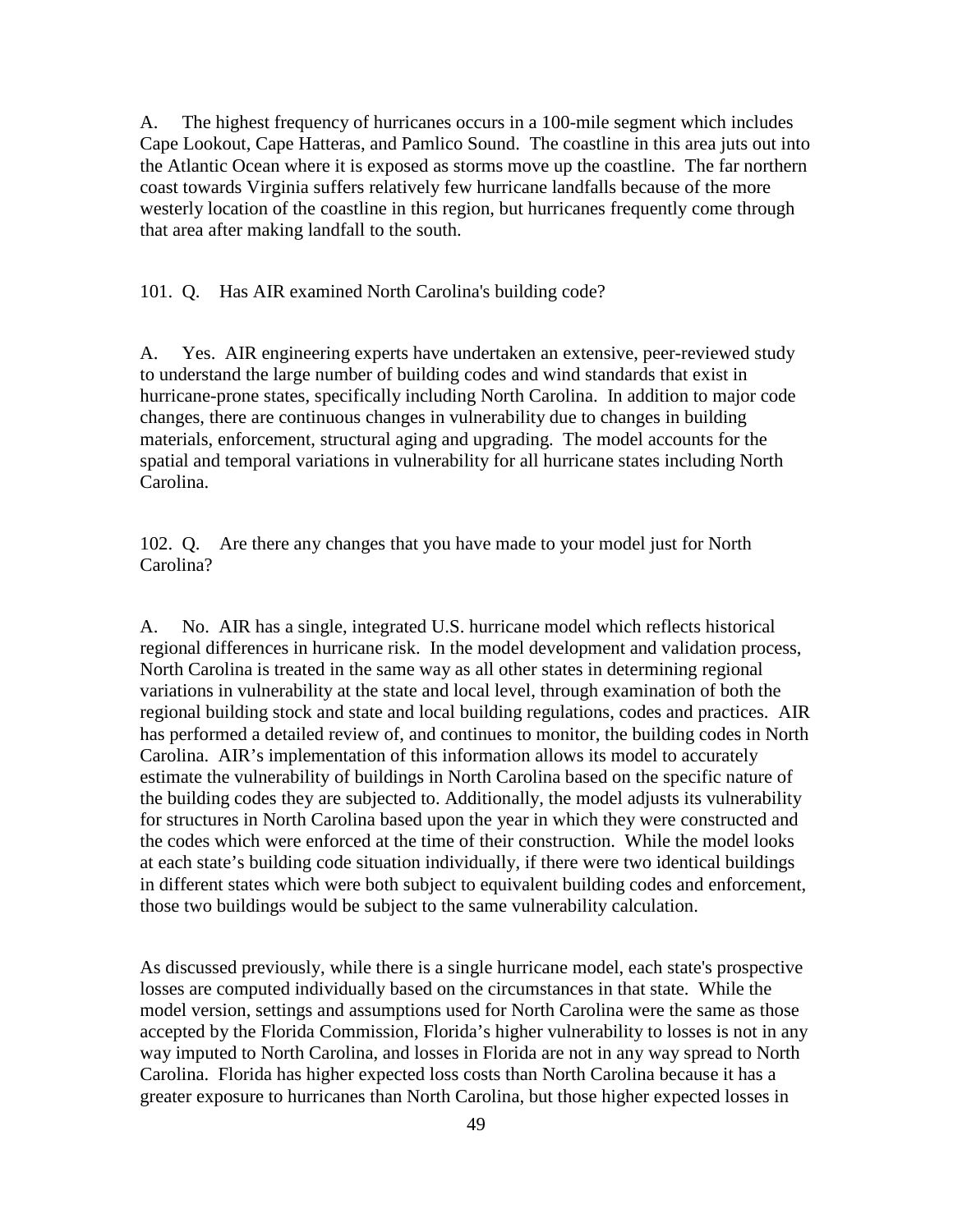A. The highest frequency of hurricanes occurs in a 100-mile segment which includes Cape Lookout, Cape Hatteras, and Pamlico Sound. The coastline in this area juts out into the Atlantic Ocean where it is exposed as storms move up the coastline. The far northern coast towards Virginia suffers relatively few hurricane landfalls because of the more westerly location of the coastline in this region, but hurricanes frequently come through that area after making landfall to the south.

101. Q. Has AIR examined North Carolina's building code?

A. Yes. AIR engineering experts have undertaken an extensive, peer-reviewed study to understand the large number of building codes and wind standards that exist in hurricane-prone states, specifically including North Carolina. In addition to major code changes, there are continuous changes in vulnerability due to changes in building materials, enforcement, structural aging and upgrading. The model accounts for the spatial and temporal variations in vulnerability for all hurricane states including North Carolina.

102. Q. Are there any changes that you have made to your model just for North Carolina?

A. No. AIR has a single, integrated U.S. hurricane model which reflects historical regional differences in hurricane risk. In the model development and validation process, North Carolina is treated in the same way as all other states in determining regional variations in vulnerability at the state and local level, through examination of both the regional building stock and state and local building regulations, codes and practices. AIR has performed a detailed review of, and continues to monitor, the building codes in North Carolina. AIR's implementation of this information allows its model to accurately estimate the vulnerability of buildings in North Carolina based on the specific nature of the building codes they are subjected to. Additionally, the model adjusts its vulnerability for structures in North Carolina based upon the year in which they were constructed and the codes which were enforced at the time of their construction. While the model looks at each state's building code situation individually, if there were two identical buildings in different states which were both subject to equivalent building codes and enforcement, those two buildings would be subject to the same vulnerability calculation.

As discussed previously, while there is a single hurricane model, each state's prospective losses are computed individually based on the circumstances in that state. While the model version, settings and assumptions used for North Carolina were the same as those accepted by the Florida Commission, Florida's higher vulnerability to losses is not in any way imputed to North Carolina, and losses in Florida are not in any way spread to North Carolina. Florida has higher expected loss costs than North Carolina because it has a greater exposure to hurricanes than North Carolina, but those higher expected losses in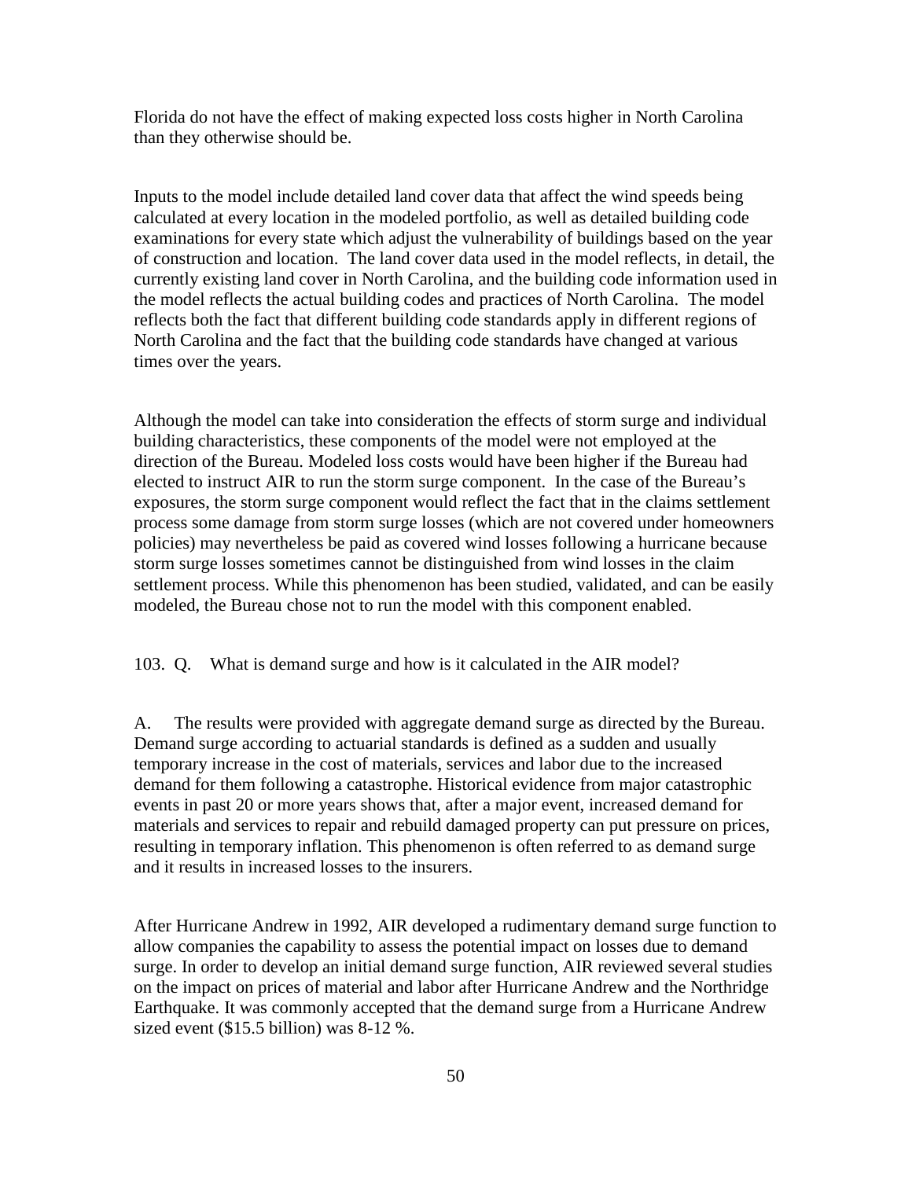Florida do not have the effect of making expected loss costs higher in North Carolina than they otherwise should be.

Inputs to the model include detailed land cover data that affect the wind speeds being calculated at every location in the modeled portfolio, as well as detailed building code examinations for every state which adjust the vulnerability of buildings based on the year of construction and location. The land cover data used in the model reflects, in detail, the currently existing land cover in North Carolina, and the building code information used in the model reflects the actual building codes and practices of North Carolina. The model reflects both the fact that different building code standards apply in different regions of North Carolina and the fact that the building code standards have changed at various times over the years.

Although the model can take into consideration the effects of storm surge and individual building characteristics, these components of the model were not employed at the direction of the Bureau. Modeled loss costs would have been higher if the Bureau had elected to instruct AIR to run the storm surge component. In the case of the Bureau's exposures, the storm surge component would reflect the fact that in the claims settlement process some damage from storm surge losses (which are not covered under homeowners policies) may nevertheless be paid as covered wind losses following a hurricane because storm surge losses sometimes cannot be distinguished from wind losses in the claim settlement process. While this phenomenon has been studied, validated, and can be easily modeled, the Bureau chose not to run the model with this component enabled.

103. Q. What is demand surge and how is it calculated in the AIR model?

A. The results were provided with aggregate demand surge as directed by the Bureau. Demand surge according to actuarial standards is defined as a sudden and usually temporary increase in the cost of materials, services and labor due to the increased demand for them following a catastrophe. Historical evidence from major catastrophic events in past 20 or more years shows that, after a major event, increased demand for materials and services to repair and rebuild damaged property can put pressure on prices, resulting in temporary inflation. This phenomenon is often referred to as demand surge and it results in increased losses to the insurers.

After Hurricane Andrew in 1992, AIR developed a rudimentary demand surge function to allow companies the capability to assess the potential impact on losses due to demand surge. In order to develop an initial demand surge function, AIR reviewed several studies on the impact on prices of material and labor after Hurricane Andrew and the Northridge Earthquake. It was commonly accepted that the demand surge from a Hurricane Andrew sized event ($15.5 billion) was 8-12 %.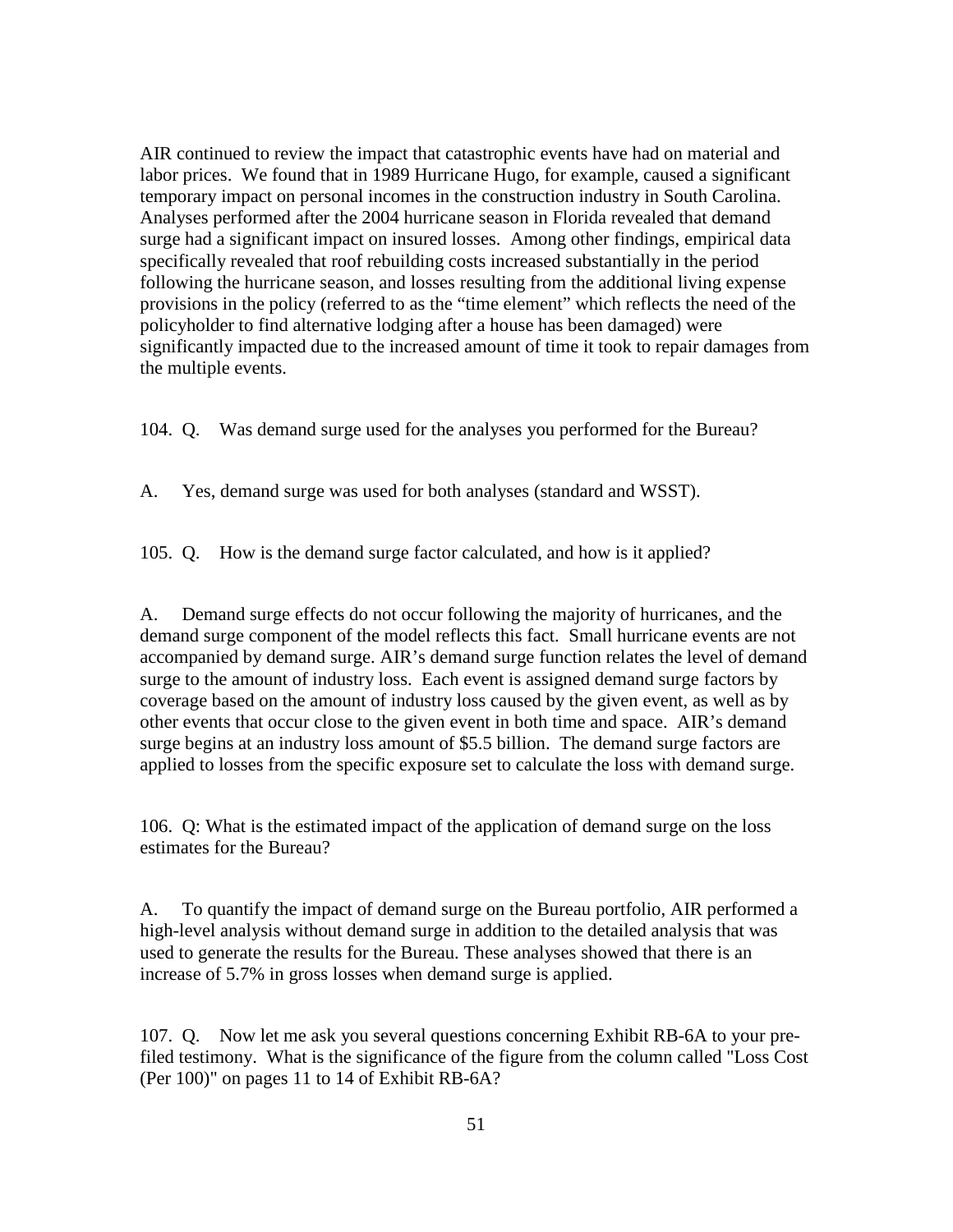AIR continued to review the impact that catastrophic events have had on material and labor prices. We found that in 1989 Hurricane Hugo, for example, caused a significant temporary impact on personal incomes in the construction industry in South Carolina. Analyses performed after the 2004 hurricane season in Florida revealed that demand surge had a significant impact on insured losses. Among other findings, empirical data specifically revealed that roof rebuilding costs increased substantially in the period following the hurricane season, and losses resulting from the additional living expense provisions in the policy (referred to as the "time element" which reflects the need of the policyholder to find alternative lodging after a house has been damaged) were significantly impacted due to the increased amount of time it took to repair damages from the multiple events.

104. Q. Was demand surge used for the analyses you performed for the Bureau?

A. Yes, demand surge was used for both analyses (standard and WSST).

105. Q. How is the demand surge factor calculated, and how is it applied?

A. Demand surge effects do not occur following the majority of hurricanes, and the demand surge component of the model reflects this fact. Small hurricane events are not accompanied by demand surge. AIR's demand surge function relates the level of demand surge to the amount of industry loss. Each event is assigned demand surge factors by coverage based on the amount of industry loss caused by the given event, as well as by other events that occur close to the given event in both time and space. AIR's demand surge begins at an industry loss amount of $5.5 billion. The demand surge factors are applied to losses from the specific exposure set to calculate the loss with demand surge.

106. Q: What is the estimated impact of the application of demand surge on the loss estimates for the Bureau?

A. To quantify the impact of demand surge on the Bureau portfolio, AIR performed a high-level analysis without demand surge in addition to the detailed analysis that was used to generate the results for the Bureau. These analyses showed that there is an increase of 5.7% in gross losses when demand surge is applied.

107. Q. Now let me ask you several questions concerning Exhibit RB-6A to your pre-filed testimony. What is the significance of the figure from the column called "Loss Cost (Per 100)" on pages 11 to 14 of Exhibit RB-6A?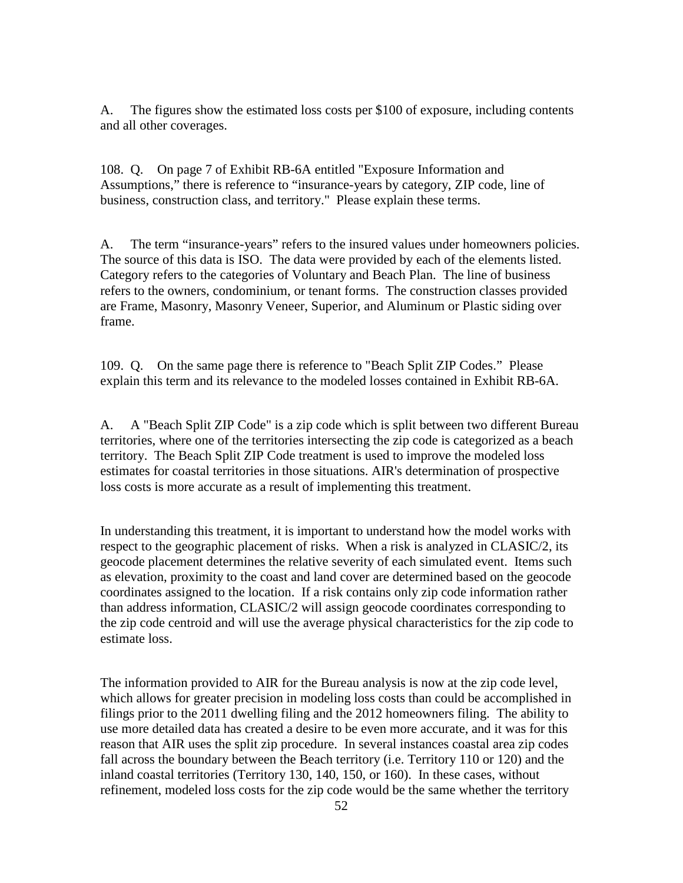A. The figures show the estimated loss costs per $100 of exposure, including contents and all other coverages.

108. Q. On page 7 of Exhibit RB-6A entitled "Exposure Information and Assumptions," there is reference to "insurance-years by category, ZIP code, line of business, construction class, and territory." Please explain these terms.

A. The term "insurance-years" refers to the insured values under homeowners policies. The source of this data is ISO. The data were provided by each of the elements listed. Category refers to the categories of Voluntary and Beach Plan. The line of business refers to the owners, condominium, or tenant forms. The construction classes provided are Frame, Masonry, Masonry Veneer, Superior, and Aluminum or Plastic siding over frame.

109. Q. On the same page there is reference to "Beach Split ZIP Codes." Please explain this term and its relevance to the modeled losses contained in Exhibit RB-6A.

A. A "Beach Split ZIP Code" is a zip code which is split between two different Bureau territories, where one of the territories intersecting the zip code is categorized as a beach territory. The Beach Split ZIP Code treatment is used to improve the modeled loss estimates for coastal territories in those situations. AIR's determination of prospective loss costs is more accurate as a result of implementing this treatment.

In understanding this treatment, it is important to understand how the model works with respect to the geographic placement of risks. When a risk is analyzed in CLASIC/2, its geocode placement determines the relative severity of each simulated event. Items such as elevation, proximity to the coast and land cover are determined based on the geocode coordinates assigned to the location. If a risk contains only zip code information rather than address information, CLASIC/2 will assign geocode coordinates corresponding to the zip code centroid and will use the average physical characteristics for the zip code to estimate loss.

The information provided to AIR for the Bureau analysis is now at the zip code level, which allows for greater precision in modeling loss costs than could be accomplished in filings prior to the 2011 dwelling filing and the 2012 homeowners filing. The ability to use more detailed data has created a desire to be even more accurate, and it was for this reason that AIR uses the split zip procedure. In several instances coastal area zip codes fall across the boundary between the Beach territory (i.e. Territory 110 or 120) and the inland coastal territories (Territory 130, 140, 150, or 160). In these cases, without refinement, modeled loss costs for the zip code would be the same whether the territory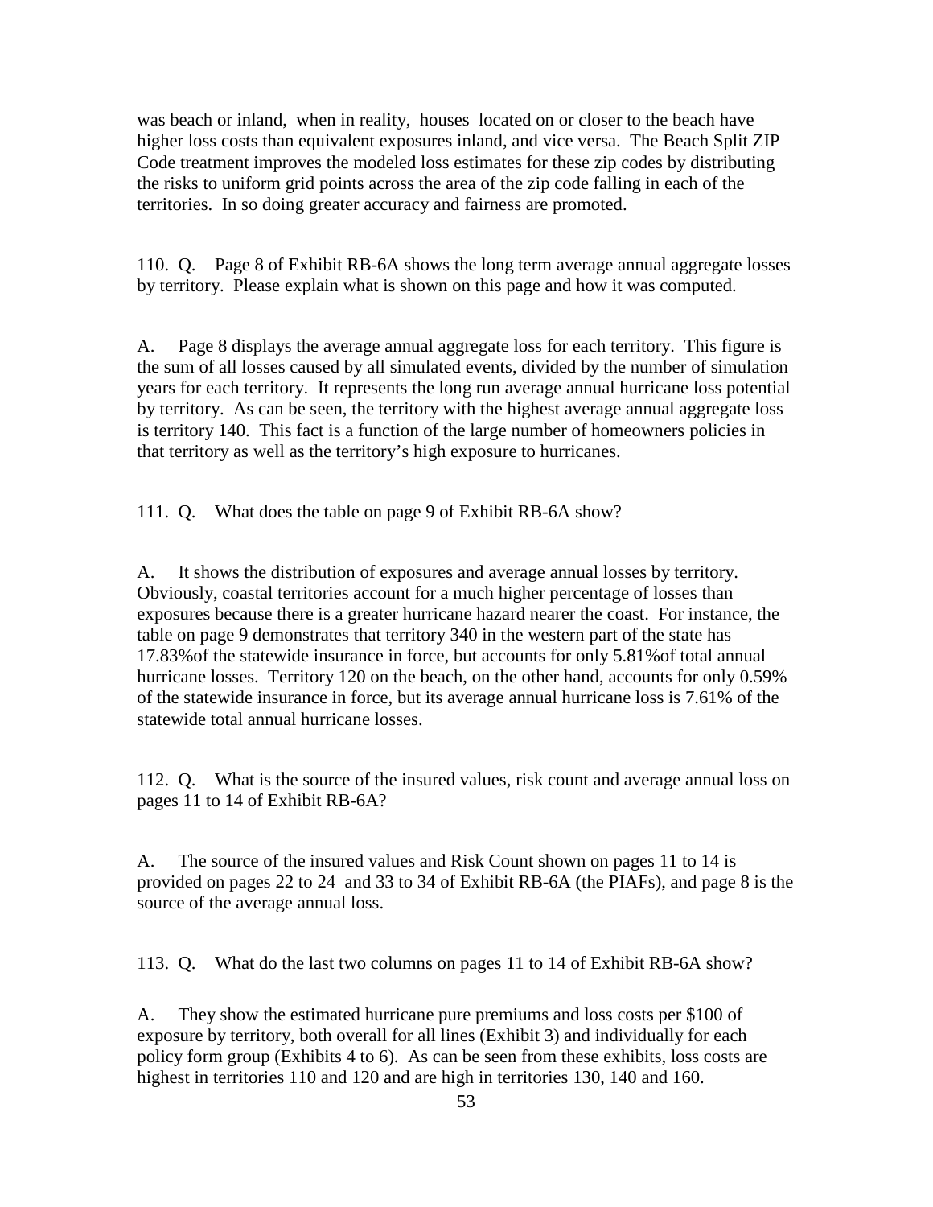was beach or inland, when in reality, houses located on or closer to the beach have higher loss costs than equivalent exposures inland, and vice versa. The Beach Split ZIP Code treatment improves the modeled loss estimates for these zip codes by distributing the risks to uniform grid points across the area of the zip code falling in each of the territories. In so doing greater accuracy and fairness are promoted.

110. Q. Page 8 of Exhibit RB-6A shows the long term average annual aggregate losses by territory. Please explain what is shown on this page and how it was computed.

A. Page 8 displays the average annual aggregate loss for each territory. This figure is the sum of all losses caused by all simulated events, divided by the number of simulation years for each territory. It represents the long run average annual hurricane loss potential by territory. As can be seen, the territory with the highest average annual aggregate loss is territory 140. This fact is a function of the large number of homeowners policies in that territory as well as the territory's high exposure to hurricanes.

111. Q. What does the table on page 9 of Exhibit RB-6A show?

A. It shows the distribution of exposures and average annual losses by territory. Obviously, coastal territories account for a much higher percentage of losses than exposures because there is a greater hurricane hazard nearer the coast. For instance, the table on page 9 demonstrates that territory 340 in the western part of the state has 17.83%of the statewide insurance in force, but accounts for only 5.81%of total annual hurricane losses. Territory 120 on the beach, on the other hand, accounts for only 0.59% of the statewide insurance in force, but its average annual hurricane loss is 7.61% of the statewide total annual hurricane losses.

112. Q. What is the source of the insured values, risk count and average annual loss on pages 11 to 14 of Exhibit RB-6A?

A. The source of the insured values and Risk Count shown on pages 11 to 14 is provided on pages 22 to 24 and 33 to 34 of Exhibit RB-6A (the PIAFs), and page 8 is the source of the average annual loss.

113. Q. What do the last two columns on pages 11 to 14 of Exhibit RB-6A show?

A. They show the estimated hurricane pure premiums and loss costs per $100 of exposure by territory, both overall for all lines (Exhibit 3) and individually for each policy form group (Exhibits 4 to 6). As can be seen from these exhibits, loss costs are highest in territories 110 and 120 and are high in territories 130, 140 and 160.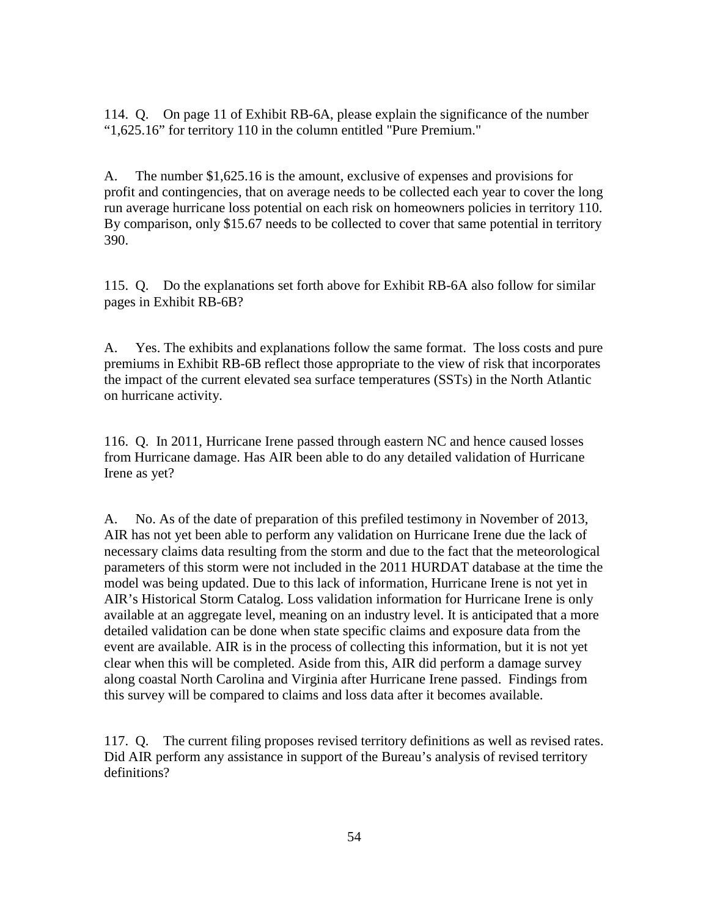114. Q. On page 11 of Exhibit RB-6A, please explain the significance of the number "1,625.16" for territory 110 in the column entitled "Pure Premium."

A. The number $1,625.16 is the amount, exclusive of expenses and provisions for profit and contingencies, that on average needs to be collected each year to cover the long run average hurricane loss potential on each risk on homeowners policies in territory 110. By comparison, only $15.67 needs to be collected to cover that same potential in territory 390.

115. Q. Do the explanations set forth above for Exhibit RB-6A also follow for similar pages in Exhibit RB-6B?

A. Yes. The exhibits and explanations follow the same format. The loss costs and pure premiums in Exhibit RB-6B reflect those appropriate to the view of risk that incorporates the impact of the current elevated sea surface temperatures (SSTs) in the North Atlantic on hurricane activity.

116. Q. In 2011, Hurricane Irene passed through eastern NC and hence caused losses from Hurricane damage. Has AIR been able to do any detailed validation of Hurricane Irene as yet?

A. No. As of the date of preparation of this prefiled testimony in November of 2013, AIR has not yet been able to perform any validation on Hurricane Irene due the lack of necessary claims data resulting from the storm and due to the fact that the meteorological parameters of this storm were not included in the 2011 HURDAT database at the time the model was being updated. Due to this lack of information, Hurricane Irene is not yet in AIR's Historical Storm Catalog. Loss validation information for Hurricane Irene is only available at an aggregate level, meaning on an industry level. It is anticipated that a more detailed validation can be done when state specific claims and exposure data from the event are available. AIR is in the process of collecting this information, but it is not yet clear when this will be completed. Aside from this, AIR did perform a damage survey along coastal North Carolina and Virginia after Hurricane Irene passed. Findings from this survey will be compared to claims and loss data after it becomes available.

117. Q. The current filing proposes revised territory definitions as well as revised rates. Did AIR perform any assistance in support of the Bureau's analysis of revised territory definitions?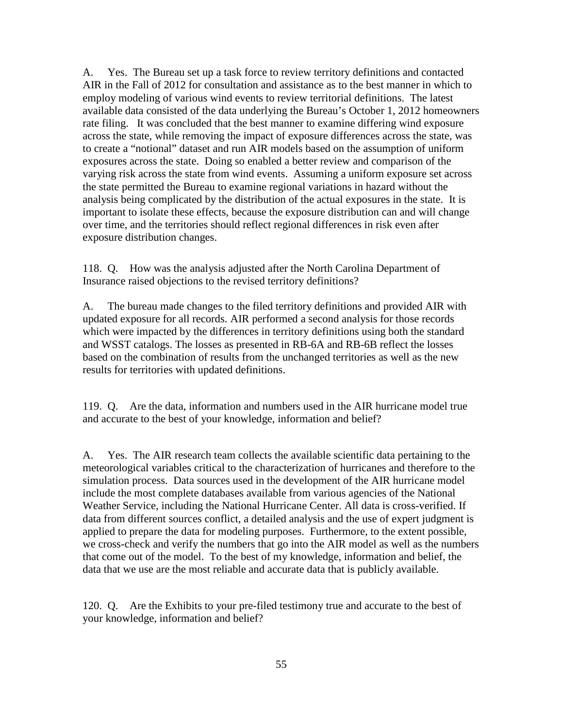A. Yes. The Bureau set up a task force to review territory definitions and contacted AIR in the Fall of 2012 for consultation and assistance as to the best manner in which to employ modeling of various wind events to review territorial definitions. The latest available data consisted of the data underlying the Bureau's October 1, 2012 homeowners rate filing. It was concluded that the best manner to examine differing wind exposure across the state, while removing the impact of exposure differences across the state, was to create a "notional" dataset and run AIR models based on the assumption of uniform exposures across the state. Doing so enabled a better review and comparison of the varying risk across the state from wind events. Assuming a uniform exposure set across the state permitted the Bureau to examine regional variations in hazard without the analysis being complicated by the distribution of the actual exposures in the state. It is important to isolate these effects, because the exposure distribution can and will change over time, and the territories should reflect regional differences in risk even after exposure distribution changes.

118. Q. How was the analysis adjusted after the North Carolina Department of Insurance raised objections to the revised territory definitions?

A. The bureau made changes to the filed territory definitions and provided AIR with updated exposure for all records. AIR performed a second analysis for those records which were impacted by the differences in territory definitions using both the standard and WSST catalogs. The losses as presented in RB-6A and RB-6B reflect the losses based on the combination of results from the unchanged territories as well as the new results for territories with updated definitions.

119. Q. Are the data, information and numbers used in the AIR hurricane model true and accurate to the best of your knowledge, information and belief?

A. Yes. The AIR research team collects the available scientific data pertaining to the meteorological variables critical to the characterization of hurricanes and therefore to the simulation process. Data sources used in the development of the AIR hurricane model include the most complete databases available from various agencies of the National Weather Service, including the National Hurricane Center. All data is cross-verified. If data from different sources conflict, a detailed analysis and the use of expert judgment is applied to prepare the data for modeling purposes. Furthermore, to the extent possible, we cross-check and verify the numbers that go into the AIR model as well as the numbers that come out of the model. To the best of my knowledge, information and belief, the data that we use are the most reliable and accurate data that is publicly available.

120. Q. Are the Exhibits to your pre-filed testimony true and accurate to the best of your knowledge, information and belief?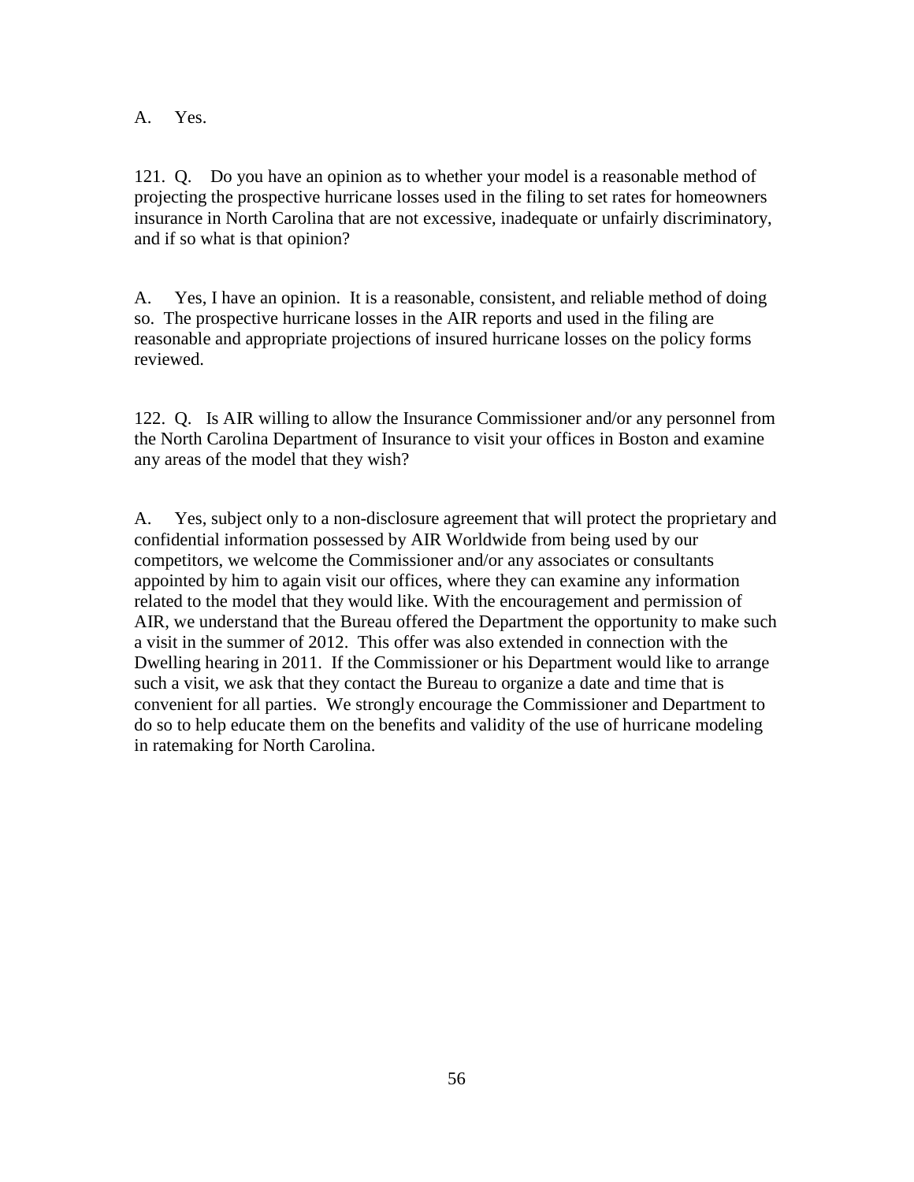A. Yes.

121. Q. Do you have an opinion as to whether your model is a reasonable method of projecting the prospective hurricane losses used in the filing to set rates for homeowners insurance in North Carolina that are not excessive, inadequate or unfairly discriminatory, and if so what is that opinion?

A. Yes, I have an opinion. It is a reasonable, consistent, and reliable method of doing so. The prospective hurricane losses in the AIR reports and used in the filing are reasonable and appropriate projections of insured hurricane losses on the policy forms reviewed.

122. Q. Is AIR willing to allow the Insurance Commissioner and/or any personnel from the North Carolina Department of Insurance to visit your offices in Boston and examine any areas of the model that they wish?

A. Yes, subject only to a non-disclosure agreement that will protect the proprietary and confidential information possessed by AIR Worldwide from being used by our competitors, we welcome the Commissioner and/or any associates or consultants appointed by him to again visit our offices, where they can examine any information related to the model that they would like. With the encouragement and permission of AIR, we understand that the Bureau offered the Department the opportunity to make such a visit in the summer of 2012. This offer was also extended in connection with the Dwelling hearing in 2011. If the Commissioner or his Department would like to arrange such a visit, we ask that they contact the Bureau to organize a date and time that is convenient for all parties. We strongly encourage the Commissioner and Department to do so to help educate them on the benefits and validity of the use of hurricane modeling in ratemaking for North Carolina.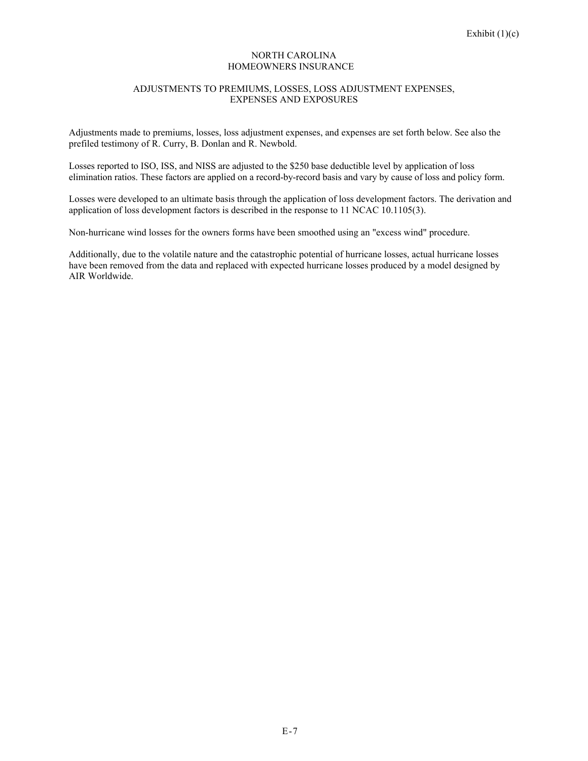Exhibit (1)(c)

# NORTH CAROLINA
# HOMEOWNERS INSURANCE

## ADJUSTMENTS TO PREMIUMS, LOSSES, LOSS ADJUSTMENT EXPENSES, EXPENSES AND EXPOSURES

Adjustments made to premiums, losses, loss adjustment expenses, and expenses are set forth below. See also the prefiled testimony of R. Curry, B. Donlan and R. Newbold.

Losses reported to ISO, ISS, and NISS are adjusted to the $250 base deductible level by application of loss elimination ratios. These factors are applied on a record-by-record basis and vary by cause of loss and policy form.

Losses were developed to an ultimate basis through the application of loss development factors. The derivation and application of loss development factors is described in the response to 11 NCAC 10.1105(3).

Non-hurricane wind losses for the owners forms have been smoothed using an "excess wind" procedure.

Additionally, due to the volatile nature and the catastrophic potential of hurricane losses, actual hurricane losses have been removed from the data and replaced with expected hurricane losses produced by a model designed by AIR Worldwide.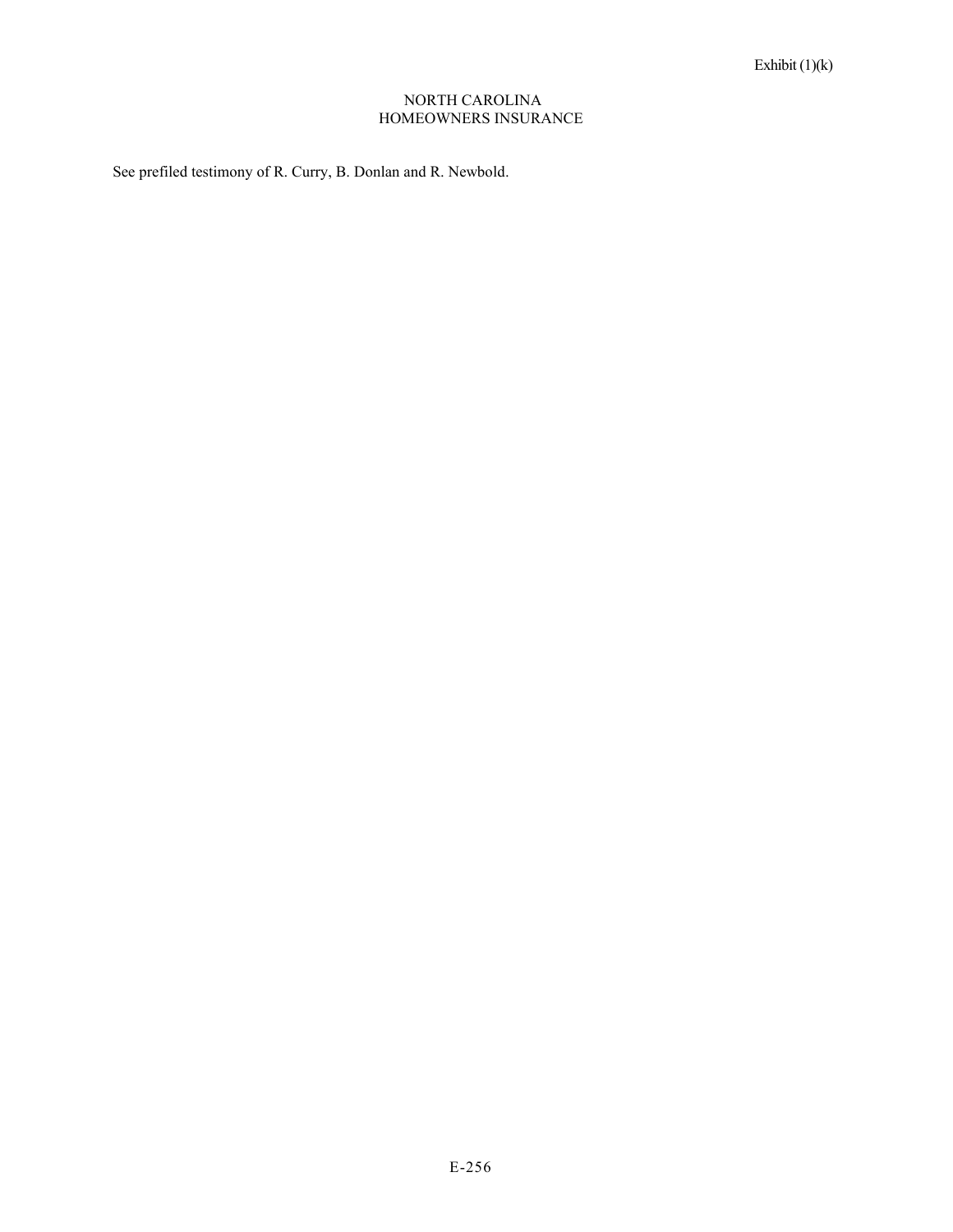Exhibit (1)(k)

NORTH CAROLINA
HOMEOWNERS INSURANCE

See prefiled testimony of R. Curry, B. Donlan and R. Newbold.